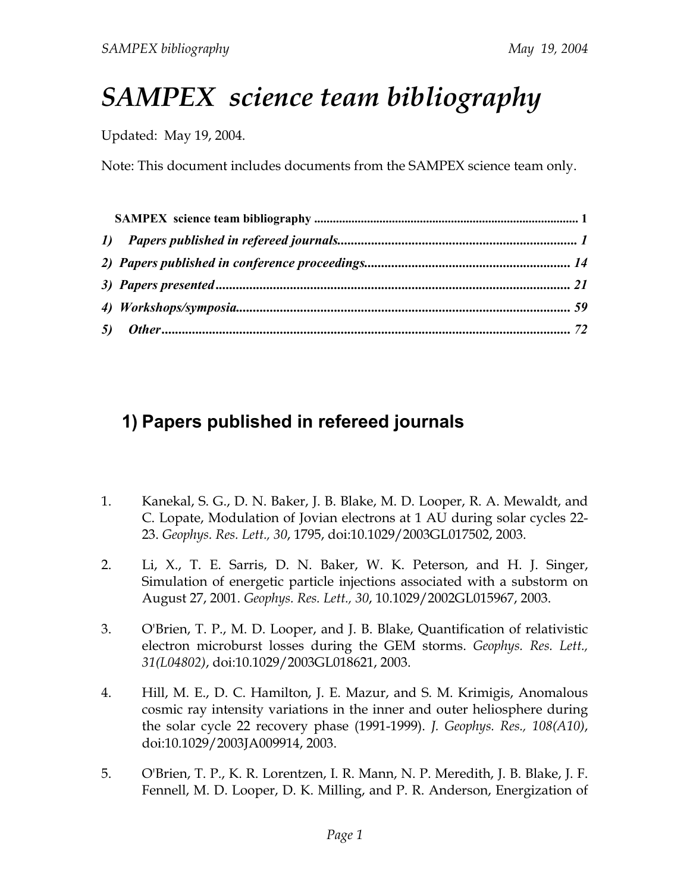# SAMPEX science team bibliography

Updated: May 19, 2004.

Note: This document includes documents from the SAMPEX science team only.

**SAMPEX science team bibliography** ........................................................................................ 1

***1) Papers published in refereed journals*** ........................................................................ 1

***2) Papers published in conference proceedings*** ................................................................ 14

***3) Papers presented*** .............................................................................................................. 21

***4) Workshops/symposia*** ...................................................................................................... 59

***5) Other*** ............................................................................................................................... 72

## 1) Papers published in refereed journals

1. Kanekal, S. G., D. N. Baker, J. B. Blake, M. D. Looper, R. A. Mewaldt, and C. Lopate, Modulation of Jovian electrons at 1 AU during solar cycles 22-23. *Geophys. Res. Lett., 30*, 1795, doi:10.1029/2003GL017502, 2003.

2. Li, X., T. E. Sarris, D. N. Baker, W. K. Peterson, and H. J. Singer, Simulation of energetic particle injections associated with a substorm on August 27, 2001. *Geophys. Res. Lett., 30*, 10.1029/2002GL015967, 2003.

3. O'Brien, T. P., M. D. Looper, and J. B. Blake, Quantification of relativistic electron microburst losses during the GEM storms. *Geophys. Res. Lett., 31(L04802)*, doi:10.1029/2003GL018621, 2003.

4. Hill, M. E., D. C. Hamilton, J. E. Mazur, and S. M. Krimigis, Anomalous cosmic ray intensity variations in the inner and outer heliosphere during the solar cycle 22 recovery phase (1991-1999). *J. Geophys. Res., 108(A10)*, doi:10.1029/2003JA009914, 2003.

5. O'Brien, T. P., K. R. Lorentzen, I. R. Mann, N. P. Meredith, J. B. Blake, J. F. Fennell, M. D. Looper, D. K. Milling, and P. R. Anderson, Energization of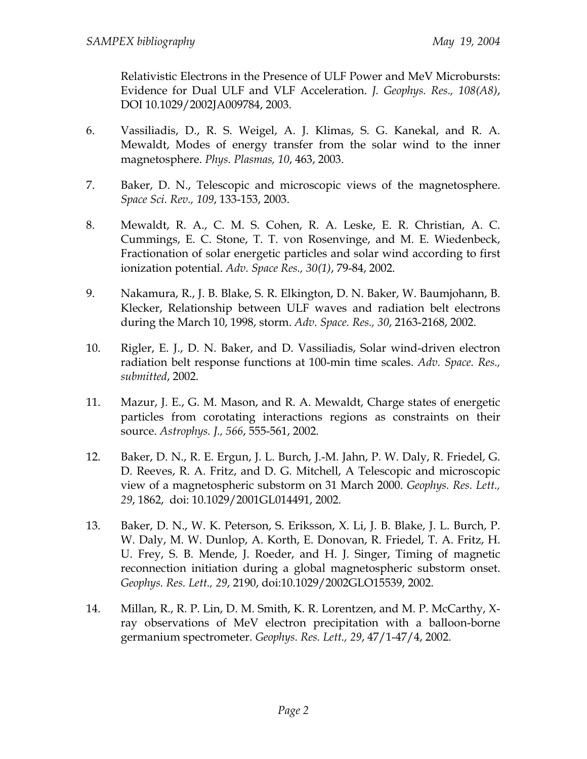Relativistic Electrons in the Presence of ULF Power and MeV Microbursts: Evidence for Dual ULF and VLF Acceleration. *J. Geophys. Res., 108(A8)*, DOI 10.1029/2002JA009784, 2003.

6. Vassiliadis, D., R. S. Weigel, A. J. Klimas, S. G. Kanekal, and R. A. Mewaldt, Modes of energy transfer from the solar wind to the inner magnetosphere. *Phys. Plasmas, 10*, 463, 2003.

7. Baker, D. N., Telescopic and microscopic views of the magnetosphere. *Space Sci. Rev., 109*, 133-153, 2003.

8. Mewaldt, R. A., C. M. S. Cohen, R. A. Leske, E. R. Christian, A. C. Cummings, E. C. Stone, T. T. von Rosenvinge, and M. E. Wiedenbeck, Fractionation of solar energetic particles and solar wind according to first ionization potential. *Adv. Space Res., 30(1)*, 79-84, 2002.

9. Nakamura, R., J. B. Blake, S. R. Elkington, D. N. Baker, W. Baumjohann, B. Klecker, Relationship between ULF waves and radiation belt electrons during the March 10, 1998, storm. *Adv. Space. Res., 30*, 2163-2168, 2002.

10. Rigler, E. J., D. N. Baker, and D. Vassiliadis, Solar wind-driven electron radiation belt response functions at 100-min time scales. *Adv. Space. Res., submitted*, 2002.

11. Mazur, J. E., G. M. Mason, and R. A. Mewaldt, Charge states of energetic particles from corotating interactions regions as constraints on their source. *Astrophys. J., 566*, 555-561, 2002.

12. Baker, D. N., R. E. Ergun, J. L. Burch, J.-M. Jahn, P. W. Daly, R. Friedel, G. D. Reeves, R. A. Fritz, and D. G. Mitchell, A Telescopic and microscopic view of a magnetospheric substorm on 31 March 2000. *Geophys. Res. Lett., 29*, 1862, doi: 10.1029/2001GL014491, 2002.

13. Baker, D. N., W. K. Peterson, S. Eriksson, X. Li, J. B. Blake, J. L. Burch, P. W. Daly, M. W. Dunlop, A. Korth, E. Donovan, R. Friedel, T. A. Fritz, H. U. Frey, S. B. Mende, J. Roeder, and H. J. Singer, Timing of magnetic reconnection initiation during a global magnetospheric substorm onset. *Geophys. Res. Lett., 29*, 2190, doi:10.1029/2002GLO15539, 2002.

14. Millan, R., R. P. Lin, D. M. Smith, K. R. Lorentzen, and M. P. McCarthy, X-ray observations of MeV electron precipitation with a balloon-borne germanium spectrometer. *Geophys. Res. Lett., 29*, 47/1-47/4, 2002.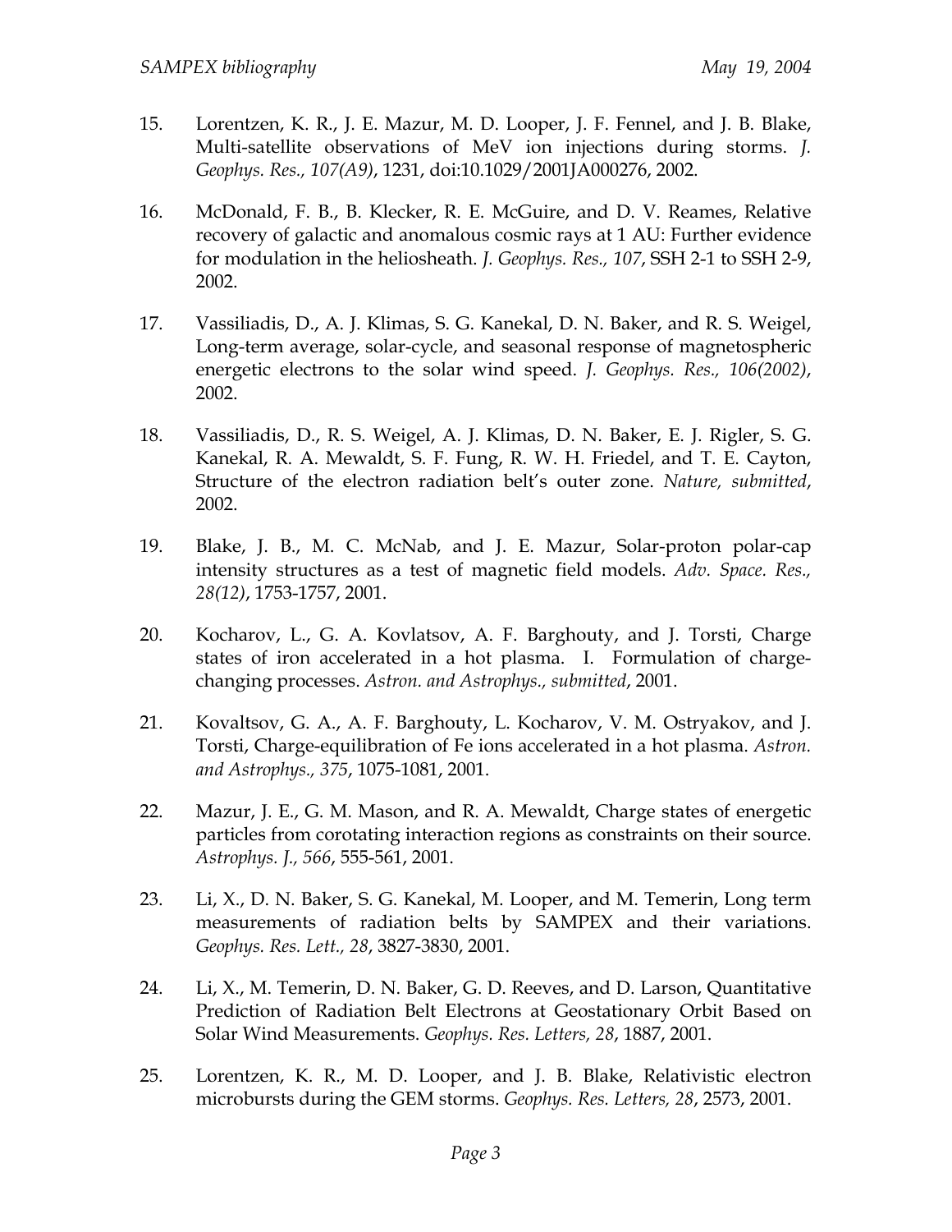15. Lorentzen, K. R., J. E. Mazur, M. D. Looper, J. F. Fennel, and J. B. Blake, Multi-satellite observations of MeV ion injections during storms. *J. Geophys. Res., 107(A9)*, 1231, doi:10.1029/2001JA000276, 2002.

16. McDonald, F. B., B. Klecker, R. E. McGuire, and D. V. Reames, Relative recovery of galactic and anomalous cosmic rays at 1 AU: Further evidence for modulation in the heliosheath. *J. Geophys. Res., 107*, SSH 2-1 to SSH 2-9, 2002.

17. Vassiliadis, D., A. J. Klimas, S. G. Kanekal, D. N. Baker, and R. S. Weigel, Long-term average, solar-cycle, and seasonal response of magnetospheric energetic electrons to the solar wind speed. *J. Geophys. Res., 106(2002)*, 2002.

18. Vassiliadis, D., R. S. Weigel, A. J. Klimas, D. N. Baker, E. J. Rigler, S. G. Kanekal, R. A. Mewaldt, S. F. Fung, R. W. H. Friedel, and T. E. Cayton, Structure of the electron radiation belt's outer zone. *Nature, submitted*, 2002.

19. Blake, J. B., M. C. McNab, and J. E. Mazur, Solar-proton polar-cap intensity structures as a test of magnetic field models. *Adv. Space. Res., 28(12)*, 1753-1757, 2001.

20. Kocharov, L., G. A. Kovlatsov, A. F. Barghouty, and J. Torsti, Charge states of iron accelerated in a hot plasma. I. Formulation of charge-changing processes. *Astron. and Astrophys., submitted*, 2001.

21. Kovaltsov, G. A., A. F. Barghouty, L. Kocharov, V. M. Ostryakov, and J. Torsti, Charge-equilibration of Fe ions accelerated in a hot plasma. *Astron. and Astrophys., 375*, 1075-1081, 2001.

22. Mazur, J. E., G. M. Mason, and R. A. Mewaldt, Charge states of energetic particles from corotating interaction regions as constraints on their source. *Astrophys. J., 566*, 555-561, 2001.

23. Li, X., D. N. Baker, S. G. Kanekal, M. Looper, and M. Temerin, Long term measurements of radiation belts by SAMPEX and their variations. *Geophys. Res. Lett., 28*, 3827-3830, 2001.

24. Li, X., M. Temerin, D. N. Baker, G. D. Reeves, and D. Larson, Quantitative Prediction of Radiation Belt Electrons at Geostationary Orbit Based on Solar Wind Measurements. *Geophys. Res. Letters, 28*, 1887, 2001.

25. Lorentzen, K. R., M. D. Looper, and J. B. Blake, Relativistic electron microbursts during the GEM storms. *Geophys. Res. Letters, 28*, 2573, 2001.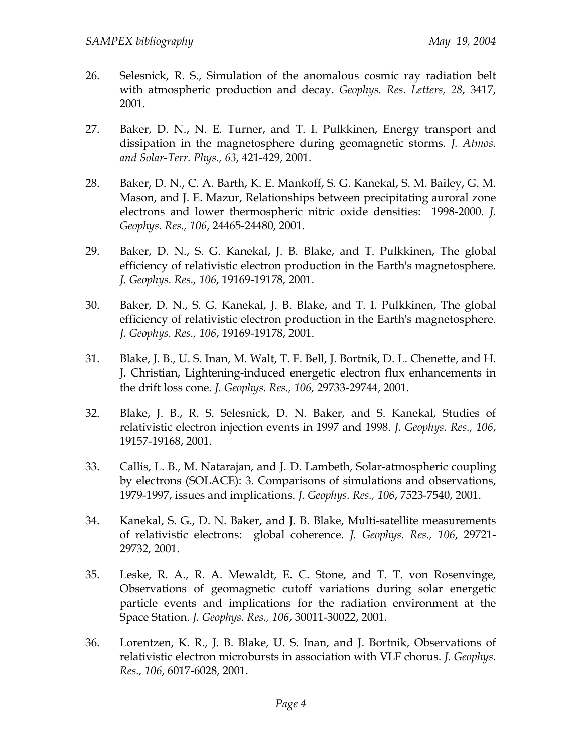26. Selesnick, R. S., Simulation of the anomalous cosmic ray radiation belt with atmospheric production and decay. *Geophys. Res. Letters, 28*, 3417, 2001.

27. Baker, D. N., N. E. Turner, and T. I. Pulkkinen, Energy transport and dissipation in the magnetosphere during geomagnetic storms. *J. Atmos. and Solar-Terr. Phys., 63*, 421-429, 2001.

28. Baker, D. N., C. A. Barth, K. E. Mankoff, S. G. Kanekal, S. M. Bailey, G. M. Mason, and J. E. Mazur, Relationships between precipitating auroral zone electrons and lower thermospheric nitric oxide densities: 1998-2000. *J. Geophys. Res., 106*, 24465-24480, 2001.

29. Baker, D. N., S. G. Kanekal, J. B. Blake, and T. Pulkkinen, The global efficiency of relativistic electron production in the Earth's magnetosphere. *J. Geophys. Res., 106*, 19169-19178, 2001.

30. Baker, D. N., S. G. Kanekal, J. B. Blake, and T. I. Pulkkinen, The global efficiency of relativistic electron production in the Earth's magnetosphere. *J. Geophys. Res., 106*, 19169-19178, 2001.

31. Blake, J. B., U. S. Inan, M. Walt, T. F. Bell, J. Bortnik, D. L. Chenette, and H. J. Christian, Lightening-induced energetic electron flux enhancements in the drift loss cone. *J. Geophys. Res., 106*, 29733-29744, 2001.

32. Blake, J. B., R. S. Selesnick, D. N. Baker, and S. Kanekal, Studies of relativistic electron injection events in 1997 and 1998. *J. Geophys. Res., 106*, 19157-19168, 2001.

33. Callis, L. B., M. Natarajan, and J. D. Lambeth, Solar-atmospheric coupling by electrons (SOLACE): 3. Comparisons of simulations and observations, 1979-1997, issues and implications. *J. Geophys. Res., 106*, 7523-7540, 2001.

34. Kanekal, S. G., D. N. Baker, and J. B. Blake, Multi-satellite measurements of relativistic electrons: global coherence. *J. Geophys. Res., 106*, 29721-29732, 2001.

35. Leske, R. A., R. A. Mewaldt, E. C. Stone, and T. T. von Rosenvinge, Observations of geomagnetic cutoff variations during solar energetic particle events and implications for the radiation environment at the Space Station. *J. Geophys. Res., 106*, 30011-30022, 2001.

36. Lorentzen, K. R., J. B. Blake, U. S. Inan, and J. Bortnik, Observations of relativistic electron microbursts in association with VLF chorus. *J. Geophys. Res., 106*, 6017-6028, 2001.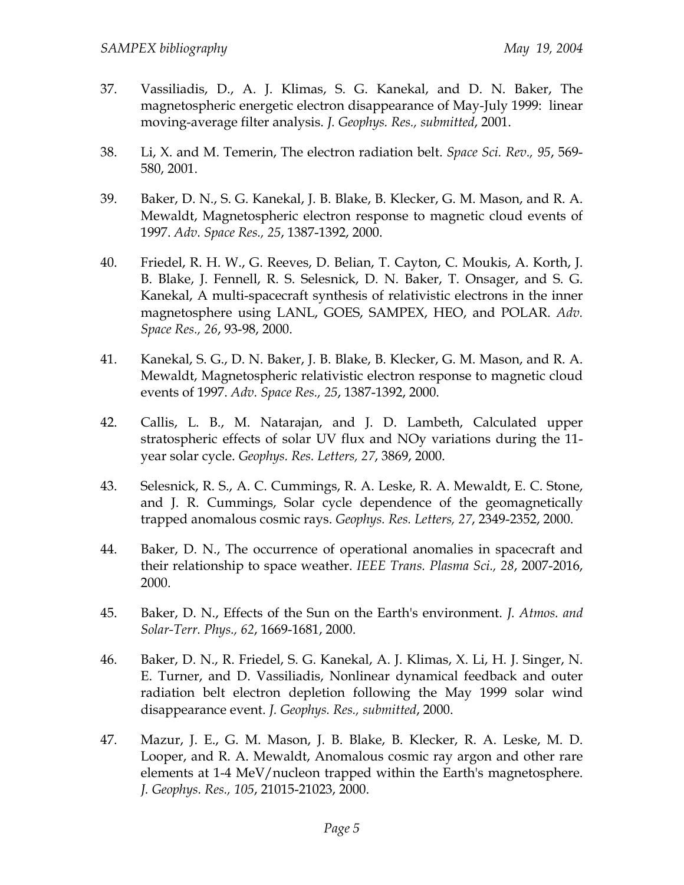37. Vassiliadis, D., A. J. Klimas, S. G. Kanekal, and D. N. Baker, The magnetospheric energetic electron disappearance of May-July 1999: linear moving-average filter analysis. *J. Geophys. Res., submitted*, 2001.

38. Li, X. and M. Temerin, The electron radiation belt. *Space Sci. Rev., 95*, 569-580, 2001.

39. Baker, D. N., S. G. Kanekal, J. B. Blake, B. Klecker, G. M. Mason, and R. A. Mewaldt, Magnetospheric electron response to magnetic cloud events of 1997. *Adv. Space Res., 25*, 1387-1392, 2000.

40. Friedel, R. H. W., G. Reeves, D. Belian, T. Cayton, C. Moukis, A. Korth, J. B. Blake, J. Fennell, R. S. Selesnick, D. N. Baker, T. Onsager, and S. G. Kanekal, A multi-spacecraft synthesis of relativistic electrons in the inner magnetosphere using LANL, GOES, SAMPEX, HEO, and POLAR. *Adv. Space Res., 26*, 93-98, 2000.

41. Kanekal, S. G., D. N. Baker, J. B. Blake, B. Klecker, G. M. Mason, and R. A. Mewaldt, Magnetospheric relativistic electron response to magnetic cloud events of 1997. *Adv. Space Res., 25*, 1387-1392, 2000.

42. Callis, L. B., M. Natarajan, and J. D. Lambeth, Calculated upper stratospheric effects of solar UV flux and NOy variations during the 11-year solar cycle. *Geophys. Res. Letters, 27*, 3869, 2000.

43. Selesnick, R. S., A. C. Cummings, R. A. Leske, R. A. Mewaldt, E. C. Stone, and J. R. Cummings, Solar cycle dependence of the geomagnetically trapped anomalous cosmic rays. *Geophys. Res. Letters, 27*, 2349-2352, 2000.

44. Baker, D. N., The occurrence of operational anomalies in spacecraft and their relationship to space weather. *IEEE Trans. Plasma Sci., 28*, 2007-2016, 2000.

45. Baker, D. N., Effects of the Sun on the Earth's environment. *J. Atmos. and Solar-Terr. Phys., 62*, 1669-1681, 2000.

46. Baker, D. N., R. Friedel, S. G. Kanekal, A. J. Klimas, X. Li, H. J. Singer, N. E. Turner, and D. Vassiliadis, Nonlinear dynamical feedback and outer radiation belt electron depletion following the May 1999 solar wind disappearance event. *J. Geophys. Res., submitted*, 2000.

47. Mazur, J. E., G. M. Mason, J. B. Blake, B. Klecker, R. A. Leske, M. D. Looper, and R. A. Mewaldt, Anomalous cosmic ray argon and other rare elements at 1-4 MeV/nucleon trapped within the Earth's magnetosphere. *J. Geophys. Res., 105*, 21015-21023, 2000.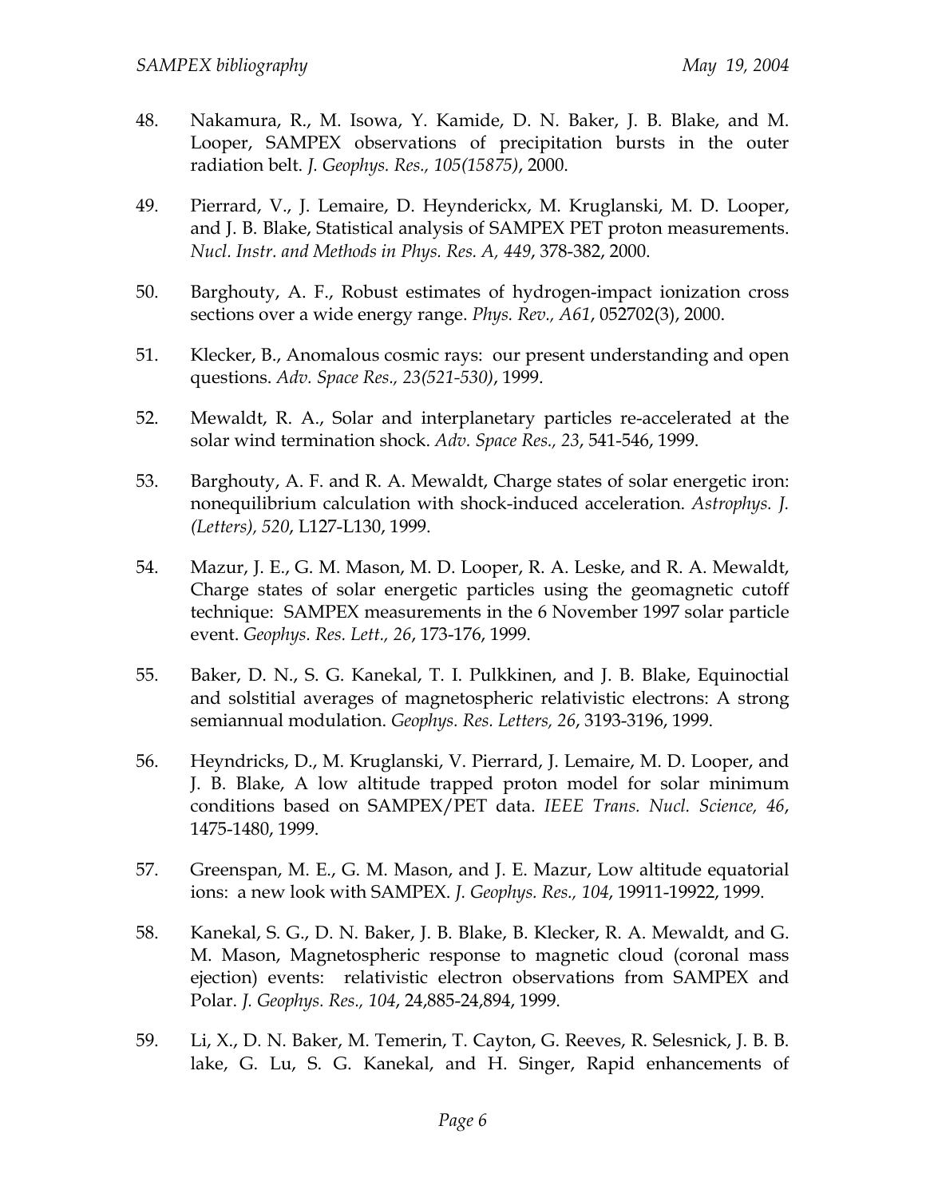48. Nakamura, R., M. Isowa, Y. Kamide, D. N. Baker, J. B. Blake, and M. Looper, SAMPEX observations of precipitation bursts in the outer radiation belt. *J. Geophys. Res., 105(15875)*, 2000.

49. Pierrard, V., J. Lemaire, D. Heynderickx, M. Kruglanski, M. D. Looper, and J. B. Blake, Statistical analysis of SAMPEX PET proton measurements. *Nucl. Instr. and Methods in Phys. Res. A, 449*, 378-382, 2000.

50. Barghouty, A. F., Robust estimates of hydrogen-impact ionization cross sections over a wide energy range. *Phys. Rev., A61*, 052702(3), 2000.

51. Klecker, B., Anomalous cosmic rays: our present understanding and open questions. *Adv. Space Res., 23(521-530)*, 1999.

52. Mewaldt, R. A., Solar and interplanetary particles re-accelerated at the solar wind termination shock. *Adv. Space Res., 23*, 541-546, 1999.

53. Barghouty, A. F. and R. A. Mewaldt, Charge states of solar energetic iron: nonequilibrium calculation with shock-induced acceleration. *Astrophys. J. (Letters), 520*, L127-L130, 1999.

54. Mazur, J. E., G. M. Mason, M. D. Looper, R. A. Leske, and R. A. Mewaldt, Charge states of solar energetic particles using the geomagnetic cutoff technique: SAMPEX measurements in the 6 November 1997 solar particle event. *Geophys. Res. Lett., 26*, 173-176, 1999.

55. Baker, D. N., S. G. Kanekal, T. I. Pulkkinen, and J. B. Blake, Equinoctial and solstitial averages of magnetospheric relativistic electrons: A strong semiannual modulation. *Geophys. Res. Letters, 26*, 3193-3196, 1999.

56. Heyndricks, D., M. Kruglanski, V. Pierrard, J. Lemaire, M. D. Looper, and J. B. Blake, A low altitude trapped proton model for solar minimum conditions based on SAMPEX/PET data. *IEEE Trans. Nucl. Science, 46*, 1475-1480, 1999.

57. Greenspan, M. E., G. M. Mason, and J. E. Mazur, Low altitude equatorial ions: a new look with SAMPEX. *J. Geophys. Res., 104*, 19911-19922, 1999.

58. Kanekal, S. G., D. N. Baker, J. B. Blake, B. Klecker, R. A. Mewaldt, and G. M. Mason, Magnetospheric response to magnetic cloud (coronal mass ejection) events: relativistic electron observations from SAMPEX and Polar. *J. Geophys. Res., 104*, 24,885-24,894, 1999.

59. Li, X., D. N. Baker, M. Temerin, T. Cayton, G. Reeves, R. Selesnick, J. B. B. lake, G. Lu, S. G. Kanekal, and H. Singer, Rapid enhancements of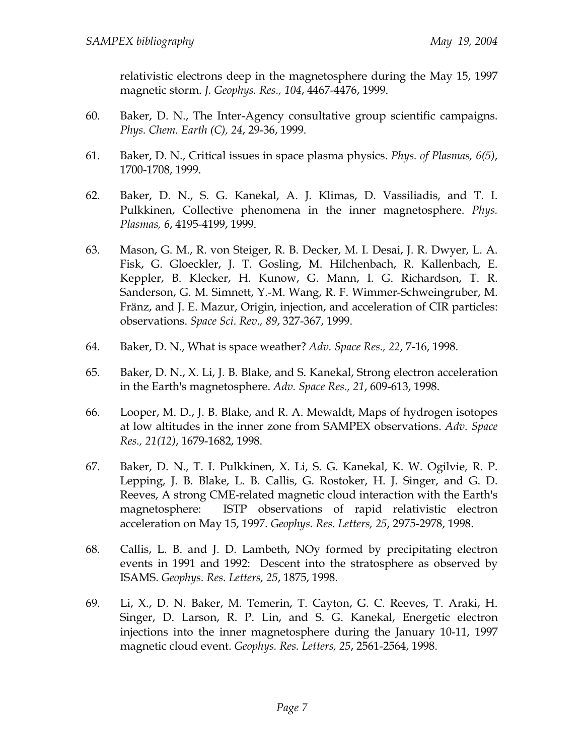relativistic electrons deep in the magnetosphere during the May 15, 1997 magnetic storm. *J. Geophys. Res., 104*, 4467-4476, 1999.

60. Baker, D. N., The Inter-Agency consultative group scientific campaigns. *Phys. Chem. Earth (C), 24*, 29-36, 1999.

61. Baker, D. N., Critical issues in space plasma physics. *Phys. of Plasmas, 6(5)*, 1700-1708, 1999.

62. Baker, D. N., S. G. Kanekal, A. J. Klimas, D. Vassiliadis, and T. I. Pulkkinen, Collective phenomena in the inner magnetosphere. *Phys. Plasmas, 6*, 4195-4199, 1999.

63. Mason, G. M., R. von Steiger, R. B. Decker, M. I. Desai, J. R. Dwyer, L. A. Fisk, G. Gloeckler, J. T. Gosling, M. Hilchenbach, R. Kallenbach, E. Keppler, B. Klecker, H. Kunow, G. Mann, I. G. Richardson, T. R. Sanderson, G. M. Simnett, Y.-M. Wang, R. F. Wimmer-Schweingruber, M. Fränz, and J. E. Mazur, Origin, injection, and acceleration of CIR particles: observations. *Space Sci. Rev., 89*, 327-367, 1999.

64. Baker, D. N., What is space weather? *Adv. Space Res., 22*, 7-16, 1998.

65. Baker, D. N., X. Li, J. B. Blake, and S. Kanekal, Strong electron acceleration in the Earth's magnetosphere. *Adv. Space Res., 21*, 609-613, 1998.

66. Looper, M. D., J. B. Blake, and R. A. Mewaldt, Maps of hydrogen isotopes at low altitudes in the inner zone from SAMPEX observations. *Adv. Space Res., 21(12)*, 1679-1682, 1998.

67. Baker, D. N., T. I. Pulkkinen, X. Li, S. G. Kanekal, K. W. Ogilvie, R. P. Lepping, J. B. Blake, L. B. Callis, G. Rostoker, H. J. Singer, and G. D. Reeves, A strong CME-related magnetic cloud interaction with the Earth's magnetosphere: ISTP observations of rapid relativistic electron acceleration on May 15, 1997. *Geophys. Res. Letters, 25*, 2975-2978, 1998.

68. Callis, L. B. and J. D. Lambeth, NOy formed by precipitating electron events in 1991 and 1992: Descent into the stratosphere as observed by ISAMS. *Geophys. Res. Letters, 25*, 1875, 1998.

69. Li, X., D. N. Baker, M. Temerin, T. Cayton, G. C. Reeves, T. Araki, H. Singer, D. Larson, R. P. Lin, and S. G. Kanekal, Energetic electron injections into the inner magnetosphere during the January 10-11, 1997 magnetic cloud event. *Geophys. Res. Letters, 25*, 2561-2564, 1998.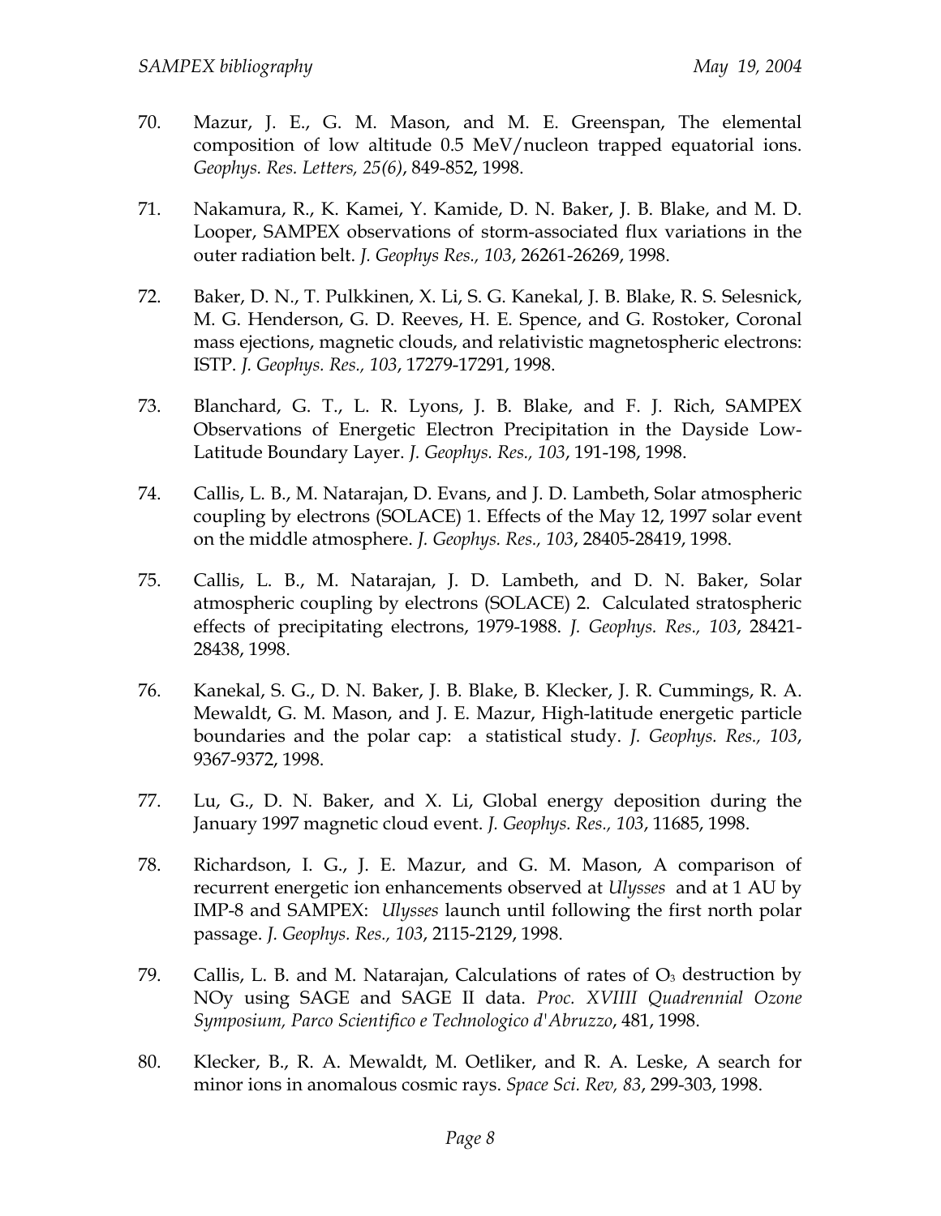70. Mazur, J. E., G. M. Mason, and M. E. Greenspan, The elemental composition of low altitude 0.5 MeV/nucleon trapped equatorial ions. *Geophys. Res. Letters, 25(6)*, 849-852, 1998.

71. Nakamura, R., K. Kamei, Y. Kamide, D. N. Baker, J. B. Blake, and M. D. Looper, SAMPEX observations of storm-associated flux variations in the outer radiation belt. *J. Geophys Res., 103*, 26261-26269, 1998.

72. Baker, D. N., T. Pulkkinen, X. Li, S. G. Kanekal, J. B. Blake, R. S. Selesnick, M. G. Henderson, G. D. Reeves, H. E. Spence, and G. Rostoker, Coronal mass ejections, magnetic clouds, and relativistic magnetospheric electrons: ISTP. *J. Geophys. Res., 103*, 17279-17291, 1998.

73. Blanchard, G. T., L. R. Lyons, J. B. Blake, and F. J. Rich, SAMPEX Observations of Energetic Electron Precipitation in the Dayside Low-Latitude Boundary Layer. *J. Geophys. Res., 103*, 191-198, 1998.

74. Callis, L. B., M. Natarajan, D. Evans, and J. D. Lambeth, Solar atmospheric coupling by electrons (SOLACE) 1. Effects of the May 12, 1997 solar event on the middle atmosphere. *J. Geophys. Res., 103*, 28405-28419, 1998.

75. Callis, L. B., M. Natarajan, J. D. Lambeth, and D. N. Baker, Solar atmospheric coupling by electrons (SOLACE) 2. Calculated stratospheric effects of precipitating electrons, 1979-1988. *J. Geophys. Res., 103*, 28421-28438, 1998.

76. Kanekal, S. G., D. N. Baker, J. B. Blake, B. Klecker, J. R. Cummings, R. A. Mewaldt, G. M. Mason, and J. E. Mazur, High-latitude energetic particle boundaries and the polar cap: a statistical study. *J. Geophys. Res., 103*, 9367-9372, 1998.

77. Lu, G., D. N. Baker, and X. Li, Global energy deposition during the January 1997 magnetic cloud event. *J. Geophys. Res., 103*, 11685, 1998.

78. Richardson, I. G., J. E. Mazur, and G. M. Mason, A comparison of recurrent energetic ion enhancements observed at *Ulysses* and at 1 AU by IMP-8 and SAMPEX: *Ulysses* launch until following the first north polar passage. *J. Geophys. Res., 103*, 2115-2129, 1998.

79. Callis, L. B. and M. Natarajan, Calculations of rates of $O_3$ destruction by NOy using SAGE and SAGE II data. *Proc. XVIIII Quadrennial Ozone Symposium, Parco Scientifico e Technologico d'Abruzzo*, 481, 1998.

80. Klecker, B., R. A. Mewaldt, M. Oetliker, and R. A. Leske, A search for minor ions in anomalous cosmic rays. *Space Sci. Rev, 83*, 299-303, 1998.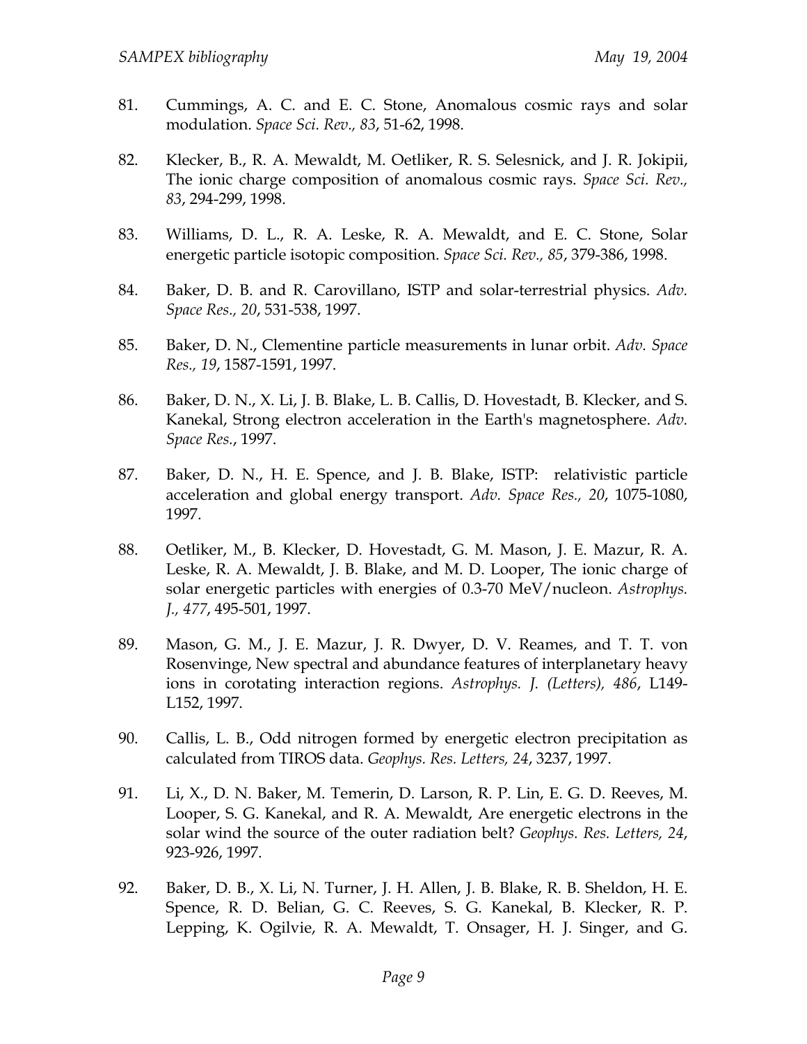81. Cummings, A. C. and E. C. Stone, Anomalous cosmic rays and solar modulation. *Space Sci. Rev., 83*, 51-62, 1998.

82. Klecker, B., R. A. Mewaldt, M. Oetliker, R. S. Selesnick, and J. R. Jokipii, The ionic charge composition of anomalous cosmic rays. *Space Sci. Rev., 83*, 294-299, 1998.

83. Williams, D. L., R. A. Leske, R. A. Mewaldt, and E. C. Stone, Solar energetic particle isotopic composition. *Space Sci. Rev., 85*, 379-386, 1998.

84. Baker, D. B. and R. Carovillano, ISTP and solar-terrestrial physics. *Adv. Space Res., 20*, 531-538, 1997.

85. Baker, D. N., Clementine particle measurements in lunar orbit. *Adv. Space Res., 19*, 1587-1591, 1997.

86. Baker, D. N., X. Li, J. B. Blake, L. B. Callis, D. Hovestadt, B. Klecker, and S. Kanekal, Strong electron acceleration in the Earth's magnetosphere. *Adv. Space Res.*, 1997.

87. Baker, D. N., H. E. Spence, and J. B. Blake, ISTP: relativistic particle acceleration and global energy transport. *Adv. Space Res., 20*, 1075-1080, 1997.

88. Oetliker, M., B. Klecker, D. Hovestadt, G. M. Mason, J. E. Mazur, R. A. Leske, R. A. Mewaldt, J. B. Blake, and M. D. Looper, The ionic charge of solar energetic particles with energies of 0.3-70 MeV/nucleon. *Astrophys. J., 477*, 495-501, 1997.

89. Mason, G. M., J. E. Mazur, J. R. Dwyer, D. V. Reames, and T. T. von Rosenvinge, New spectral and abundance features of interplanetary heavy ions in corotating interaction regions. *Astrophys. J. (Letters), 486*, L149-L152, 1997.

90. Callis, L. B., Odd nitrogen formed by energetic electron precipitation as calculated from TIROS data. *Geophys. Res. Letters, 24*, 3237, 1997.

91. Li, X., D. N. Baker, M. Temerin, D. Larson, R. P. Lin, E. G. D. Reeves, M. Looper, S. G. Kanekal, and R. A. Mewaldt, Are energetic electrons in the solar wind the source of the outer radiation belt? *Geophys. Res. Letters, 24*, 923-926, 1997.

92. Baker, D. B., X. Li, N. Turner, J. H. Allen, J. B. Blake, R. B. Sheldon, H. E. Spence, R. D. Belian, G. C. Reeves, S. G. Kanekal, B. Klecker, R. P. Lepping, K. Ogilvie, R. A. Mewaldt, T. Onsager, H. J. Singer, and G.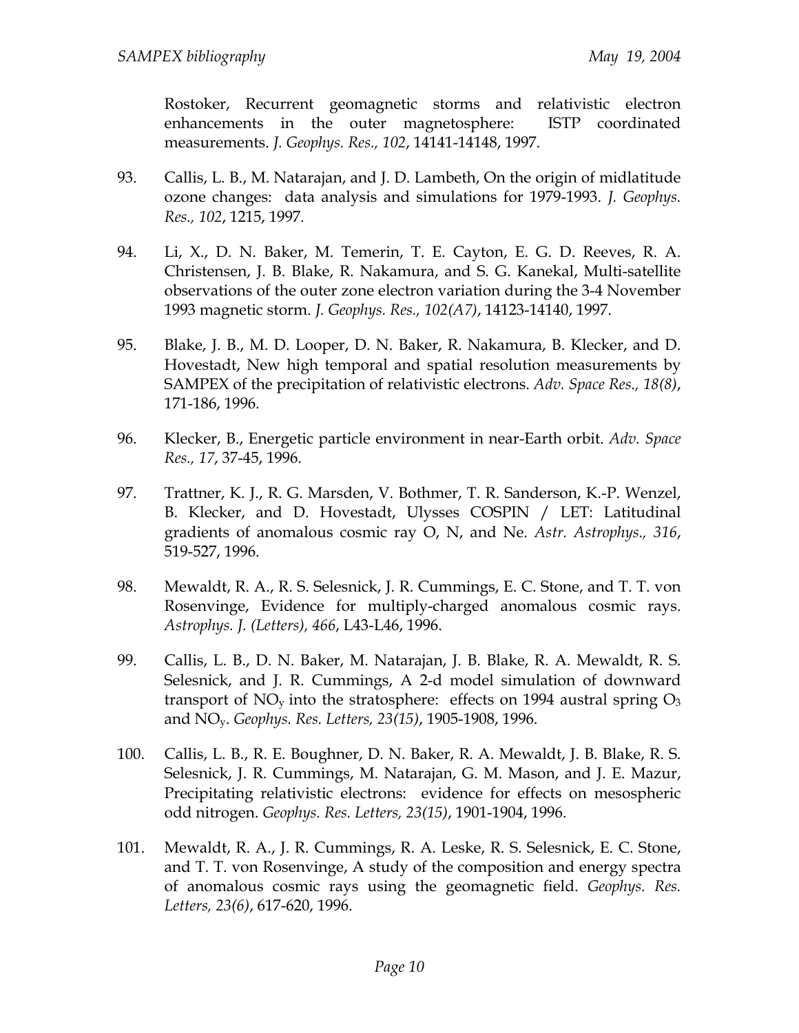Rostoker, Recurrent geomagnetic storms and relativistic electron enhancements in the outer magnetosphere: ISTP coordinated measurements. *J. Geophys. Res., 102*, 14141-14148, 1997.

93. Callis, L. B., M. Natarajan, and J. D. Lambeth, On the origin of midlatitude ozone changes: data analysis and simulations for 1979-1993. *J. Geophys. Res., 102*, 1215, 1997.

94. Li, X., D. N. Baker, M. Temerin, T. E. Cayton, E. G. D. Reeves, R. A. Christensen, J. B. Blake, R. Nakamura, and S. G. Kanekal, Multi-satellite observations of the outer zone electron variation during the 3-4 November 1993 magnetic storm. *J. Geophys. Res., 102(A7)*, 14123-14140, 1997.

95. Blake, J. B., M. D. Looper, D. N. Baker, R. Nakamura, B. Klecker, and D. Hovestadt, New high temporal and spatial resolution measurements by SAMPEX of the precipitation of relativistic electrons. *Adv. Space Res., 18(8)*, 171-186, 1996.

96. Klecker, B., Energetic particle environment in near-Earth orbit. *Adv. Space Res., 17*, 37-45, 1996.

97. Trattner, K. J., R. G. Marsden, V. Bothmer, T. R. Sanderson, K.-P. Wenzel, B. Klecker, and D. Hovestadt, Ulysses COSPIN / LET: Latitudinal gradients of anomalous cosmic ray O, N, and Ne. *Astr. Astrophys., 316*, 519-527, 1996.

98. Mewaldt, R. A., R. S. Selesnick, J. R. Cummings, E. C. Stone, and T. T. von Rosenvinge, Evidence for multiply-charged anomalous cosmic rays. *Astrophys. J. (Letters), 466*, L43-L46, 1996.

99. Callis, L. B., D. N. Baker, M. Natarajan, J. B. Blake, R. A. Mewaldt, R. S. Selesnick, and J. R. Cummings, A 2-d model simulation of downward transport of $NO_y$ into the stratosphere: effects on 1994 austral spring $O_3$ and $NO_y$. *Geophys. Res. Letters, 23(15)*, 1905-1908, 1996.

100. Callis, L. B., R. E. Boughner, D. N. Baker, R. A. Mewaldt, J. B. Blake, R. S. Selesnick, J. R. Cummings, M. Natarajan, G. M. Mason, and J. E. Mazur, Precipitating relativistic electrons: evidence for effects on mesospheric odd nitrogen. *Geophys. Res. Letters, 23(15)*, 1901-1904, 1996.

101. Mewaldt, R. A., J. R. Cummings, R. A. Leske, R. S. Selesnick, E. C. Stone, and T. T. von Rosenvinge, A study of the composition and energy spectra of anomalous cosmic rays using the geomagnetic field. *Geophys. Res. Letters, 23(6)*, 617-620, 1996.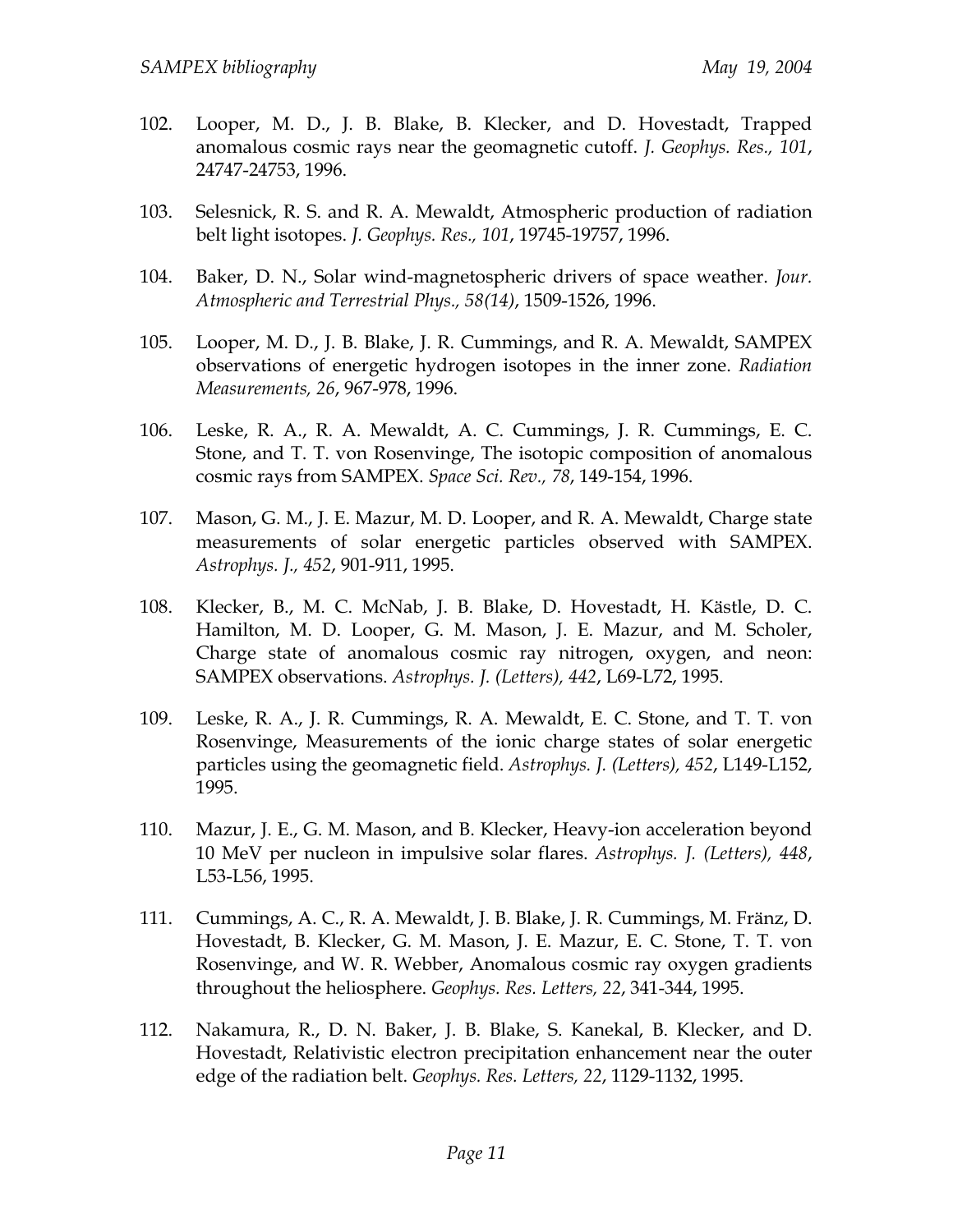102. Looper, M. D., J. B. Blake, B. Klecker, and D. Hovestadt, Trapped anomalous cosmic rays near the geomagnetic cutoff. *J. Geophys. Res., 101*, 24747-24753, 1996.

103. Selesnick, R. S. and R. A. Mewaldt, Atmospheric production of radiation belt light isotopes. *J. Geophys. Res., 101*, 19745-19757, 1996.

104. Baker, D. N., Solar wind-magnetospheric drivers of space weather. *Jour. Atmospheric and Terrestrial Phys., 58(14)*, 1509-1526, 1996.

105. Looper, M. D., J. B. Blake, J. R. Cummings, and R. A. Mewaldt, SAMPEX observations of energetic hydrogen isotopes in the inner zone. *Radiation Measurements, 26*, 967-978, 1996.

106. Leske, R. A., R. A. Mewaldt, A. C. Cummings, J. R. Cummings, E. C. Stone, and T. T. von Rosenvinge, The isotopic composition of anomalous cosmic rays from SAMPEX. *Space Sci. Rev., 78*, 149-154, 1996.

107. Mason, G. M., J. E. Mazur, M. D. Looper, and R. A. Mewaldt, Charge state measurements of solar energetic particles observed with SAMPEX. *Astrophys. J., 452*, 901-911, 1995.

108. Klecker, B., M. C. McNab, J. B. Blake, D. Hovestadt, H. Kästle, D. C. Hamilton, M. D. Looper, G. M. Mason, J. E. Mazur, and M. Scholer, Charge state of anomalous cosmic ray nitrogen, oxygen, and neon: SAMPEX observations. *Astrophys. J. (Letters), 442*, L69-L72, 1995.

109. Leske, R. A., J. R. Cummings, R. A. Mewaldt, E. C. Stone, and T. T. von Rosenvinge, Measurements of the ionic charge states of solar energetic particles using the geomagnetic field. *Astrophys. J. (Letters), 452*, L149-L152, 1995.

110. Mazur, J. E., G. M. Mason, and B. Klecker, Heavy-ion acceleration beyond 10 MeV per nucleon in impulsive solar flares. *Astrophys. J. (Letters), 448*, L53-L56, 1995.

111. Cummings, A. C., R. A. Mewaldt, J. B. Blake, J. R. Cummings, M. Fränz, D. Hovestadt, B. Klecker, G. M. Mason, J. E. Mazur, E. C. Stone, T. T. von Rosenvinge, and W. R. Webber, Anomalous cosmic ray oxygen gradients throughout the heliosphere. *Geophys. Res. Letters, 22*, 341-344, 1995.

112. Nakamura, R., D. N. Baker, J. B. Blake, S. Kanekal, B. Klecker, and D. Hovestadt, Relativistic electron precipitation enhancement near the outer edge of the radiation belt. *Geophys. Res. Letters, 22*, 1129-1132, 1995.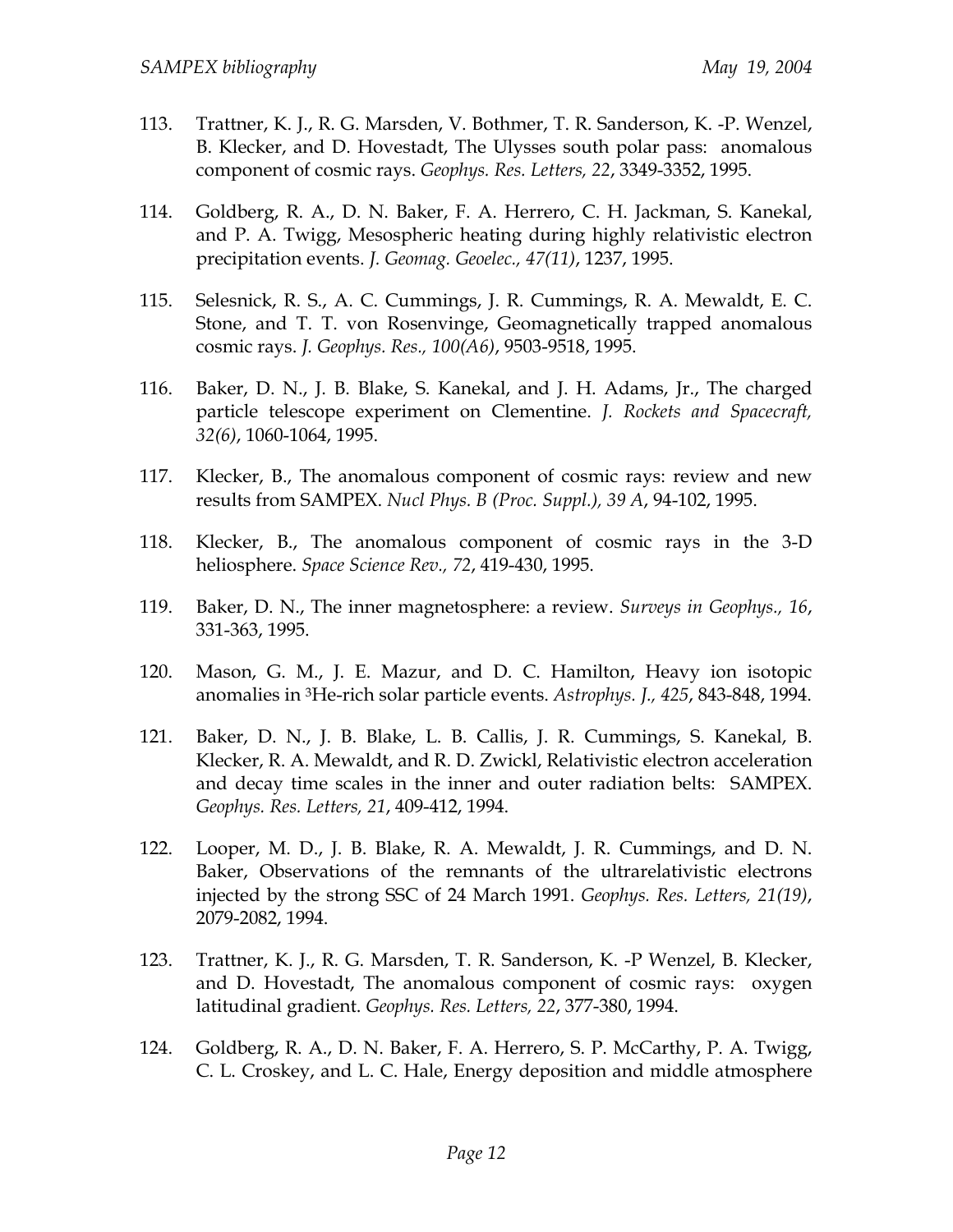113. Trattner, K. J., R. G. Marsden, V. Bothmer, T. R. Sanderson, K. -P. Wenzel, B. Klecker, and D. Hovestadt, The Ulysses south polar pass: anomalous component of cosmic rays. *Geophys. Res. Letters, 22*, 3349-3352, 1995.

114. Goldberg, R. A., D. N. Baker, F. A. Herrero, C. H. Jackman, S. Kanekal, and P. A. Twigg, Mesospheric heating during highly relativistic electron precipitation events. *J. Geomag. Geoelec., 47(11)*, 1237, 1995.

115. Selesnick, R. S., A. C. Cummings, J. R. Cummings, R. A. Mewaldt, E. C. Stone, and T. T. von Rosenvinge, Geomagnetically trapped anomalous cosmic rays. *J. Geophys. Res., 100(A6)*, 9503-9518, 1995.

116. Baker, D. N., J. B. Blake, S. Kanekal, and J. H. Adams, Jr., The charged particle telescope experiment on Clementine. *J. Rockets and Spacecraft, 32(6)*, 1060-1064, 1995.

117. Klecker, B., The anomalous component of cosmic rays: review and new results from SAMPEX. *Nucl Phys. B (Proc. Suppl.), 39 A*, 94-102, 1995.

118. Klecker, B., The anomalous component of cosmic rays in the 3-D heliosphere. *Space Science Rev., 72*, 419-430, 1995.

119. Baker, D. N., The inner magnetosphere: a review. *Surveys in Geophys., 16*, 331-363, 1995.

120. Mason, G. M., J. E. Mazur, and D. C. Hamilton, Heavy ion isotopic anomalies in $^3$He-rich solar particle events. *Astrophys. J., 425*, 843-848, 1994.

121. Baker, D. N., J. B. Blake, L. B. Callis, J. R. Cummings, S. Kanekal, B. Klecker, R. A. Mewaldt, and R. D. Zwickl, Relativistic electron acceleration and decay time scales in the inner and outer radiation belts: SAMPEX. *Geophys. Res. Letters, 21*, 409-412, 1994.

122. Looper, M. D., J. B. Blake, R. A. Mewaldt, J. R. Cummings, and D. N. Baker, Observations of the remnants of the ultrarelativistic electrons injected by the strong SSC of 24 March 1991. *Geophys. Res. Letters, 21(19)*, 2079-2082, 1994.

123. Trattner, K. J., R. G. Marsden, T. R. Sanderson, K. -P Wenzel, B. Klecker, and D. Hovestadt, The anomalous component of cosmic rays: oxygen latitudinal gradient. *Geophys. Res. Letters, 22*, 377-380, 1994.

124. Goldberg, R. A., D. N. Baker, F. A. Herrero, S. P. McCarthy, P. A. Twigg, C. L. Croskey, and L. C. Hale, Energy deposition and middle atmosphere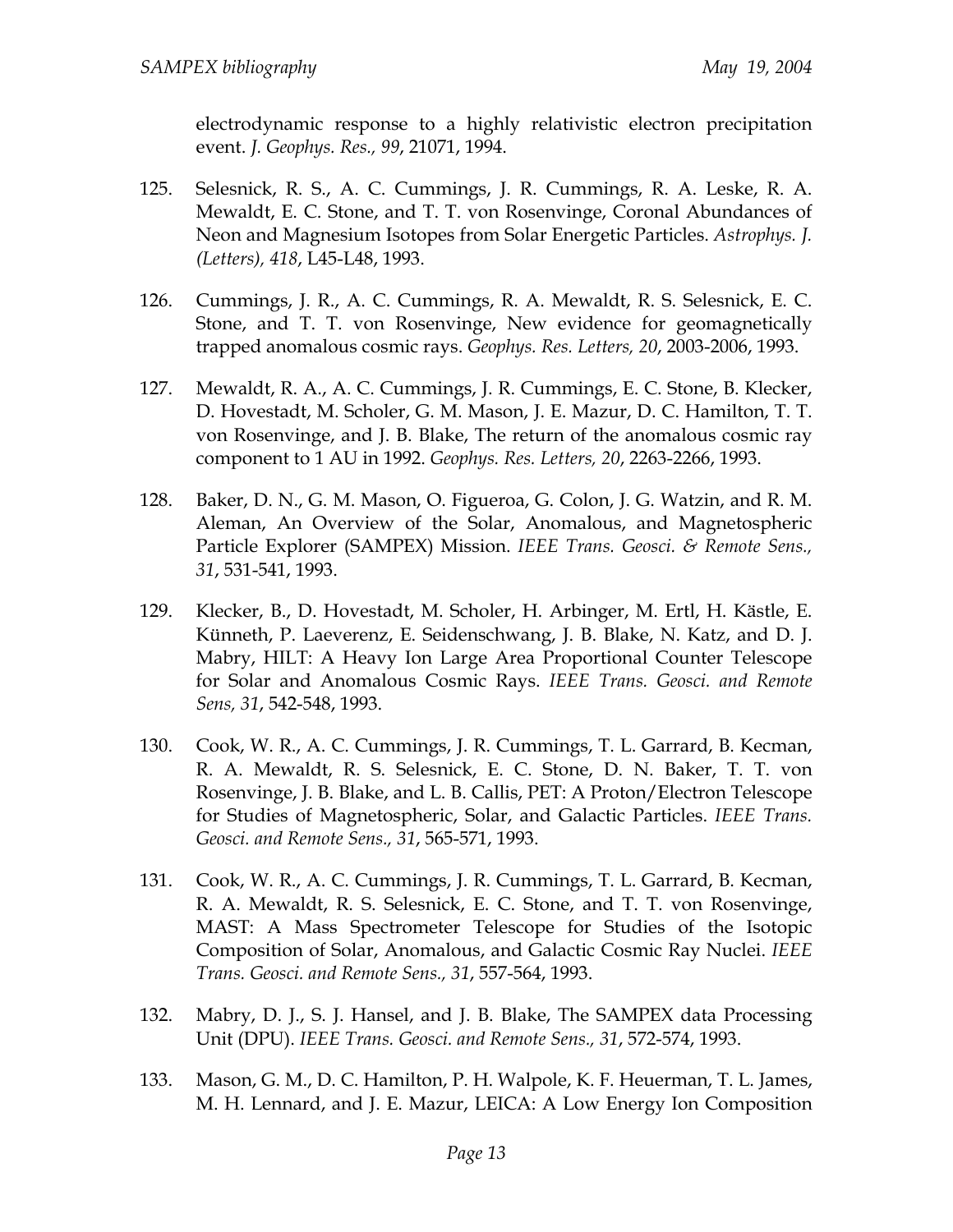electrodynamic response to a highly relativistic electron precipitation event. *J. Geophys. Res., 99*, 21071, 1994.

125. Selesnick, R. S., A. C. Cummings, J. R. Cummings, R. A. Leske, R. A. Mewaldt, E. C. Stone, and T. T. von Rosenvinge, Coronal Abundances of Neon and Magnesium Isotopes from Solar Energetic Particles. *Astrophys. J. (Letters), 418*, L45-L48, 1993.

126. Cummings, J. R., A. C. Cummings, R. A. Mewaldt, R. S. Selesnick, E. C. Stone, and T. T. von Rosenvinge, New evidence for geomagnetically trapped anomalous cosmic rays. *Geophys. Res. Letters, 20*, 2003-2006, 1993.

127. Mewaldt, R. A., A. C. Cummings, J. R. Cummings, E. C. Stone, B. Klecker, D. Hovestadt, M. Scholer, G. M. Mason, J. E. Mazur, D. C. Hamilton, T. T. von Rosenvinge, and J. B. Blake, The return of the anomalous cosmic ray component to 1 AU in 1992. *Geophys. Res. Letters, 20*, 2263-2266, 1993.

128. Baker, D. N., G. M. Mason, O. Figueroa, G. Colon, J. G. Watzin, and R. M. Aleman, An Overview of the Solar, Anomalous, and Magnetospheric Particle Explorer (SAMPEX) Mission. *IEEE Trans. Geosci. & Remote Sens., 31*, 531-541, 1993.

129. Klecker, B., D. Hovestadt, M. Scholer, H. Arbinger, M. Ertl, H. Kästle, E. Künneth, P. Laeverenz, E. Seidenschwang, J. B. Blake, N. Katz, and D. J. Mabry, HILT: A Heavy Ion Large Area Proportional Counter Telescope for Solar and Anomalous Cosmic Rays. *IEEE Trans. Geosci. and Remote Sens, 31*, 542-548, 1993.

130. Cook, W. R., A. C. Cummings, J. R. Cummings, T. L. Garrard, B. Kecman, R. A. Mewaldt, R. S. Selesnick, E. C. Stone, D. N. Baker, T. T. von Rosenvinge, J. B. Blake, and L. B. Callis, PET: A Proton/Electron Telescope for Studies of Magnetospheric, Solar, and Galactic Particles. *IEEE Trans. Geosci. and Remote Sens., 31*, 565-571, 1993.

131. Cook, W. R., A. C. Cummings, J. R. Cummings, T. L. Garrard, B. Kecman, R. A. Mewaldt, R. S. Selesnick, E. C. Stone, and T. T. von Rosenvinge, MAST: A Mass Spectrometer Telescope for Studies of the Isotopic Composition of Solar, Anomalous, and Galactic Cosmic Ray Nuclei. *IEEE Trans. Geosci. and Remote Sens., 31*, 557-564, 1993.

132. Mabry, D. J., S. J. Hansel, and J. B. Blake, The SAMPEX data Processing Unit (DPU). *IEEE Trans. Geosci. and Remote Sens., 31*, 572-574, 1993.

133. Mason, G. M., D. C. Hamilton, P. H. Walpole, K. F. Heuerman, T. L. James, M. H. Lennard, and J. E. Mazur, LEICA: A Low Energy Ion Composition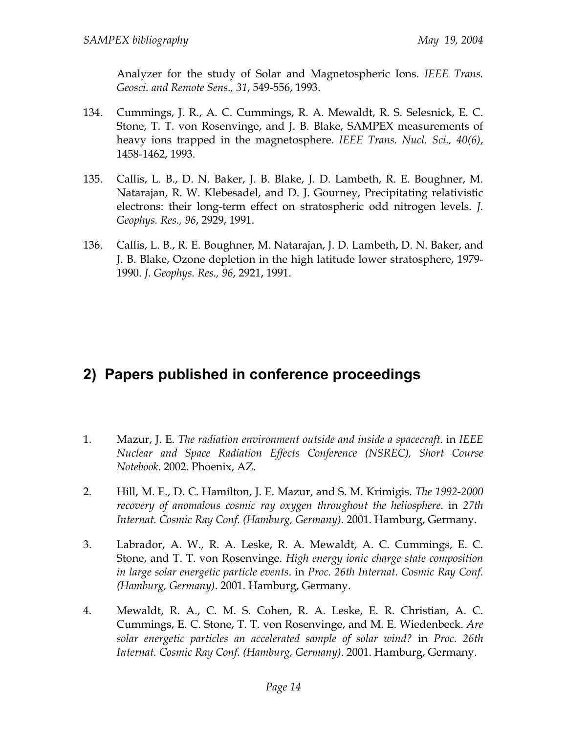Analyzer for the study of Solar and Magnetospheric Ions. *IEEE Trans. Geosci. and Remote Sens., 31*, 549-556, 1993.

134. Cummings, J. R., A. C. Cummings, R. A. Mewaldt, R. S. Selesnick, E. C. Stone, T. T. von Rosenvinge, and J. B. Blake, SAMPEX measurements of heavy ions trapped in the magnetosphere. *IEEE Trans. Nucl. Sci., 40(6)*, 1458-1462, 1993.

135. Callis, L. B., D. N. Baker, J. B. Blake, J. D. Lambeth, R. E. Boughner, M. Natarajan, R. W. Klebesadel, and D. J. Gourney, Precipitating relativistic electrons: their long-term effect on stratospheric odd nitrogen levels. *J. Geophys. Res., 96*, 2929, 1991.

136. Callis, L. B., R. E. Boughner, M. Natarajan, J. D. Lambeth, D. N. Baker, and J. B. Blake, Ozone depletion in the high latitude lower stratosphere, 1979-1990. *J. Geophys. Res., 96*, 2921, 1991.

## 2) Papers published in conference proceedings

1. Mazur, J. E. *The radiation environment outside and inside a spacecraft*. in *IEEE Nuclear and Space Radiation Effects Conference (NSREC), Short Course Notebook*. 2002. Phoenix, AZ.

2. Hill, M. E., D. C. Hamilton, J. E. Mazur, and S. M. Krimigis. *The 1992-2000 recovery of anomalous cosmic ray oxygen throughout the heliosphere*. in *27th Internat. Cosmic Ray Conf. (Hamburg, Germany)*. 2001. Hamburg, Germany.

3. Labrador, A. W., R. A. Leske, R. A. Mewaldt, A. C. Cummings, E. C. Stone, and T. T. von Rosenvinge. *High energy ionic charge state composition in large solar energetic particle events*. in *Proc. 26th Internat. Cosmic Ray Conf. (Hamburg, Germany)*. 2001. Hamburg, Germany.

4. Mewaldt, R. A., C. M. S. Cohen, R. A. Leske, E. R. Christian, A. C. Cummings, E. C. Stone, T. T. von Rosenvinge, and M. E. Wiedenbeck. *Are solar energetic particles an accelerated sample of solar wind?* in *Proc. 26th Internat. Cosmic Ray Conf. (Hamburg, Germany)*. 2001. Hamburg, Germany.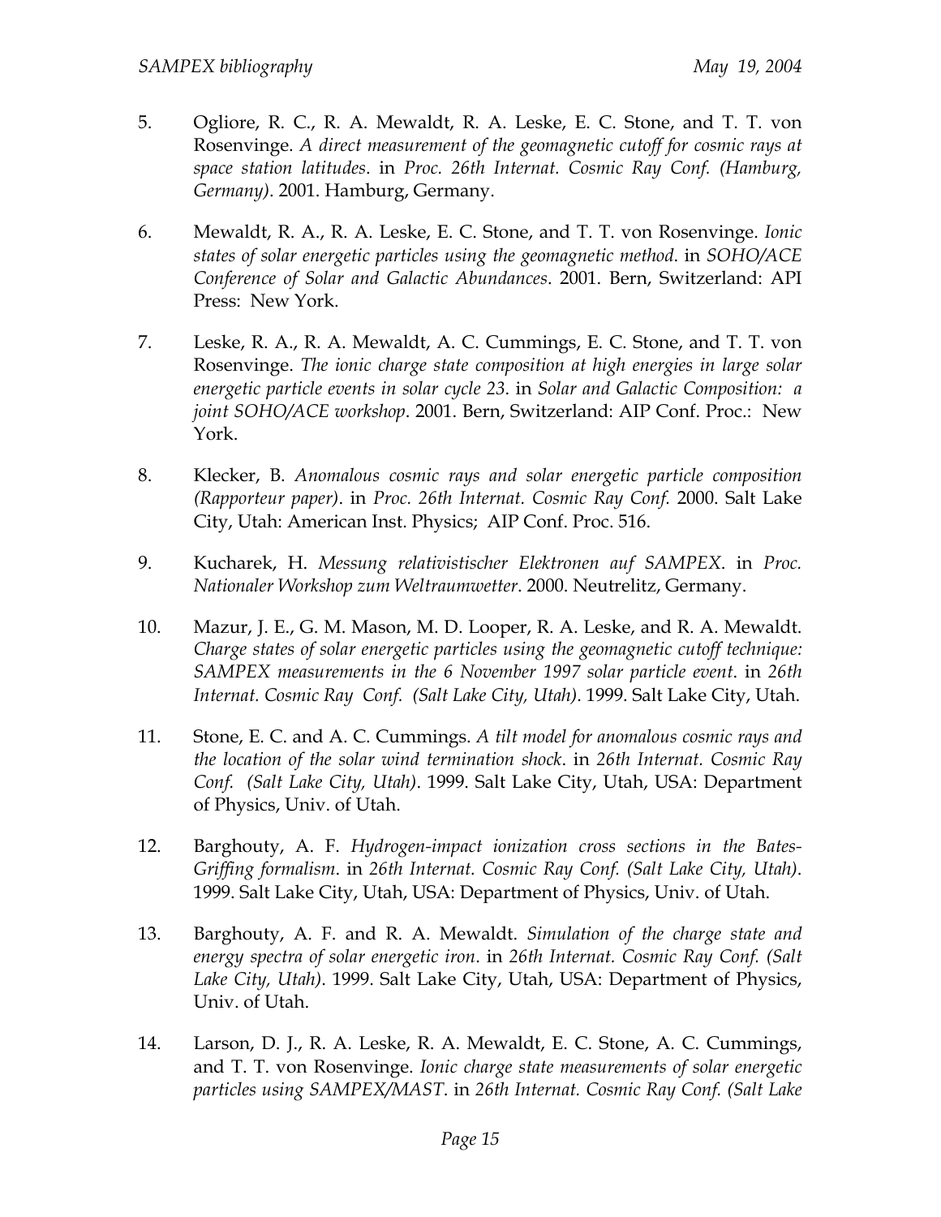5. Ogliore, R. C., R. A. Mewaldt, R. A. Leske, E. C. Stone, and T. T. von Rosenvinge. *A direct measurement of the geomagnetic cutoff for cosmic rays at space station latitudes*. in *Proc. 26th Internat. Cosmic Ray Conf. (Hamburg, Germany)*. 2001. Hamburg, Germany.

6. Mewaldt, R. A., R. A. Leske, E. C. Stone, and T. T. von Rosenvinge. *Ionic states of solar energetic particles using the geomagnetic method*. in *SOHO/ACE Conference of Solar and Galactic Abundances*. 2001. Bern, Switzerland: API Press: New York.

7. Leske, R. A., R. A. Mewaldt, A. C. Cummings, E. C. Stone, and T. T. von Rosenvinge. *The ionic charge state composition at high energies in large solar energetic particle events in solar cycle 23*. in *Solar and Galactic Composition: a joint SOHO/ACE workshop*. 2001. Bern, Switzerland: AIP Conf. Proc.: New York.

8. Klecker, B. *Anomalous cosmic rays and solar energetic particle composition (Rapporteur paper)*. in *Proc. 26th Internat. Cosmic Ray Conf.* 2000. Salt Lake City, Utah: American Inst. Physics; AIP Conf. Proc. 516.

9. Kucharek, H. *Messung relativistischer Elektronen auf SAMPEX*. in *Proc. Nationaler Workshop zum Weltraumwetter*. 2000. Neutrelitz, Germany.

10. Mazur, J. E., G. M. Mason, M. D. Looper, R. A. Leske, and R. A. Mewaldt. *Charge states of solar energetic particles using the geomagnetic cutoff technique: SAMPEX measurements in the 6 November 1997 solar particle event*. in *26th Internat. Cosmic Ray Conf. (Salt Lake City, Utah)*. 1999. Salt Lake City, Utah.

11. Stone, E. C. and A. C. Cummings. *A tilt model for anomalous cosmic rays and the location of the solar wind termination shock*. in *26th Internat. Cosmic Ray Conf. (Salt Lake City, Utah)*. 1999. Salt Lake City, Utah, USA: Department of Physics, Univ. of Utah.

12. Barghouty, A. F. *Hydrogen-impact ionization cross sections in the Bates-Griffing formalism*. in *26th Internat. Cosmic Ray Conf. (Salt Lake City, Utah)*. 1999. Salt Lake City, Utah, USA: Department of Physics, Univ. of Utah.

13. Barghouty, A. F. and R. A. Mewaldt. *Simulation of the charge state and energy spectra of solar energetic iron*. in *26th Internat. Cosmic Ray Conf. (Salt Lake City, Utah)*. 1999. Salt Lake City, Utah, USA: Department of Physics, Univ. of Utah.

14. Larson, D. J., R. A. Leske, R. A. Mewaldt, E. C. Stone, A. C. Cummings, and T. T. von Rosenvinge. *Ionic charge state measurements of solar energetic particles using SAMPEX/MAST*. in *26th Internat. Cosmic Ray Conf. (Salt Lake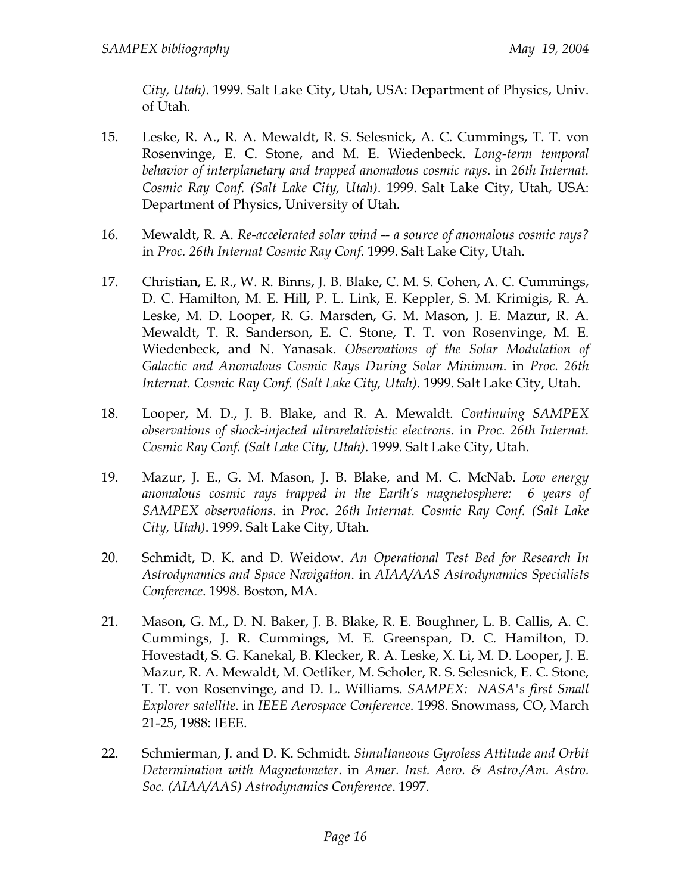*City, Utah)*. 1999. Salt Lake City, Utah, USA: Department of Physics, Univ. of Utah.

15. Leske, R. A., R. A. Mewaldt, R. S. Selesnick, A. C. Cummings, T. T. von Rosenvinge, E. C. Stone, and M. E. Wiedenbeck. *Long-term temporal behavior of interplanetary and trapped anomalous cosmic rays*. in *26th Internat. Cosmic Ray Conf. (Salt Lake City, Utah)*. 1999. Salt Lake City, Utah, USA: Department of Physics, University of Utah.

16. Mewaldt, R. A. *Re-accelerated solar wind -- a source of anomalous cosmic rays?* in *Proc. 26th Internat Cosmic Ray Conf.* 1999. Salt Lake City, Utah.

17. Christian, E. R., W. R. Binns, J. B. Blake, C. M. S. Cohen, A. C. Cummings, D. C. Hamilton, M. E. Hill, P. L. Link, E. Keppler, S. M. Krimigis, R. A. Leske, M. D. Looper, R. G. Marsden, G. M. Mason, J. E. Mazur, R. A. Mewaldt, T. R. Sanderson, E. C. Stone, T. T. von Rosenvinge, M. E. Wiedenbeck, and N. Yanasak. *Observations of the Solar Modulation of Galactic and Anomalous Cosmic Rays During Solar Minimum*. in *Proc. 26th Internat. Cosmic Ray Conf. (Salt Lake City, Utah)*. 1999. Salt Lake City, Utah.

18. Looper, M. D., J. B. Blake, and R. A. Mewaldt. *Continuing SAMPEX observations of shock-injected ultrarelativistic electrons*. in *Proc. 26th Internat. Cosmic Ray Conf. (Salt Lake City, Utah)*. 1999. Salt Lake City, Utah.

19. Mazur, J. E., G. M. Mason, J. B. Blake, and M. C. McNab. *Low energy anomalous cosmic rays trapped in the Earth's magnetosphere: 6 years of SAMPEX observations*. in *Proc. 26th Internat. Cosmic Ray Conf. (Salt Lake City, Utah)*. 1999. Salt Lake City, Utah.

20. Schmidt, D. K. and D. Weidow. *An Operational Test Bed for Research In Astrodynamics and Space Navigation*. in *AIAA/AAS Astrodynamics Specialists Conference*. 1998. Boston, MA.

21. Mason, G. M., D. N. Baker, J. B. Blake, R. E. Boughner, L. B. Callis, A. C. Cummings, J. R. Cummings, M. E. Greenspan, D. C. Hamilton, D. Hovestadt, S. G. Kanekal, B. Klecker, R. A. Leske, X. Li, M. D. Looper, J. E. Mazur, R. A. Mewaldt, M. Oetliker, M. Scholer, R. S. Selesnick, E. C. Stone, T. T. von Rosenvinge, and D. L. Williams. *SAMPEX: NASA's first Small Explorer satellite*. in *IEEE Aerospace Conference*. 1998. Snowmass, CO, March 21-25, 1988: IEEE.

22. Schmierman, J. and D. K. Schmidt. *Simultaneous Gyroless Attitude and Orbit Determination with Magnetometer*. in *Amer. Inst. Aero. & Astro./Am. Astro. Soc. (AIAA/AAS) Astrodynamics Conference*. 1997.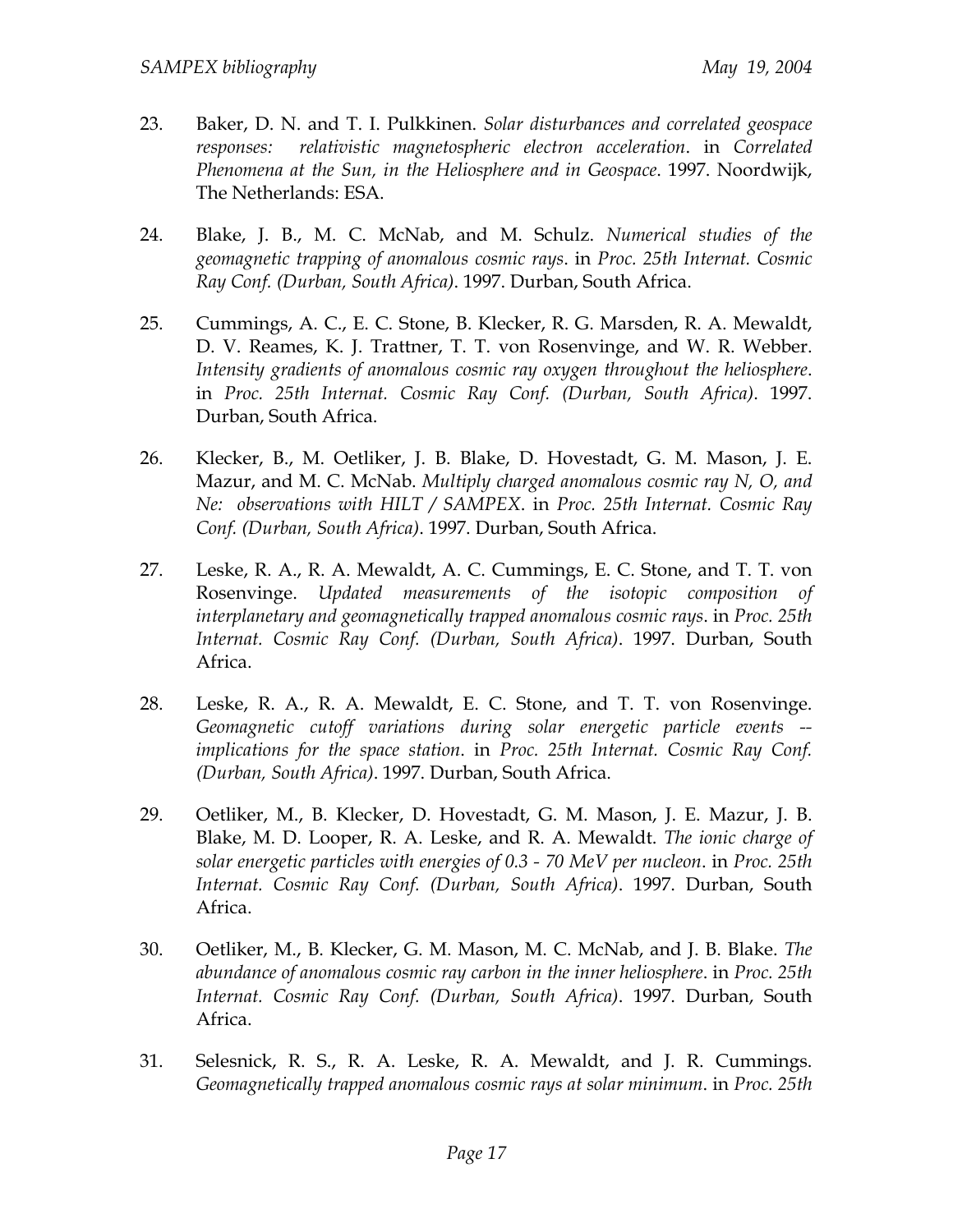23. Baker, D. N. and T. I. Pulkkinen. *Solar disturbances and correlated geospace responses: relativistic magnetospheric electron acceleration*. in *Correlated Phenomena at the Sun, in the Heliosphere and in Geospace*. 1997. Noordwijk, The Netherlands: ESA.

24. Blake, J. B., M. C. McNab, and M. Schulz. *Numerical studies of the geomagnetic trapping of anomalous cosmic rays*. in *Proc. 25th Internat. Cosmic Ray Conf. (Durban, South Africa)*. 1997. Durban, South Africa.

25. Cummings, A. C., E. C. Stone, B. Klecker, R. G. Marsden, R. A. Mewaldt, D. V. Reames, K. J. Trattner, T. T. von Rosenvinge, and W. R. Webber. *Intensity gradients of anomalous cosmic ray oxygen throughout the heliosphere*. in *Proc. 25th Internat. Cosmic Ray Conf. (Durban, South Africa)*. 1997. Durban, South Africa.

26. Klecker, B., M. Oetliker, J. B. Blake, D. Hovestadt, G. M. Mason, J. E. Mazur, and M. C. McNab. *Multiply charged anomalous cosmic ray N, O, and Ne: observations with HILT / SAMPEX*. in *Proc. 25th Internat. Cosmic Ray Conf. (Durban, South Africa)*. 1997. Durban, South Africa.

27. Leske, R. A., R. A. Mewaldt, A. C. Cummings, E. C. Stone, and T. T. von Rosenvinge. *Updated measurements of the isotopic composition of interplanetary and geomagnetically trapped anomalous cosmic rays*. in *Proc. 25th Internat. Cosmic Ray Conf. (Durban, South Africa)*. 1997. Durban, South Africa.

28. Leske, R. A., R. A. Mewaldt, E. C. Stone, and T. T. von Rosenvinge. *Geomagnetic cutoff variations during solar energetic particle events -- implications for the space station*. in *Proc. 25th Internat. Cosmic Ray Conf. (Durban, South Africa)*. 1997. Durban, South Africa.

29. Oetliker, M., B. Klecker, D. Hovestadt, G. M. Mason, J. E. Mazur, J. B. Blake, M. D. Looper, R. A. Leske, and R. A. Mewaldt. *The ionic charge of solar energetic particles with energies of 0.3 - 70 MeV per nucleon*. in *Proc. 25th Internat. Cosmic Ray Conf. (Durban, South Africa)*. 1997. Durban, South Africa.

30. Oetliker, M., B. Klecker, G. M. Mason, M. C. McNab, and J. B. Blake. *The abundance of anomalous cosmic ray carbon in the inner heliosphere*. in *Proc. 25th Internat. Cosmic Ray Conf. (Durban, South Africa)*. 1997. Durban, South Africa.

31. Selesnick, R. S., R. A. Leske, R. A. Mewaldt, and J. R. Cummings. *Geomagnetically trapped anomalous cosmic rays at solar minimum*. in *Proc. 25th*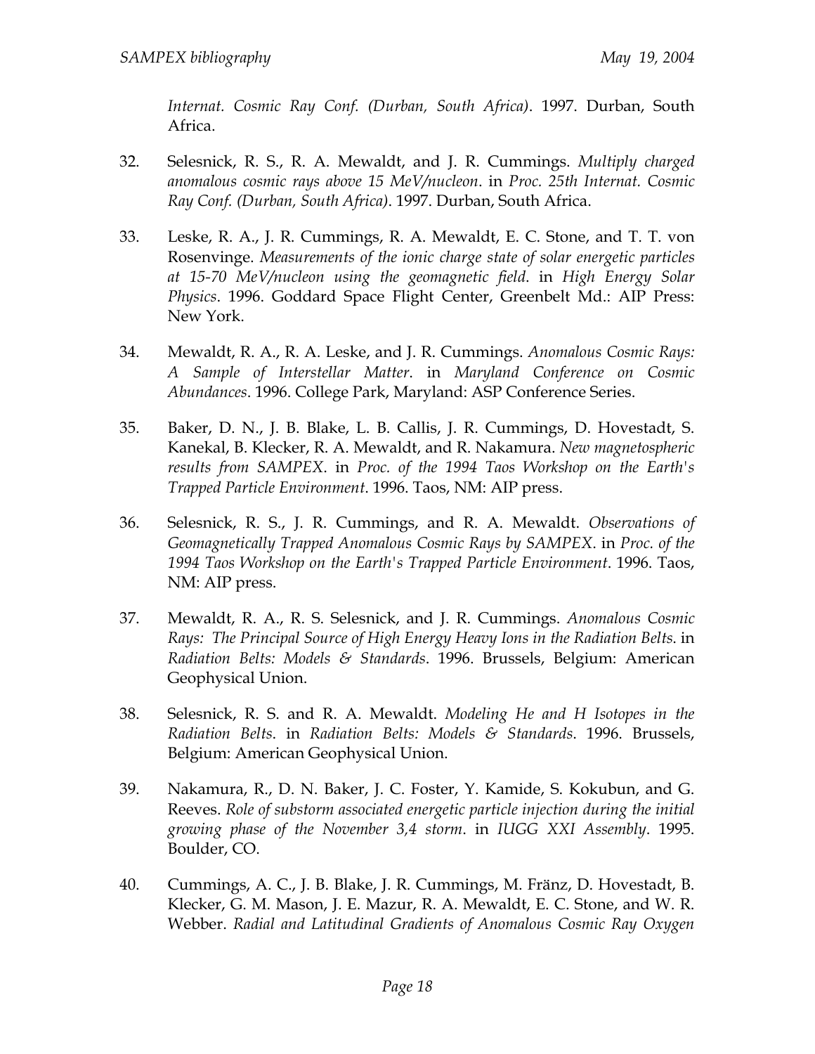*Internat. Cosmic Ray Conf. (Durban, South Africa)*. 1997. Durban, South Africa.

32. Selesnick, R. S., R. A. Mewaldt, and J. R. Cummings. *Multiply charged anomalous cosmic rays above 15 MeV/nucleon*. in *Proc. 25th Internat. Cosmic Ray Conf. (Durban, South Africa)*. 1997. Durban, South Africa.

33. Leske, R. A., J. R. Cummings, R. A. Mewaldt, E. C. Stone, and T. T. von Rosenvinge. *Measurements of the ionic charge state of solar energetic particles at 15-70 MeV/nucleon using the geomagnetic field*. in *High Energy Solar Physics*. 1996. Goddard Space Flight Center, Greenbelt Md.: AIP Press: New York.

34. Mewaldt, R. A., R. A. Leske, and J. R. Cummings. *Anomalous Cosmic Rays: A Sample of Interstellar Matter*. in *Maryland Conference on Cosmic Abundances*. 1996. College Park, Maryland: ASP Conference Series.

35. Baker, D. N., J. B. Blake, L. B. Callis, J. R. Cummings, D. Hovestadt, S. Kanekal, B. Klecker, R. A. Mewaldt, and R. Nakamura. *New magnetospheric results from SAMPEX*. in *Proc. of the 1994 Taos Workshop on the Earth's Trapped Particle Environment*. 1996. Taos, NM: AIP press.

36. Selesnick, R. S., J. R. Cummings, and R. A. Mewaldt. *Observations of Geomagnetically Trapped Anomalous Cosmic Rays by SAMPEX*. in *Proc. of the 1994 Taos Workshop on the Earth's Trapped Particle Environment*. 1996. Taos, NM: AIP press.

37. Mewaldt, R. A., R. S. Selesnick, and J. R. Cummings. *Anomalous Cosmic Rays: The Principal Source of High Energy Heavy Ions in the Radiation Belts*. in *Radiation Belts: Models & Standards*. 1996. Brussels, Belgium: American Geophysical Union.

38. Selesnick, R. S. and R. A. Mewaldt. *Modeling He and H Isotopes in the Radiation Belts*. in *Radiation Belts: Models & Standards*. 1996. Brussels, Belgium: American Geophysical Union.

39. Nakamura, R., D. N. Baker, J. C. Foster, Y. Kamide, S. Kokubun, and G. Reeves. *Role of substorm associated energetic particle injection during the initial growing phase of the November 3,4 storm*. in *IUGG XXI Assembly*. 1995. Boulder, CO.

40. Cummings, A. C., J. B. Blake, J. R. Cummings, M. Fränz, D. Hovestadt, B. Klecker, G. M. Mason, J. E. Mazur, R. A. Mewaldt, E. C. Stone, and W. R. Webber. *Radial and Latitudinal Gradients of Anomalous Cosmic Ray Oxygen*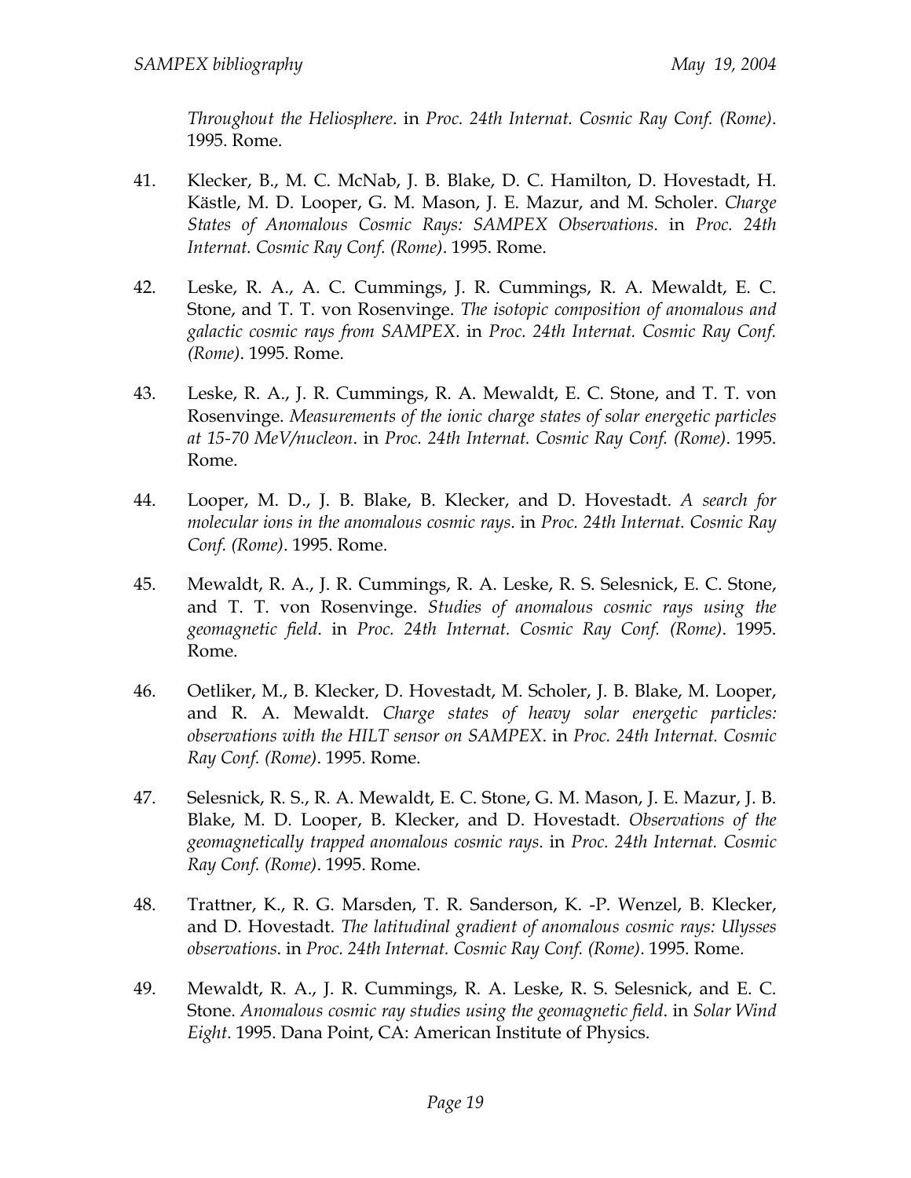*Throughout the Heliosphere*. in *Proc. 24th Internat. Cosmic Ray Conf. (Rome)*. 1995. Rome.

41. Klecker, B., M. C. McNab, J. B. Blake, D. C. Hamilton, D. Hovestadt, H. Kästle, M. D. Looper, G. M. Mason, J. E. Mazur, and M. Scholer. *Charge States of Anomalous Cosmic Rays: SAMPEX Observations*. in *Proc. 24th Internat. Cosmic Ray Conf. (Rome)*. 1995. Rome.

42. Leske, R. A., A. C. Cummings, J. R. Cummings, R. A. Mewaldt, E. C. Stone, and T. T. von Rosenvinge. *The isotopic composition of anomalous and galactic cosmic rays from SAMPEX*. in *Proc. 24th Internat. Cosmic Ray Conf. (Rome)*. 1995. Rome.

43. Leske, R. A., J. R. Cummings, R. A. Mewaldt, E. C. Stone, and T. T. von Rosenvinge. *Measurements of the ionic charge states of solar energetic particles at 15-70 MeV/nucleon*. in *Proc. 24th Internat. Cosmic Ray Conf. (Rome)*. 1995. Rome.

44. Looper, M. D., J. B. Blake, B. Klecker, and D. Hovestadt. *A search for molecular ions in the anomalous cosmic rays*. in *Proc. 24th Internat. Cosmic Ray Conf. (Rome)*. 1995. Rome.

45. Mewaldt, R. A., J. R. Cummings, R. A. Leske, R. S. Selesnick, E. C. Stone, and T. T. von Rosenvinge. *Studies of anomalous cosmic rays using the geomagnetic field*. in *Proc. 24th Internat. Cosmic Ray Conf. (Rome)*. 1995. Rome.

46. Oetliker, M., B. Klecker, D. Hovestadt, M. Scholer, J. B. Blake, M. Looper, and R. A. Mewaldt. *Charge states of heavy solar energetic particles: observations with the HILT sensor on SAMPEX*. in *Proc. 24th Internat. Cosmic Ray Conf. (Rome)*. 1995. Rome.

47. Selesnick, R. S., R. A. Mewaldt, E. C. Stone, G. M. Mason, J. E. Mazur, J. B. Blake, M. D. Looper, B. Klecker, and D. Hovestadt. *Observations of the geomagnetically trapped anomalous cosmic rays*. in *Proc. 24th Internat. Cosmic Ray Conf. (Rome)*. 1995. Rome.

48. Trattner, K., R. G. Marsden, T. R. Sanderson, K. -P. Wenzel, B. Klecker, and D. Hovestadt. *The latitudinal gradient of anomalous cosmic rays: Ulysses observations*. in *Proc. 24th Internat. Cosmic Ray Conf. (Rome)*. 1995. Rome.

49. Mewaldt, R. A., J. R. Cummings, R. A. Leske, R. S. Selesnick, and E. C. Stone. *Anomalous cosmic ray studies using the geomagnetic field*. in *Solar Wind Eight*. 1995. Dana Point, CA: American Institute of Physics.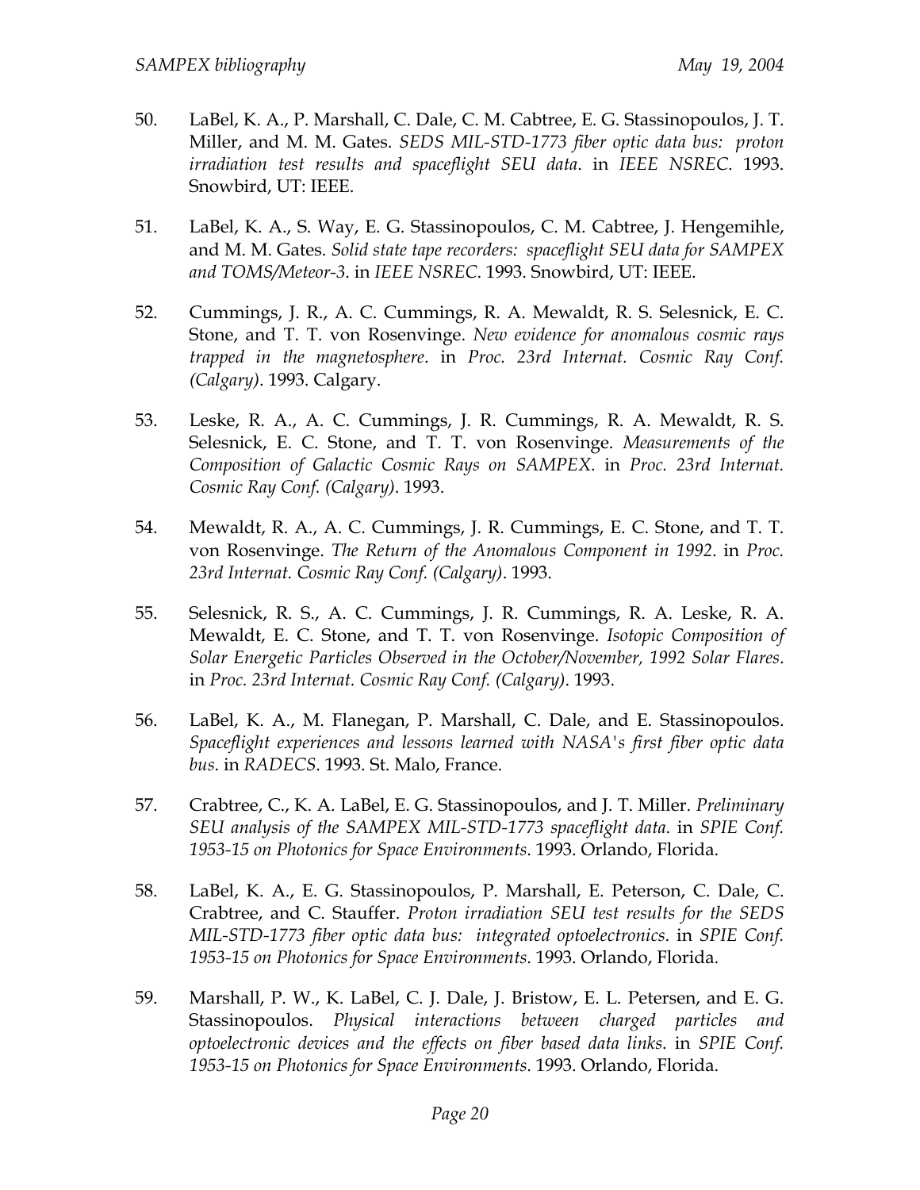50. LaBel, K. A., P. Marshall, C. Dale, C. M. Cabtree, E. G. Stassinopoulos, J. T. Miller, and M. M. Gates. *SEDS MIL-STD-1773 fiber optic data bus: proton irradiation test results and spaceflight SEU data*. in *IEEE NSREC*. 1993. Snowbird, UT: IEEE.

51. LaBel, K. A., S. Way, E. G. Stassinopoulos, C. M. Cabtree, J. Hengemihle, and M. M. Gates. *Solid state tape recorders: spaceflight SEU data for SAMPEX and TOMS/Meteor-3*. in *IEEE NSREC*. 1993. Snowbird, UT: IEEE.

52. Cummings, J. R., A. C. Cummings, R. A. Mewaldt, R. S. Selesnick, E. C. Stone, and T. T. von Rosenvinge. *New evidence for anomalous cosmic rays trapped in the magnetosphere*. in *Proc. 23rd Internat. Cosmic Ray Conf. (Calgary)*. 1993. Calgary.

53. Leske, R. A., A. C. Cummings, J. R. Cummings, R. A. Mewaldt, R. S. Selesnick, E. C. Stone, and T. T. von Rosenvinge. *Measurements of the Composition of Galactic Cosmic Rays on SAMPEX*. in *Proc. 23rd Internat. Cosmic Ray Conf. (Calgary)*. 1993.

54. Mewaldt, R. A., A. C. Cummings, J. R. Cummings, E. C. Stone, and T. T. von Rosenvinge. *The Return of the Anomalous Component in 1992*. in *Proc. 23rd Internat. Cosmic Ray Conf. (Calgary)*. 1993.

55. Selesnick, R. S., A. C. Cummings, J. R. Cummings, R. A. Leske, R. A. Mewaldt, E. C. Stone, and T. T. von Rosenvinge. *Isotopic Composition of Solar Energetic Particles Observed in the October/November, 1992 Solar Flares*. in *Proc. 23rd Internat. Cosmic Ray Conf. (Calgary)*. 1993.

56. LaBel, K. A., M. Flanegan, P. Marshall, C. Dale, and E. Stassinopoulos. *Spaceflight experiences and lessons learned with NASA's first fiber optic data bus*. in *RADECS*. 1993. St. Malo, France.

57. Crabtree, C., K. A. LaBel, E. G. Stassinopoulos, and J. T. Miller. *Preliminary SEU analysis of the SAMPEX MIL-STD-1773 spaceflight data*. in *SPIE Conf. 1953-15 on Photonics for Space Environments*. 1993. Orlando, Florida.

58. LaBel, K. A., E. G. Stassinopoulos, P. Marshall, E. Peterson, C. Dale, C. Crabtree, and C. Stauffer. *Proton irradiation SEU test results for the SEDS MIL-STD-1773 fiber optic data bus: integrated optoelectronics*. in *SPIE Conf. 1953-15 on Photonics for Space Environments*. 1993. Orlando, Florida.

59. Marshall, P. W., K. LaBel, C. J. Dale, J. Bristow, E. L. Petersen, and E. G. Stassinopoulos. *Physical interactions between charged particles and optoelectronic devices and the effects on fiber based data links*. in *SPIE Conf. 1953-15 on Photonics for Space Environments*. 1993. Orlando, Florida.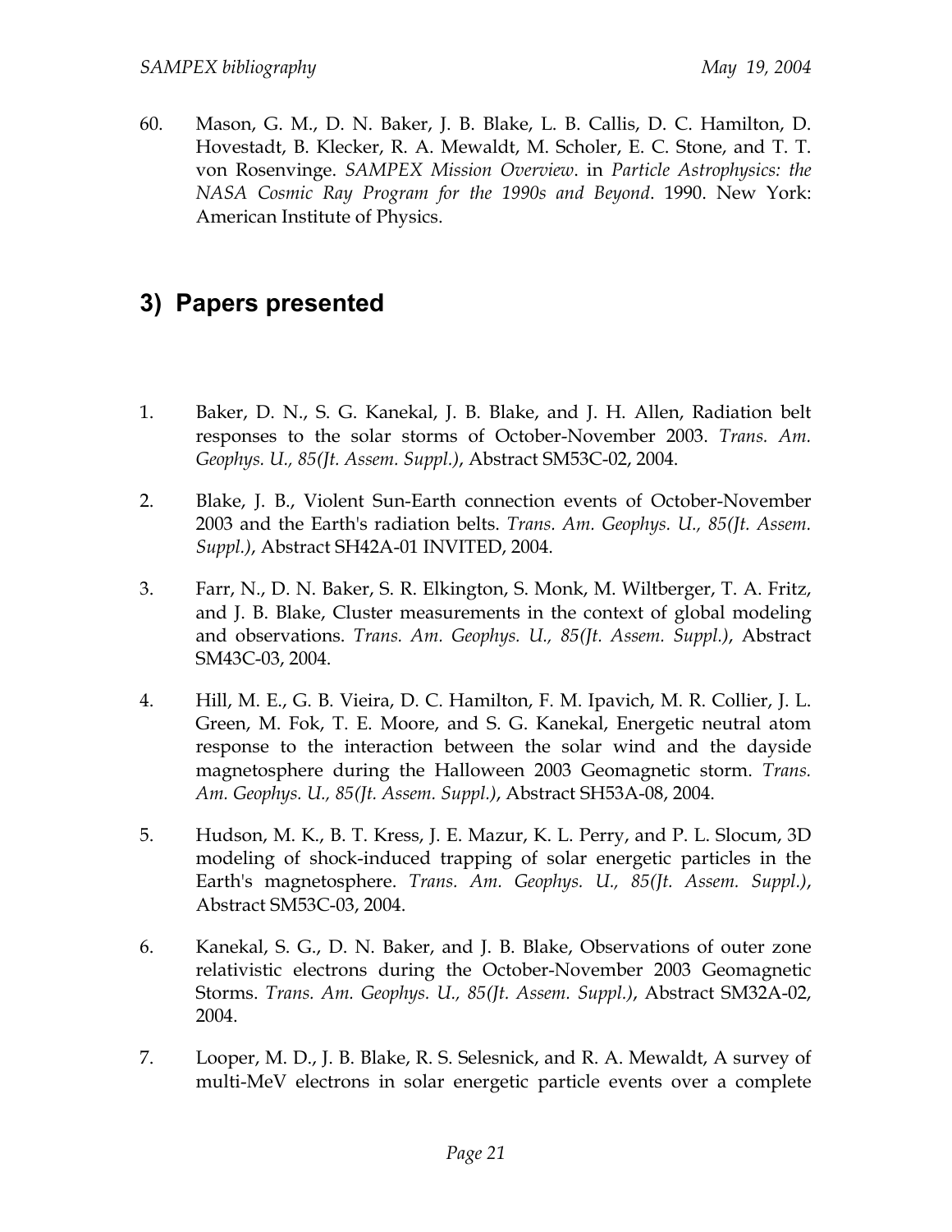60. Mason, G. M., D. N. Baker, J. B. Blake, L. B. Callis, D. C. Hamilton, D. Hovestadt, B. Klecker, R. A. Mewaldt, M. Scholer, E. C. Stone, and T. T. von Rosenvinge. *SAMPEX Mission Overview*. in *Particle Astrophysics: the NASA Cosmic Ray Program for the 1990s and Beyond*. 1990. New York: American Institute of Physics.

## 3) Papers presented

1. Baker, D. N., S. G. Kanekal, J. B. Blake, and J. H. Allen, Radiation belt responses to the solar storms of October-November 2003. *Trans. Am. Geophys. U., 85(Jt. Assem. Suppl.)*, Abstract SM53C-02, 2004.

2. Blake, J. B., Violent Sun-Earth connection events of October-November 2003 and the Earth's radiation belts. *Trans. Am. Geophys. U., 85(Jt. Assem. Suppl.)*, Abstract SH42A-01 INVITED, 2004.

3. Farr, N., D. N. Baker, S. R. Elkington, S. Monk, M. Wiltberger, T. A. Fritz, and J. B. Blake, Cluster measurements in the context of global modeling and observations. *Trans. Am. Geophys. U., 85(Jt. Assem. Suppl.)*, Abstract SM43C-03, 2004.

4. Hill, M. E., G. B. Vieira, D. C. Hamilton, F. M. Ipavich, M. R. Collier, J. L. Green, M. Fok, T. E. Moore, and S. G. Kanekal, Energetic neutral atom response to the interaction between the solar wind and the dayside magnetosphere during the Halloween 2003 Geomagnetic storm. *Trans. Am. Geophys. U., 85(Jt. Assem. Suppl.)*, Abstract SH53A-08, 2004.

5. Hudson, M. K., B. T. Kress, J. E. Mazur, K. L. Perry, and P. L. Slocum, 3D modeling of shock-induced trapping of solar energetic particles in the Earth's magnetosphere. *Trans. Am. Geophys. U., 85(Jt. Assem. Suppl.)*, Abstract SM53C-03, 2004.

6. Kanekal, S. G., D. N. Baker, and J. B. Blake, Observations of outer zone relativistic electrons during the October-November 2003 Geomagnetic Storms. *Trans. Am. Geophys. U., 85(Jt. Assem. Suppl.)*, Abstract SM32A-02, 2004.

7. Looper, M. D., J. B. Blake, R. S. Selesnick, and R. A. Mewaldt, A survey of multi-MeV electrons in solar energetic particle events over a complete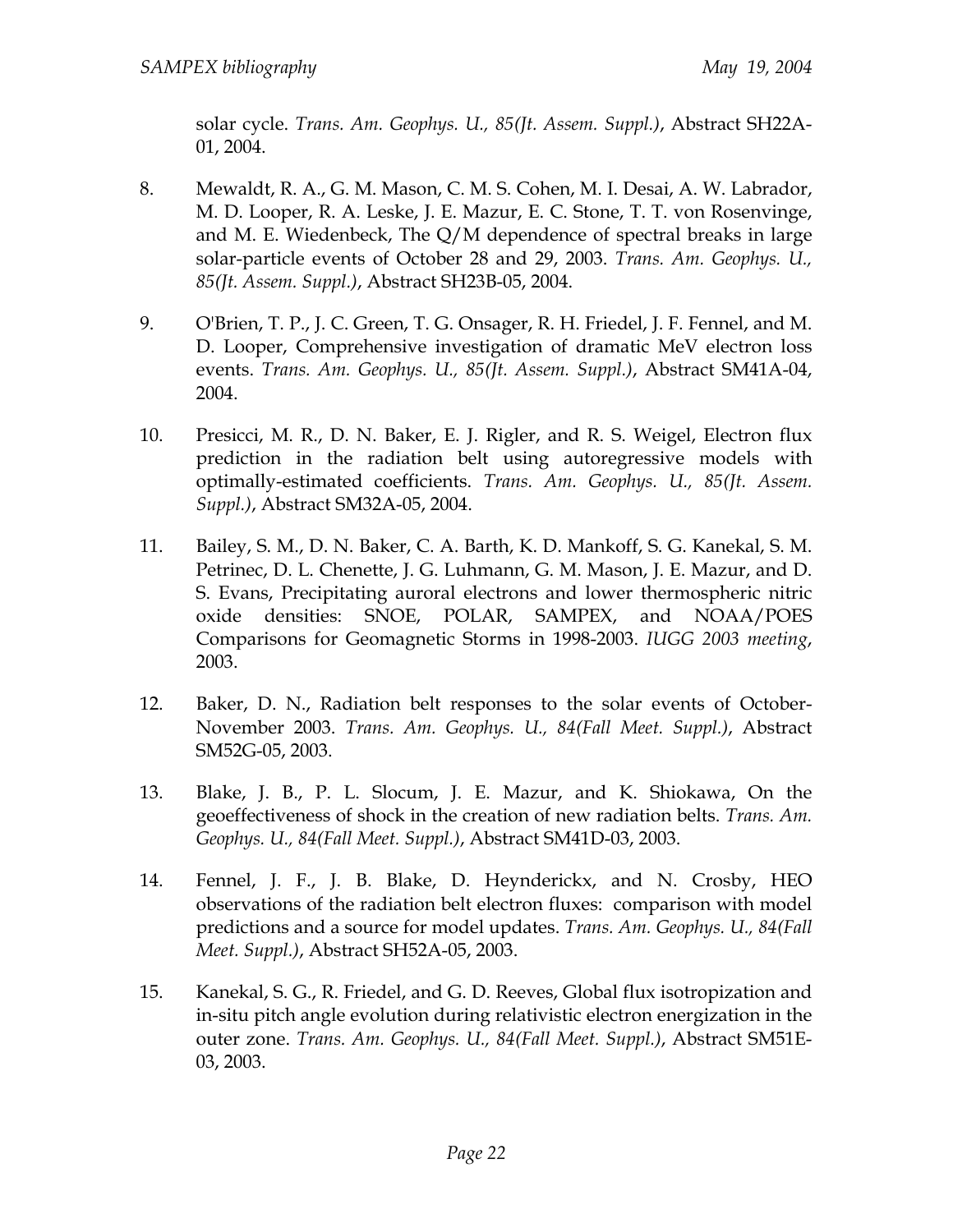solar cycle. *Trans. Am. Geophys. U., 85(Jt. Assem. Suppl.)*, Abstract SH22A-01, 2004.

8. Mewaldt, R. A., G. M. Mason, C. M. S. Cohen, M. I. Desai, A. W. Labrador, M. D. Looper, R. A. Leske, J. E. Mazur, E. C. Stone, T. T. von Rosenvinge, and M. E. Wiedenbeck, The Q/M dependence of spectral breaks in large solar-particle events of October 28 and 29, 2003. *Trans. Am. Geophys. U., 85(Jt. Assem. Suppl.)*, Abstract SH23B-05, 2004.

9. O'Brien, T. P., J. C. Green, T. G. Onsager, R. H. Friedel, J. F. Fennel, and M. D. Looper, Comprehensive investigation of dramatic MeV electron loss events. *Trans. Am. Geophys. U., 85(Jt. Assem. Suppl.)*, Abstract SM41A-04, 2004.

10. Presicci, M. R., D. N. Baker, E. J. Rigler, and R. S. Weigel, Electron flux prediction in the radiation belt using autoregressive models with optimally-estimated coefficients. *Trans. Am. Geophys. U., 85(Jt. Assem. Suppl.)*, Abstract SM32A-05, 2004.

11. Bailey, S. M., D. N. Baker, C. A. Barth, K. D. Mankoff, S. G. Kanekal, S. M. Petrinec, D. L. Chenette, J. G. Luhmann, G. M. Mason, J. E. Mazur, and D. S. Evans, Precipitating auroral electrons and lower thermospheric nitric oxide densities: SNOE, POLAR, SAMPEX, and NOAA/POES Comparisons for Geomagnetic Storms in 1998-2003. *IUGG 2003 meeting*, 2003.

12. Baker, D. N., Radiation belt responses to the solar events of October-November 2003. *Trans. Am. Geophys. U., 84(Fall Meet. Suppl.)*, Abstract SM52G-05, 2003.

13. Blake, J. B., P. L. Slocum, J. E. Mazur, and K. Shiokawa, On the geoeffectiveness of shock in the creation of new radiation belts. *Trans. Am. Geophys. U., 84(Fall Meet. Suppl.)*, Abstract SM41D-03, 2003.

14. Fennel, J. F., J. B. Blake, D. Heynderickx, and N. Crosby, HEO observations of the radiation belt electron fluxes: comparison with model predictions and a source for model updates. *Trans. Am. Geophys. U., 84(Fall Meet. Suppl.)*, Abstract SH52A-05, 2003.

15. Kanekal, S. G., R. Friedel, and G. D. Reeves, Global flux isotropization and in-situ pitch angle evolution during relativistic electron energization in the outer zone. *Trans. Am. Geophys. U., 84(Fall Meet. Suppl.)*, Abstract SM51E-03, 2003.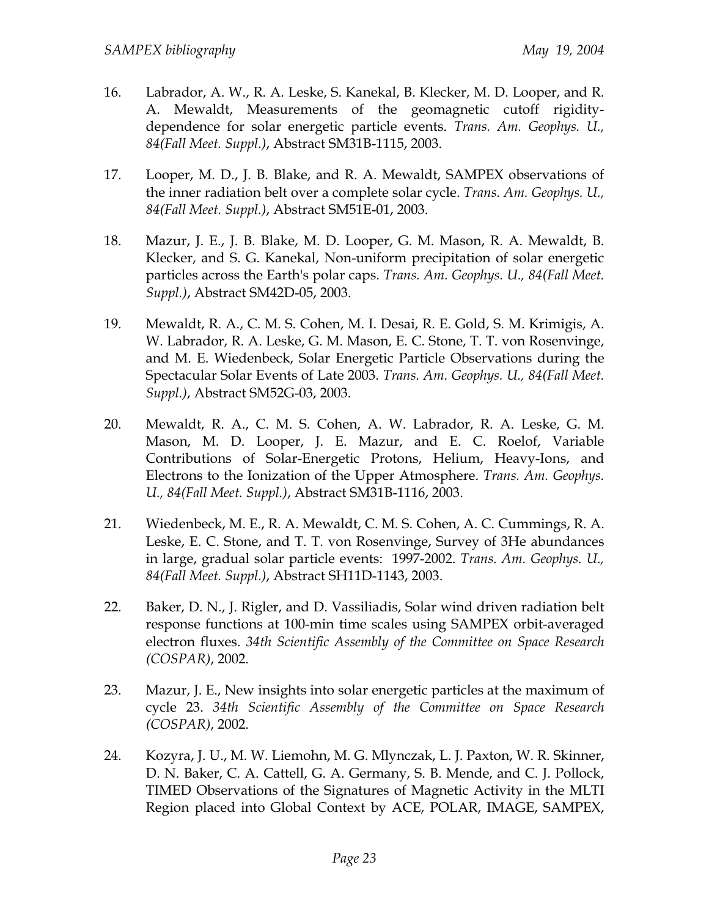16. Labrador, A. W., R. A. Leske, S. Kanekal, B. Klecker, M. D. Looper, and R. A. Mewaldt, Measurements of the geomagnetic cutoff rigidity-dependence for solar energetic particle events. *Trans. Am. Geophys. U., 84(Fall Meet. Suppl.)*, Abstract SM31B-1115, 2003.

17. Looper, M. D., J. B. Blake, and R. A. Mewaldt, SAMPEX observations of the inner radiation belt over a complete solar cycle. *Trans. Am. Geophys. U., 84(Fall Meet. Suppl.)*, Abstract SM51E-01, 2003.

18. Mazur, J. E., J. B. Blake, M. D. Looper, G. M. Mason, R. A. Mewaldt, B. Klecker, and S. G. Kanekal, Non-uniform precipitation of solar energetic particles across the Earth's polar caps. *Trans. Am. Geophys. U., 84(Fall Meet. Suppl.)*, Abstract SM42D-05, 2003.

19. Mewaldt, R. A., C. M. S. Cohen, M. I. Desai, R. E. Gold, S. M. Krimigis, A. W. Labrador, R. A. Leske, G. M. Mason, E. C. Stone, T. T. von Rosenvinge, and M. E. Wiedenbeck, Solar Energetic Particle Observations during the Spectacular Solar Events of Late 2003. *Trans. Am. Geophys. U., 84(Fall Meet. Suppl.)*, Abstract SM52G-03, 2003.

20. Mewaldt, R. A., C. M. S. Cohen, A. W. Labrador, R. A. Leske, G. M. Mason, M. D. Looper, J. E. Mazur, and E. C. Roelof, Variable Contributions of Solar-Energetic Protons, Helium, Heavy-Ions, and Electrons to the Ionization of the Upper Atmosphere. *Trans. Am. Geophys. U., 84(Fall Meet. Suppl.)*, Abstract SM31B-1116, 2003.

21. Wiedenbeck, M. E., R. A. Mewaldt, C. M. S. Cohen, A. C. Cummings, R. A. Leske, E. C. Stone, and T. T. von Rosenvinge, Survey of 3He abundances in large, gradual solar particle events: 1997-2002. *Trans. Am. Geophys. U., 84(Fall Meet. Suppl.)*, Abstract SH11D-1143, 2003.

22. Baker, D. N., J. Rigler, and D. Vassiliadis, Solar wind driven radiation belt response functions at 100-min time scales using SAMPEX orbit-averaged electron fluxes. *34th Scientific Assembly of the Committee on Space Research (COSPAR)*, 2002.

23. Mazur, J. E., New insights into solar energetic particles at the maximum of cycle 23. *34th Scientific Assembly of the Committee on Space Research (COSPAR)*, 2002.

24. Kozyra, J. U., M. W. Liemohn, M. G. Mlynczak, L. J. Paxton, W. R. Skinner, D. N. Baker, C. A. Cattell, G. A. Germany, S. B. Mende, and C. J. Pollock, TIMED Observations of the Signatures of Magnetic Activity in the MLTI Region placed into Global Context by ACE, POLAR, IMAGE, SAMPEX,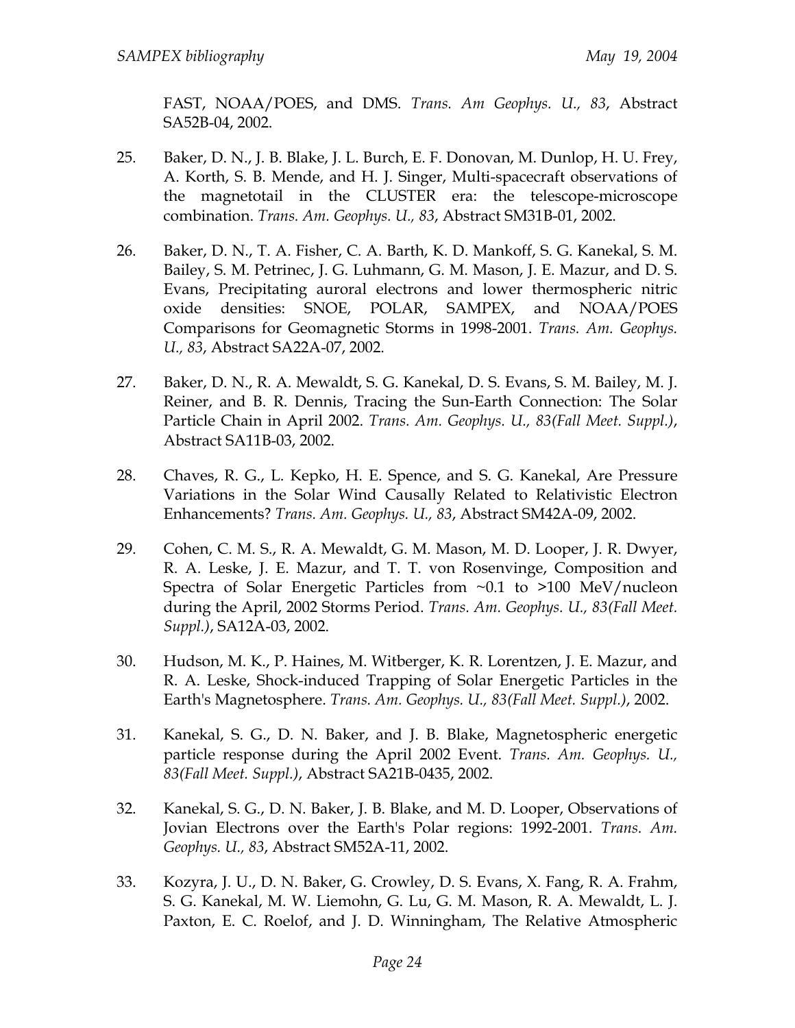FAST, NOAA/POES, and DMS. *Trans. Am Geophys. U., 83*, Abstract SA52B-04, 2002.

25. Baker, D. N., J. B. Blake, J. L. Burch, E. F. Donovan, M. Dunlop, H. U. Frey, A. Korth, S. B. Mende, and H. J. Singer, Multi-spacecraft observations of the magnetotail in the CLUSTER era: the telescope-microscope combination. *Trans. Am. Geophys. U., 83*, Abstract SM31B-01, 2002.

26. Baker, D. N., T. A. Fisher, C. A. Barth, K. D. Mankoff, S. G. Kanekal, S. M. Bailey, S. M. Petrinec, J. G. Luhmann, G. M. Mason, J. E. Mazur, and D. S. Evans, Precipitating auroral electrons and lower thermospheric nitric oxide densities: SNOE, POLAR, SAMPEX, and NOAA/POES Comparisons for Geomagnetic Storms in 1998-2001. *Trans. Am. Geophys. U., 83*, Abstract SA22A-07, 2002.

27. Baker, D. N., R. A. Mewaldt, S. G. Kanekal, D. S. Evans, S. M. Bailey, M. J. Reiner, and B. R. Dennis, Tracing the Sun-Earth Connection: The Solar Particle Chain in April 2002. *Trans. Am. Geophys. U., 83(Fall Meet. Suppl.)*, Abstract SA11B-03, 2002.

28. Chaves, R. G., L. Kepko, H. E. Spence, and S. G. Kanekal, Are Pressure Variations in the Solar Wind Causally Related to Relativistic Electron Enhancements? *Trans. Am. Geophys. U., 83*, Abstract SM42A-09, 2002.

29. Cohen, C. M. S., R. A. Mewaldt, G. M. Mason, M. D. Looper, J. R. Dwyer, R. A. Leske, J. E. Mazur, and T. T. von Rosenvinge, Composition and Spectra of Solar Energetic Particles from ~0.1 to >100 MeV/nucleon during the April, 2002 Storms Period. *Trans. Am. Geophys. U., 83(Fall Meet. Suppl.)*, SA12A-03, 2002.

30. Hudson, M. K., P. Haines, M. Witberger, K. R. Lorentzen, J. E. Mazur, and R. A. Leske, Shock-induced Trapping of Solar Energetic Particles in the Earth's Magnetosphere. *Trans. Am. Geophys. U., 83(Fall Meet. Suppl.)*, 2002.

31. Kanekal, S. G., D. N. Baker, and J. B. Blake, Magnetospheric energetic particle response during the April 2002 Event. *Trans. Am. Geophys. U., 83(Fall Meet. Suppl.)*, Abstract SA21B-0435, 2002.

32. Kanekal, S. G., D. N. Baker, J. B. Blake, and M. D. Looper, Observations of Jovian Electrons over the Earth's Polar regions: 1992-2001. *Trans. Am. Geophys. U., 83*, Abstract SM52A-11, 2002.

33. Kozyra, J. U., D. N. Baker, G. Crowley, D. S. Evans, X. Fang, R. A. Frahm, S. G. Kanekal, M. W. Liemohn, G. Lu, G. M. Mason, R. A. Mewaldt, L. J. Paxton, E. C. Roelof, and J. D. Winningham, The Relative Atmospheric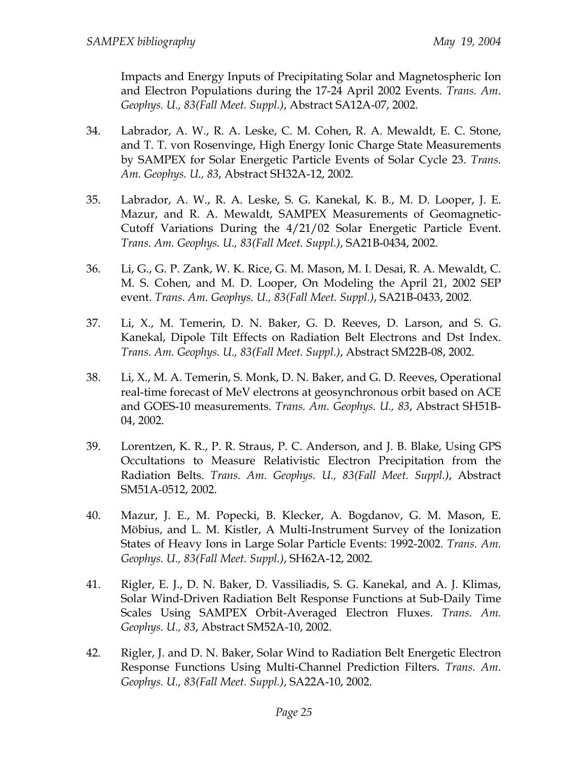Impacts and Energy Inputs of Precipitating Solar and Magnetospheric Ion and Electron Populations during the 17-24 April 2002 Events. *Trans. Am. Geophys. U., 83(Fall Meet. Suppl.)*, Abstract SA12A-07, 2002.

34. Labrador, A. W., R. A. Leske, C. M. Cohen, R. A. Mewaldt, E. C. Stone, and T. T. von Rosenvinge, High Energy Ionic Charge State Measurements by SAMPEX for Solar Energetic Particle Events of Solar Cycle 23. *Trans. Am. Geophys. U., 83*, Abstract SH32A-12, 2002.

35. Labrador, A. W., R. A. Leske, S. G. Kanekal, K. B., M. D. Looper, J. E. Mazur, and R. A. Mewaldt, SAMPEX Measurements of Geomagnetic-Cutoff Variations During the 4/21/02 Solar Energetic Particle Event. *Trans. Am. Geophys. U., 83(Fall Meet. Suppl.)*, SA21B-0434, 2002.

36. Li, G., G. P. Zank, W. K. Rice, G. M. Mason, M. I. Desai, R. A. Mewaldt, C. M. S. Cohen, and M. D. Looper, On Modeling the April 21, 2002 SEP event. *Trans. Am. Geophys. U., 83(Fall Meet. Suppl.)*, SA21B-0433, 2002.

37. Li, X., M. Temerin, D. N. Baker, G. D. Reeves, D. Larson, and S. G. Kanekal, Dipole Tilt Effects on Radiation Belt Electrons and Dst Index. *Trans. Am. Geophys. U., 83(Fall Meet. Suppl.)*, Abstract SM22B-08, 2002.

38. Li, X., M. A. Temerin, S. Monk, D. N. Baker, and G. D. Reeves, Operational real-time forecast of MeV electrons at geosynchronous orbit based on ACE and GOES-10 measurements. *Trans. Am. Geophys. U., 83*, Abstract SH51B-04, 2002.

39. Lorentzen, K. R., P. R. Straus, P. C. Anderson, and J. B. Blake, Using GPS Occultations to Measure Relativistic Electron Precipitation from the Radiation Belts. *Trans. Am. Geophys. U., 83(Fall Meet. Suppl.)*, Abstract SM51A-0512, 2002.

40. Mazur, J. E., M. Popecki, B. Klecker, A. Bogdanov, G. M. Mason, E. Möbius, and L. M. Kistler, A Multi-Instrument Survey of the Ionization States of Heavy Ions in Large Solar Particle Events: 1992-2002. *Trans. Am. Geophys. U., 83(Fall Meet. Suppl.)*, SH62A-12, 2002.

41. Rigler, E. J., D. N. Baker, D. Vassiliadis, S. G. Kanekal, and A. J. Klimas, Solar Wind-Driven Radiation Belt Response Functions at Sub-Daily Time Scales Using SAMPEX Orbit-Averaged Electron Fluxes. *Trans. Am. Geophys. U., 83*, Abstract SM52A-10, 2002.

42. Rigler, J. and D. N. Baker, Solar Wind to Radiation Belt Energetic Electron Response Functions Using Multi-Channel Prediction Filters. *Trans. Am. Geophys. U., 83(Fall Meet. Suppl.)*, SA22A-10, 2002.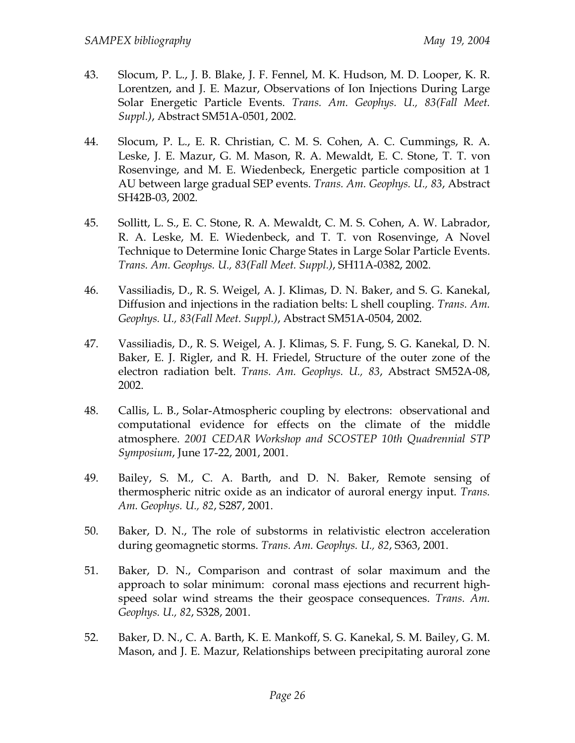43. Slocum, P. L., J. B. Blake, J. F. Fennel, M. K. Hudson, M. D. Looper, K. R. Lorentzen, and J. E. Mazur, Observations of Ion Injections During Large Solar Energetic Particle Events. *Trans. Am. Geophys. U., 83(Fall Meet. Suppl.)*, Abstract SM51A-0501, 2002.

44. Slocum, P. L., E. R. Christian, C. M. S. Cohen, A. C. Cummings, R. A. Leske, J. E. Mazur, G. M. Mason, R. A. Mewaldt, E. C. Stone, T. T. von Rosenvinge, and M. E. Wiedenbeck, Energetic particle composition at 1 AU between large gradual SEP events. *Trans. Am. Geophys. U., 83*, Abstract SH42B-03, 2002.

45. Sollitt, L. S., E. C. Stone, R. A. Mewaldt, C. M. S. Cohen, A. W. Labrador, R. A. Leske, M. E. Wiedenbeck, and T. T. von Rosenvinge, A Novel Technique to Determine Ionic Charge States in Large Solar Particle Events. *Trans. Am. Geophys. U., 83(Fall Meet. Suppl.)*, SH11A-0382, 2002.

46. Vassiliadis, D., R. S. Weigel, A. J. Klimas, D. N. Baker, and S. G. Kanekal, Diffusion and injections in the radiation belts: L shell coupling. *Trans. Am. Geophys. U., 83(Fall Meet. Suppl.)*, Abstract SM51A-0504, 2002.

47. Vassiliadis, D., R. S. Weigel, A. J. Klimas, S. F. Fung, S. G. Kanekal, D. N. Baker, E. J. Rigler, and R. H. Friedel, Structure of the outer zone of the electron radiation belt. *Trans. Am. Geophys. U., 83*, Abstract SM52A-08, 2002.

48. Callis, L. B., Solar-Atmospheric coupling by electrons: observational and computational evidence for effects on the climate of the middle atmosphere. *2001 CEDAR Workshop and SCOSTEP 10th Quadrennial STP Symposium*, June 17-22, 2001, 2001.

49. Bailey, S. M., C. A. Barth, and D. N. Baker, Remote sensing of thermospheric nitric oxide as an indicator of auroral energy input. *Trans. Am. Geophys. U., 82*, S287, 2001.

50. Baker, D. N., The role of substorms in relativistic electron acceleration during geomagnetic storms. *Trans. Am. Geophys. U., 82*, S363, 2001.

51. Baker, D. N., Comparison and contrast of solar maximum and the approach to solar minimum: coronal mass ejections and recurrent high-speed solar wind streams the their geospace consequences. *Trans. Am. Geophys. U., 82*, S328, 2001.

52. Baker, D. N., C. A. Barth, K. E. Mankoff, S. G. Kanekal, S. M. Bailey, G. M. Mason, and J. E. Mazur, Relationships between precipitating auroral zone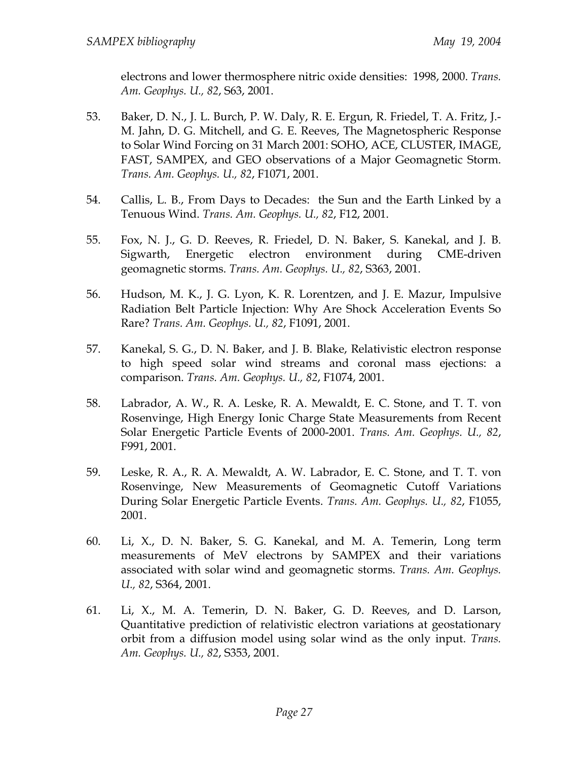electrons and lower thermosphere nitric oxide densities: 1998, 2000. *Trans. Am. Geophys. U., 82*, S63, 2001.

53. Baker, D. N., J. L. Burch, P. W. Daly, R. E. Ergun, R. Friedel, T. A. Fritz, J.-M. Jahn, D. G. Mitchell, and G. E. Reeves, The Magnetospheric Response to Solar Wind Forcing on 31 March 2001: SOHO, ACE, CLUSTER, IMAGE, FAST, SAMPEX, and GEO observations of a Major Geomagnetic Storm. *Trans. Am. Geophys. U., 82*, F1071, 2001.

54. Callis, L. B., From Days to Decades: the Sun and the Earth Linked by a Tenuous Wind. *Trans. Am. Geophys. U., 82*, F12, 2001.

55. Fox, N. J., G. D. Reeves, R. Friedel, D. N. Baker, S. Kanekal, and J. B. Sigwarth, Energetic electron environment during CME-driven geomagnetic storms. *Trans. Am. Geophys. U., 82*, S363, 2001.

56. Hudson, M. K., J. G. Lyon, K. R. Lorentzen, and J. E. Mazur, Impulsive Radiation Belt Particle Injection: Why Are Shock Acceleration Events So Rare? *Trans. Am. Geophys. U., 82*, F1091, 2001.

57. Kanekal, S. G., D. N. Baker, and J. B. Blake, Relativistic electron response to high speed solar wind streams and coronal mass ejections: a comparison. *Trans. Am. Geophys. U., 82*, F1074, 2001.

58. Labrador, A. W., R. A. Leske, R. A. Mewaldt, E. C. Stone, and T. T. von Rosenvinge, High Energy Ionic Charge State Measurements from Recent Solar Energetic Particle Events of 2000-2001. *Trans. Am. Geophys. U., 82*, F991, 2001.

59. Leske, R. A., R. A. Mewaldt, A. W. Labrador, E. C. Stone, and T. T. von Rosenvinge, New Measurements of Geomagnetic Cutoff Variations During Solar Energetic Particle Events. *Trans. Am. Geophys. U., 82*, F1055, 2001.

60. Li, X., D. N. Baker, S. G. Kanekal, and M. A. Temerin, Long term measurements of MeV electrons by SAMPEX and their variations associated with solar wind and geomagnetic storms. *Trans. Am. Geophys. U., 82*, S364, 2001.

61. Li, X., M. A. Temerin, D. N. Baker, G. D. Reeves, and D. Larson, Quantitative prediction of relativistic electron variations at geostationary orbit from a diffusion model using solar wind as the only input. *Trans. Am. Geophys. U., 82*, S353, 2001.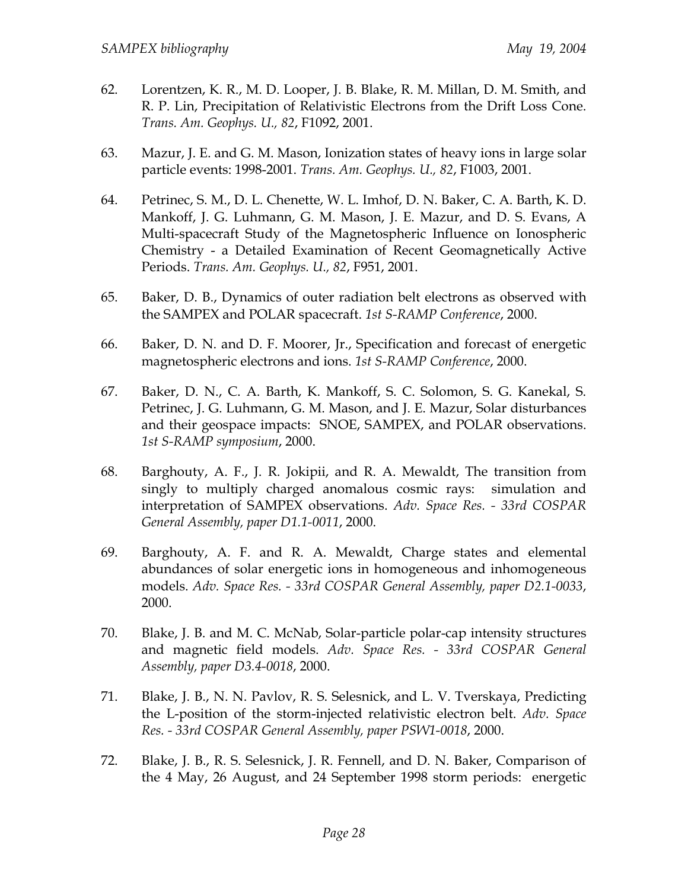62. Lorentzen, K. R., M. D. Looper, J. B. Blake, R. M. Millan, D. M. Smith, and R. P. Lin, Precipitation of Relativistic Electrons from the Drift Loss Cone. *Trans. Am. Geophys. U., 82*, F1092, 2001.

63. Mazur, J. E. and G. M. Mason, Ionization states of heavy ions in large solar particle events: 1998-2001. *Trans. Am. Geophys. U., 82*, F1003, 2001.

64. Petrinec, S. M., D. L. Chenette, W. L. Imhof, D. N. Baker, C. A. Barth, K. D. Mankoff, J. G. Luhmann, G. M. Mason, J. E. Mazur, and D. S. Evans, A Multi-spacecraft Study of the Magnetospheric Influence on Ionospheric Chemistry - a Detailed Examination of Recent Geomagnetically Active Periods. *Trans. Am. Geophys. U., 82*, F951, 2001.

65. Baker, D. B., Dynamics of outer radiation belt electrons as observed with the SAMPEX and POLAR spacecraft. *1st S-RAMP Conference*, 2000.

66. Baker, D. N. and D. F. Moorer, Jr., Specification and forecast of energetic magnetospheric electrons and ions. *1st S-RAMP Conference*, 2000.

67. Baker, D. N., C. A. Barth, K. Mankoff, S. C. Solomon, S. G. Kanekal, S. Petrinec, J. G. Luhmann, G. M. Mason, and J. E. Mazur, Solar disturbances and their geospace impacts: SNOE, SAMPEX, and POLAR observations. *1st S-RAMP symposium*, 2000.

68. Barghouty, A. F., J. R. Jokipii, and R. A. Mewaldt, The transition from singly to multiply charged anomalous cosmic rays: simulation and interpretation of SAMPEX observations. *Adv. Space Res. - 33rd COSPAR General Assembly, paper D1.1-0011*, 2000.

69. Barghouty, A. F. and R. A. Mewaldt, Charge states and elemental abundances of solar energetic ions in homogeneous and inhomogeneous models. *Adv. Space Res. - 33rd COSPAR General Assembly, paper D2.1-0033*, 2000.

70. Blake, J. B. and M. C. McNab, Solar-particle polar-cap intensity structures and magnetic field models. *Adv. Space Res. - 33rd COSPAR General Assembly, paper D3.4-0018*, 2000.

71. Blake, J. B., N. N. Pavlov, R. S. Selesnick, and L. V. Tverskaya, Predicting the L-position of the storm-injected relativistic electron belt. *Adv. Space Res. - 33rd COSPAR General Assembly, paper PSW1-0018*, 2000.

72. Blake, J. B., R. S. Selesnick, J. R. Fennell, and D. N. Baker, Comparison of the 4 May, 26 August, and 24 September 1998 storm periods: energetic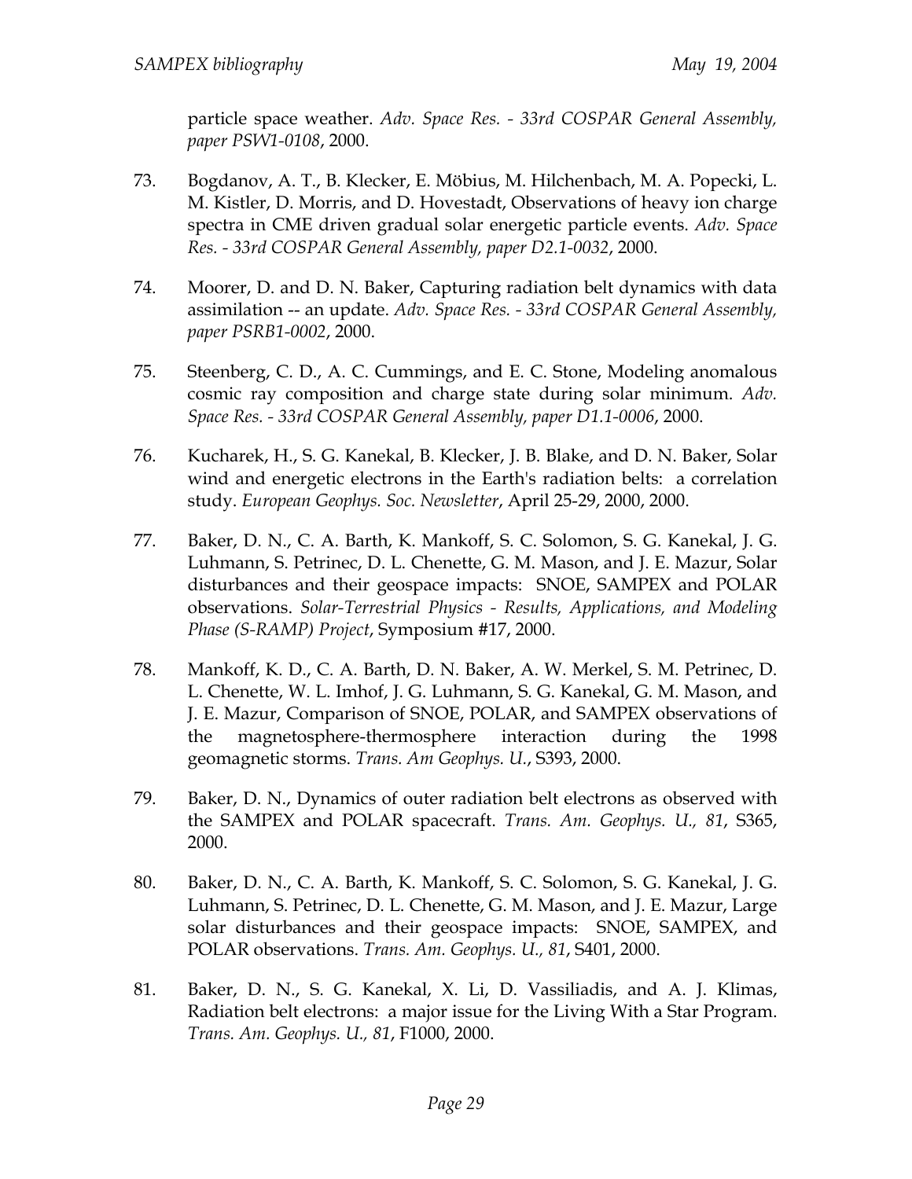particle space weather. *Adv. Space Res. - 33rd COSPAR General Assembly, paper PSW1-0108*, 2000.

73. Bogdanov, A. T., B. Klecker, E. Möbius, M. Hilchenbach, M. A. Popecki, L. M. Kistler, D. Morris, and D. Hovestadt, Observations of heavy ion charge spectra in CME driven gradual solar energetic particle events. *Adv. Space Res. - 33rd COSPAR General Assembly, paper D2.1-0032*, 2000.

74. Moorer, D. and D. N. Baker, Capturing radiation belt dynamics with data assimilation -- an update. *Adv. Space Res. - 33rd COSPAR General Assembly, paper PSRB1-0002*, 2000.

75. Steenberg, C. D., A. C. Cummings, and E. C. Stone, Modeling anomalous cosmic ray composition and charge state during solar minimum. *Adv. Space Res. - 33rd COSPAR General Assembly, paper D1.1-0006*, 2000.

76. Kucharek, H., S. G. Kanekal, B. Klecker, J. B. Blake, and D. N. Baker, Solar wind and energetic electrons in the Earth's radiation belts: a correlation study. *European Geophys. Soc. Newsletter*, April 25-29, 2000, 2000.

77. Baker, D. N., C. A. Barth, K. Mankoff, S. C. Solomon, S. G. Kanekal, J. G. Luhmann, S. Petrinec, D. L. Chenette, G. M. Mason, and J. E. Mazur, Solar disturbances and their geospace impacts: SNOE, SAMPEX and POLAR observations. *Solar-Terrestrial Physics - Results, Applications, and Modeling Phase (S-RAMP) Project*, Symposium #17, 2000.

78. Mankoff, K. D., C. A. Barth, D. N. Baker, A. W. Merkel, S. M. Petrinec, D. L. Chenette, W. L. Imhof, J. G. Luhmann, S. G. Kanekal, G. M. Mason, and J. E. Mazur, Comparison of SNOE, POLAR, and SAMPEX observations of the magnetosphere-thermosphere interaction during the 1998 geomagnetic storms. *Trans. Am Geophys. U.*, S393, 2000.

79. Baker, D. N., Dynamics of outer radiation belt electrons as observed with the SAMPEX and POLAR spacecraft. *Trans. Am. Geophys. U., 81*, S365, 2000.

80. Baker, D. N., C. A. Barth, K. Mankoff, S. C. Solomon, S. G. Kanekal, J. G. Luhmann, S. Petrinec, D. L. Chenette, G. M. Mason, and J. E. Mazur, Large solar disturbances and their geospace impacts: SNOE, SAMPEX, and POLAR observations. *Trans. Am. Geophys. U., 81*, S401, 2000.

81. Baker, D. N., S. G. Kanekal, X. Li, D. Vassiliadis, and A. J. Klimas, Radiation belt electrons: a major issue for the Living With a Star Program. *Trans. Am. Geophys. U., 81*, F1000, 2000.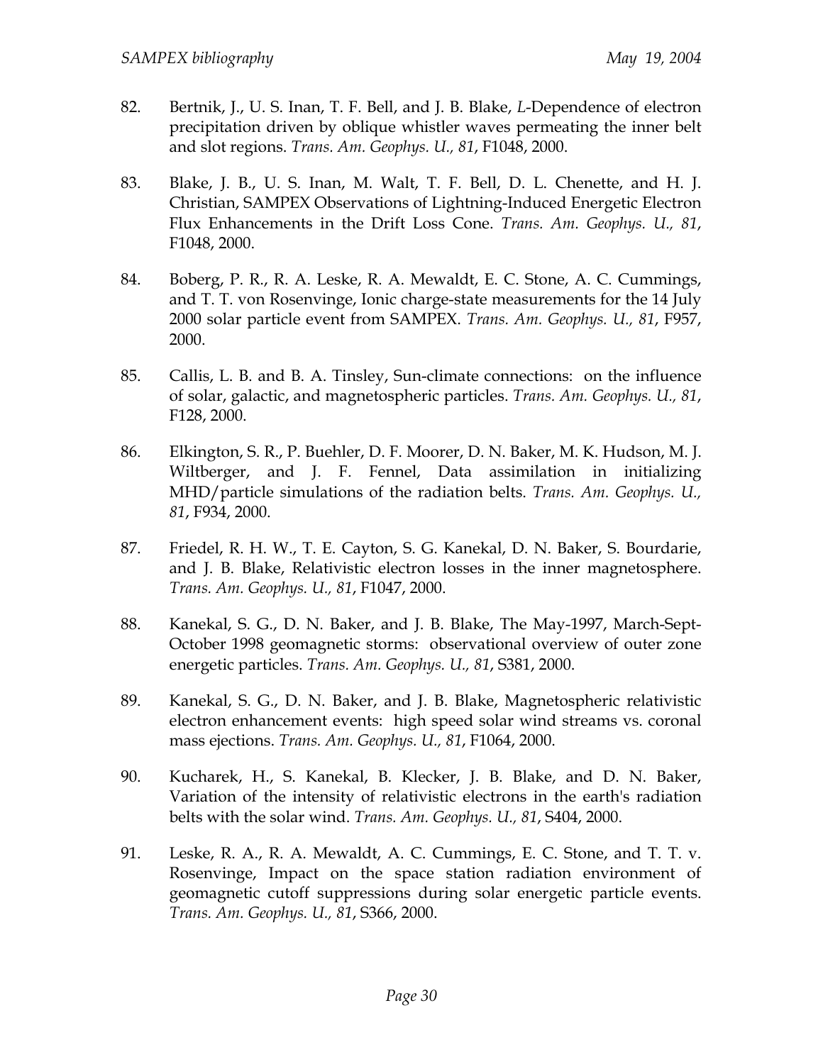82. Bertnik, J., U. S. Inan, T. F. Bell, and J. B. Blake, *L*-Dependence of electron precipitation driven by oblique whistler waves permeating the inner belt and slot regions. *Trans. Am. Geophys. U., 81*, F1048, 2000.

83. Blake, J. B., U. S. Inan, M. Walt, T. F. Bell, D. L. Chenette, and H. J. Christian, SAMPEX Observations of Lightning-Induced Energetic Electron Flux Enhancements in the Drift Loss Cone. *Trans. Am. Geophys. U., 81*, F1048, 2000.

84. Boberg, P. R., R. A. Leske, R. A. Mewaldt, E. C. Stone, A. C. Cummings, and T. T. von Rosenvinge, Ionic charge-state measurements for the 14 July 2000 solar particle event from SAMPEX. *Trans. Am. Geophys. U., 81*, F957, 2000.

85. Callis, L. B. and B. A. Tinsley, Sun-climate connections: on the influence of solar, galactic, and magnetospheric particles. *Trans. Am. Geophys. U., 81*, F128, 2000.

86. Elkington, S. R., P. Buehler, D. F. Moorer, D. N. Baker, M. K. Hudson, M. J. Wiltberger, and J. F. Fennel, Data assimilation in initializing MHD/particle simulations of the radiation belts. *Trans. Am. Geophys. U., 81*, F934, 2000.

87. Friedel, R. H. W., T. E. Cayton, S. G. Kanekal, D. N. Baker, S. Bourdarie, and J. B. Blake, Relativistic electron losses in the inner magnetosphere. *Trans. Am. Geophys. U., 81*, F1047, 2000.

88. Kanekal, S. G., D. N. Baker, and J. B. Blake, The May-1997, March-Sept-October 1998 geomagnetic storms: observational overview of outer zone energetic particles. *Trans. Am. Geophys. U., 81*, S381, 2000.

89. Kanekal, S. G., D. N. Baker, and J. B. Blake, Magnetospheric relativistic electron enhancement events: high speed solar wind streams vs. coronal mass ejections. *Trans. Am. Geophys. U., 81*, F1064, 2000.

90. Kucharek, H., S. Kanekal, B. Klecker, J. B. Blake, and D. N. Baker, Variation of the intensity of relativistic electrons in the earth's radiation belts with the solar wind. *Trans. Am. Geophys. U., 81*, S404, 2000.

91. Leske, R. A., R. A. Mewaldt, A. C. Cummings, E. C. Stone, and T. T. v. Rosenvinge, Impact on the space station radiation environment of geomagnetic cutoff suppressions during solar energetic particle events. *Trans. Am. Geophys. U., 81*, S366, 2000.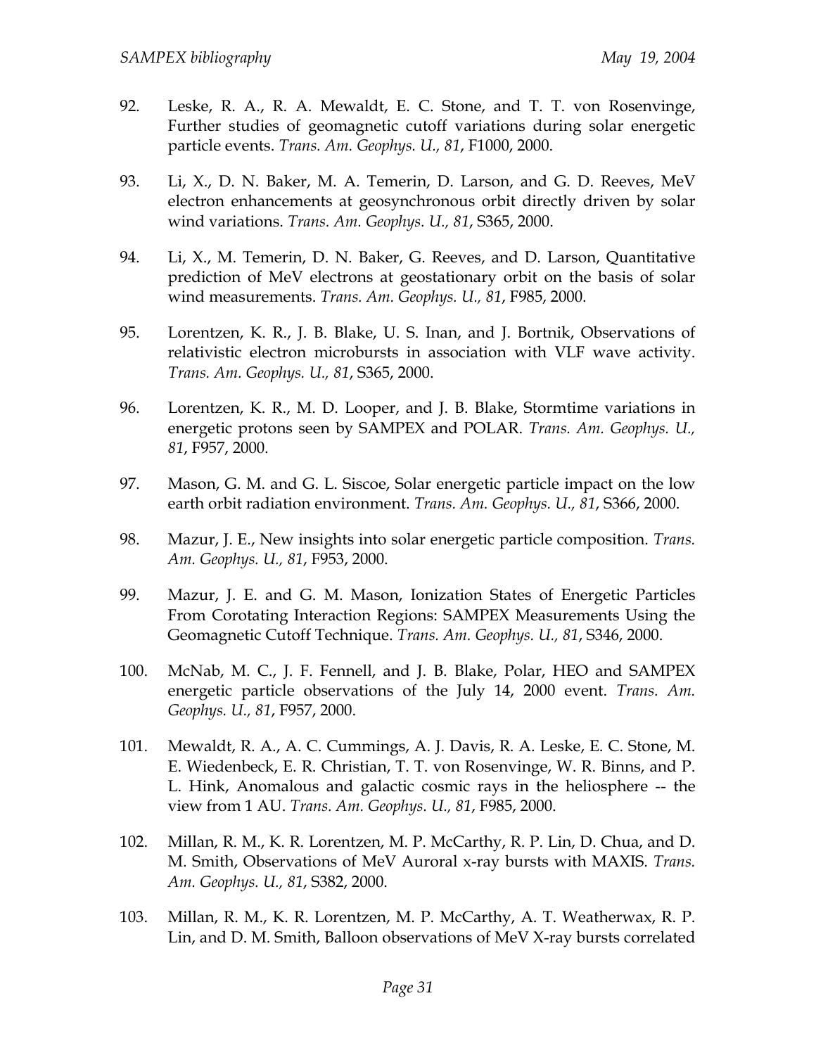92. Leske, R. A., R. A. Mewaldt, E. C. Stone, and T. T. von Rosenvinge, Further studies of geomagnetic cutoff variations during solar energetic particle events. *Trans. Am. Geophys. U., 81*, F1000, 2000.

93. Li, X., D. N. Baker, M. A. Temerin, D. Larson, and G. D. Reeves, MeV electron enhancements at geosynchronous orbit directly driven by solar wind variations. *Trans. Am. Geophys. U., 81*, S365, 2000.

94. Li, X., M. Temerin, D. N. Baker, G. Reeves, and D. Larson, Quantitative prediction of MeV electrons at geostationary orbit on the basis of solar wind measurements. *Trans. Am. Geophys. U., 81*, F985, 2000.

95. Lorentzen, K. R., J. B. Blake, U. S. Inan, and J. Bortnik, Observations of relativistic electron microbursts in association with VLF wave activity. *Trans. Am. Geophys. U., 81*, S365, 2000.

96. Lorentzen, K. R., M. D. Looper, and J. B. Blake, Stormtime variations in energetic protons seen by SAMPEX and POLAR. *Trans. Am. Geophys. U., 81*, F957, 2000.

97. Mason, G. M. and G. L. Siscoe, Solar energetic particle impact on the low earth orbit radiation environment. *Trans. Am. Geophys. U., 81*, S366, 2000.

98. Mazur, J. E., New insights into solar energetic particle composition. *Trans. Am. Geophys. U., 81*, F953, 2000.

99. Mazur, J. E. and G. M. Mason, Ionization States of Energetic Particles From Corotating Interaction Regions: SAMPEX Measurements Using the Geomagnetic Cutoff Technique. *Trans. Am. Geophys. U., 81*, S346, 2000.

100. McNab, M. C., J. F. Fennell, and J. B. Blake, Polar, HEO and SAMPEX energetic particle observations of the July 14, 2000 event. *Trans. Am. Geophys. U., 81*, F957, 2000.

101. Mewaldt, R. A., A. C. Cummings, A. J. Davis, R. A. Leske, E. C. Stone, M. E. Wiedenbeck, E. R. Christian, T. T. von Rosenvinge, W. R. Binns, and P. L. Hink, Anomalous and galactic cosmic rays in the heliosphere -- the view from 1 AU. *Trans. Am. Geophys. U., 81*, F985, 2000.

102. Millan, R. M., K. R. Lorentzen, M. P. McCarthy, R. P. Lin, D. Chua, and D. M. Smith, Observations of MeV Auroral x-ray bursts with MAXIS. *Trans. Am. Geophys. U., 81*, S382, 2000.

103. Millan, R. M., K. R. Lorentzen, M. P. McCarthy, A. T. Weatherwax, R. P. Lin, and D. M. Smith, Balloon observations of MeV X-ray bursts correlated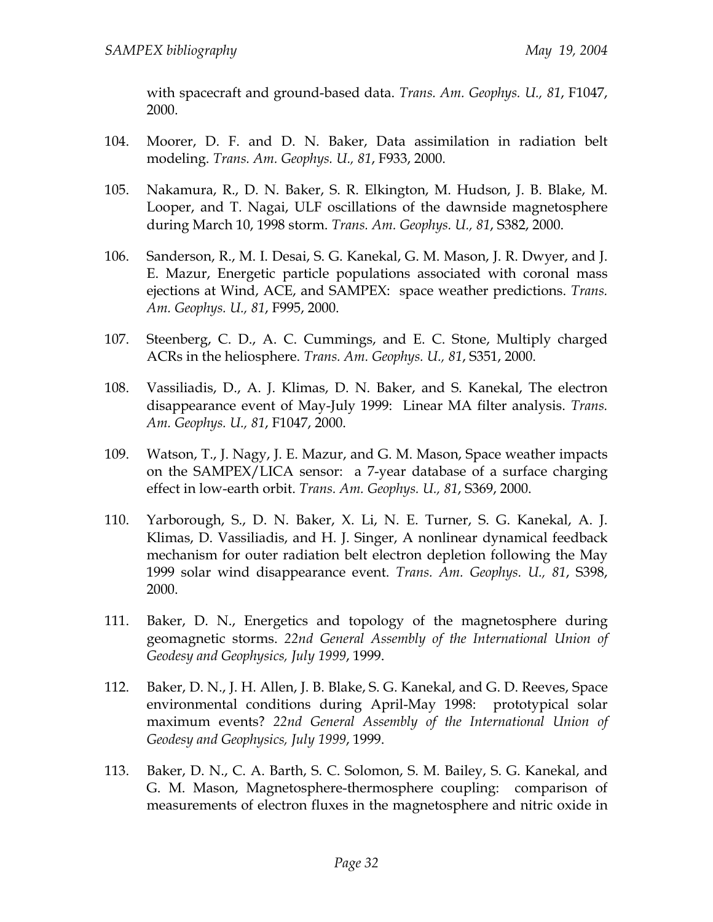with spacecraft and ground-based data. *Trans. Am. Geophys. U., 81*, F1047, 2000.

104. Moorer, D. F. and D. N. Baker, Data assimilation in radiation belt modeling. *Trans. Am. Geophys. U., 81*, F933, 2000.

105. Nakamura, R., D. N. Baker, S. R. Elkington, M. Hudson, J. B. Blake, M. Looper, and T. Nagai, ULF oscillations of the dawnside magnetosphere during March 10, 1998 storm. *Trans. Am. Geophys. U., 81*, S382, 2000.

106. Sanderson, R., M. I. Desai, S. G. Kanekal, G. M. Mason, J. R. Dwyer, and J. E. Mazur, Energetic particle populations associated with coronal mass ejections at Wind, ACE, and SAMPEX: space weather predictions. *Trans. Am. Geophys. U., 81*, F995, 2000.

107. Steenberg, C. D., A. C. Cummings, and E. C. Stone, Multiply charged ACRs in the heliosphere. *Trans. Am. Geophys. U., 81*, S351, 2000.

108. Vassiliadis, D., A. J. Klimas, D. N. Baker, and S. Kanekal, The electron disappearance event of May-July 1999: Linear MA filter analysis. *Trans. Am. Geophys. U., 81*, F1047, 2000.

109. Watson, T., J. Nagy, J. E. Mazur, and G. M. Mason, Space weather impacts on the SAMPEX/LICA sensor: a 7-year database of a surface charging effect in low-earth orbit. *Trans. Am. Geophys. U., 81*, S369, 2000.

110. Yarborough, S., D. N. Baker, X. Li, N. E. Turner, S. G. Kanekal, A. J. Klimas, D. Vassiliadis, and H. J. Singer, A nonlinear dynamical feedback mechanism for outer radiation belt electron depletion following the May 1999 solar wind disappearance event. *Trans. Am. Geophys. U., 81*, S398, 2000.

111. Baker, D. N., Energetics and topology of the magnetosphere during geomagnetic storms. *22nd General Assembly of the International Union of Geodesy and Geophysics, July 1999*, 1999.

112. Baker, D. N., J. H. Allen, J. B. Blake, S. G. Kanekal, and G. D. Reeves, Space environmental conditions during April-May 1998: prototypical solar maximum events? *22nd General Assembly of the International Union of Geodesy and Geophysics, July 1999*, 1999.

113. Baker, D. N., C. A. Barth, S. C. Solomon, S. M. Bailey, S. G. Kanekal, and G. M. Mason, Magnetosphere-thermosphere coupling: comparison of measurements of electron fluxes in the magnetosphere and nitric oxide in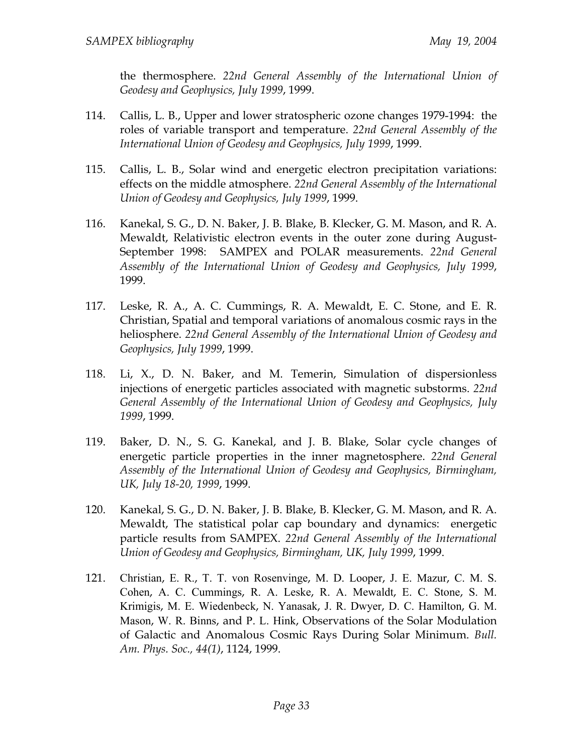the thermosphere. *22nd General Assembly of the International Union of Geodesy and Geophysics, July 1999*, 1999.

114. Callis, L. B., Upper and lower stratospheric ozone changes 1979-1994: the roles of variable transport and temperature. *22nd General Assembly of the International Union of Geodesy and Geophysics, July 1999*, 1999.

115. Callis, L. B., Solar wind and energetic electron precipitation variations: effects on the middle atmosphere. *22nd General Assembly of the International Union of Geodesy and Geophysics, July 1999*, 1999.

116. Kanekal, S. G., D. N. Baker, J. B. Blake, B. Klecker, G. M. Mason, and R. A. Mewaldt, Relativistic electron events in the outer zone during August-September 1998: SAMPEX and POLAR measurements. *22nd General Assembly of the International Union of Geodesy and Geophysics, July 1999*, 1999.

117. Leske, R. A., A. C. Cummings, R. A. Mewaldt, E. C. Stone, and E. R. Christian, Spatial and temporal variations of anomalous cosmic rays in the heliosphere. *22nd General Assembly of the International Union of Geodesy and Geophysics, July 1999*, 1999.

118. Li, X., D. N. Baker, and M. Temerin, Simulation of dispersionless injections of energetic particles associated with magnetic substorms. *22nd General Assembly of the International Union of Geodesy and Geophysics, July 1999*, 1999.

119. Baker, D. N., S. G. Kanekal, and J. B. Blake, Solar cycle changes of energetic particle properties in the inner magnetosphere. *22nd General Assembly of the International Union of Geodesy and Geophysics, Birmingham, UK, July 18-20, 1999*, 1999.

120. Kanekal, S. G., D. N. Baker, J. B. Blake, B. Klecker, G. M. Mason, and R. A. Mewaldt, The statistical polar cap boundary and dynamics: energetic particle results from SAMPEX. *22nd General Assembly of the International Union of Geodesy and Geophysics, Birmingham, UK, July 1999*, 1999.

121. Christian, E. R., T. T. von Rosenvinge, M. D. Looper, J. E. Mazur, C. M. S. Cohen, A. C. Cummings, R. A. Leske, R. A. Mewaldt, E. C. Stone, S. M. Krimigis, M. E. Wiedenbeck, N. Yanasak, J. R. Dwyer, D. C. Hamilton, G. M. Mason, W. R. Binns, and P. L. Hink, Observations of the Solar Modulation of Galactic and Anomalous Cosmic Rays During Solar Minimum. *Bull. Am. Phys. Soc., 44(1)*, 1124, 1999.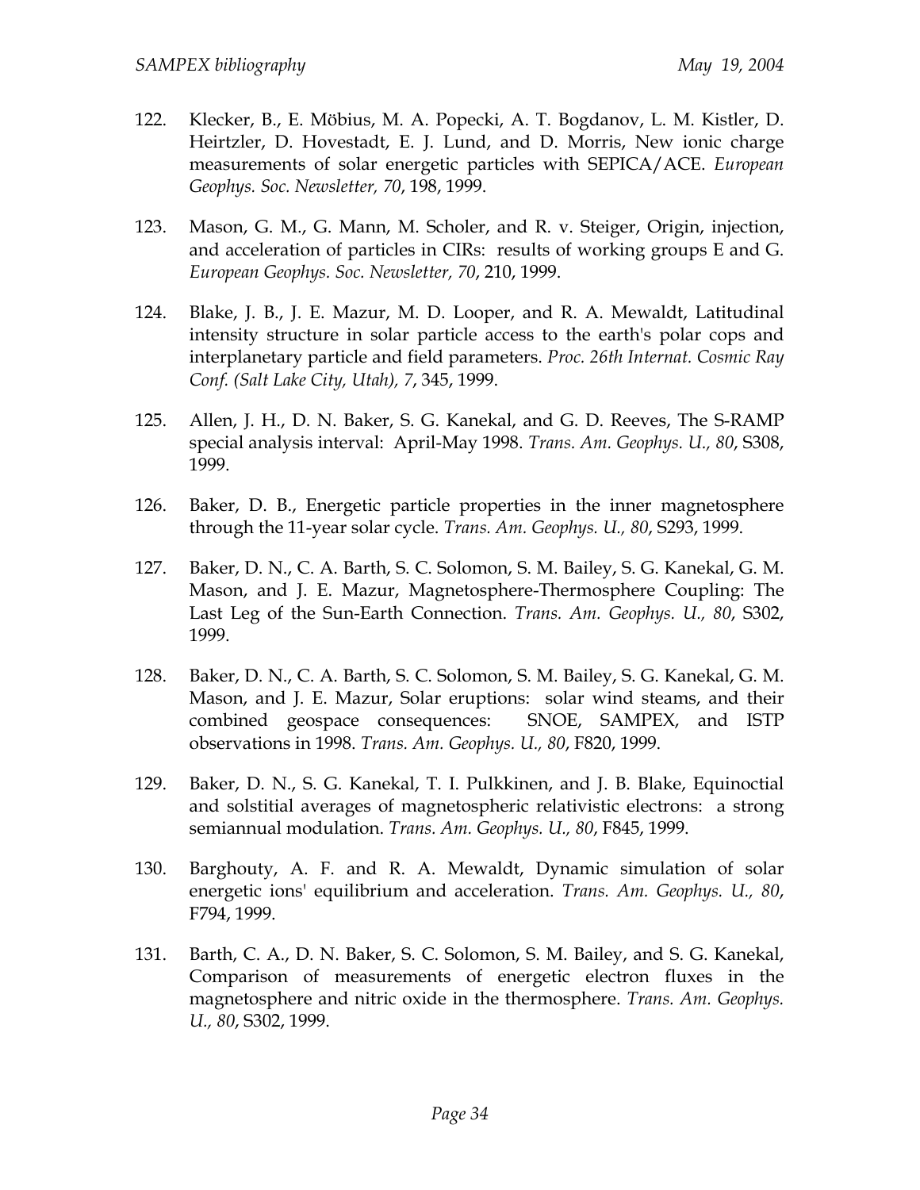122. Klecker, B., E. Möbius, M. A. Popecki, A. T. Bogdanov, L. M. Kistler, D. Heirtzler, D. Hovestadt, E. J. Lund, and D. Morris, New ionic charge measurements of solar energetic particles with SEPICA/ACE. *European Geophys. Soc. Newsletter, 70*, 198, 1999.

123. Mason, G. M., G. Mann, M. Scholer, and R. v. Steiger, Origin, injection, and acceleration of particles in CIRs: results of working groups E and G. *European Geophys. Soc. Newsletter, 70*, 210, 1999.

124. Blake, J. B., J. E. Mazur, M. D. Looper, and R. A. Mewaldt, Latitudinal intensity structure in solar particle access to the earth's polar cops and interplanetary particle and field parameters. *Proc. 26th Internat. Cosmic Ray Conf. (Salt Lake City, Utah), 7*, 345, 1999.

125. Allen, J. H., D. N. Baker, S. G. Kanekal, and G. D. Reeves, The S-RAMP special analysis interval: April-May 1998. *Trans. Am. Geophys. U., 80*, S308, 1999.

126. Baker, D. B., Energetic particle properties in the inner magnetosphere through the 11-year solar cycle. *Trans. Am. Geophys. U., 80*, S293, 1999.

127. Baker, D. N., C. A. Barth, S. C. Solomon, S. M. Bailey, S. G. Kanekal, G. M. Mason, and J. E. Mazur, Magnetosphere-Thermosphere Coupling: The Last Leg of the Sun-Earth Connection. *Trans. Am. Geophys. U., 80*, S302, 1999.

128. Baker, D. N., C. A. Barth, S. C. Solomon, S. M. Bailey, S. G. Kanekal, G. M. Mason, and J. E. Mazur, Solar eruptions: solar wind steams, and their combined geospace consequences: SNOE, SAMPEX, and ISTP observations in 1998. *Trans. Am. Geophys. U., 80*, F820, 1999.

129. Baker, D. N., S. G. Kanekal, T. I. Pulkkinen, and J. B. Blake, Equinoctial and solstitial averages of magnetospheric relativistic electrons: a strong semiannual modulation. *Trans. Am. Geophys. U., 80*, F845, 1999.

130. Barghouty, A. F. and R. A. Mewaldt, Dynamic simulation of solar energetic ions' equilibrium and acceleration. *Trans. Am. Geophys. U., 80*, F794, 1999.

131. Barth, C. A., D. N. Baker, S. C. Solomon, S. M. Bailey, and S. G. Kanekal, Comparison of measurements of energetic electron fluxes in the magnetosphere and nitric oxide in the thermosphere. *Trans. Am. Geophys. U., 80*, S302, 1999.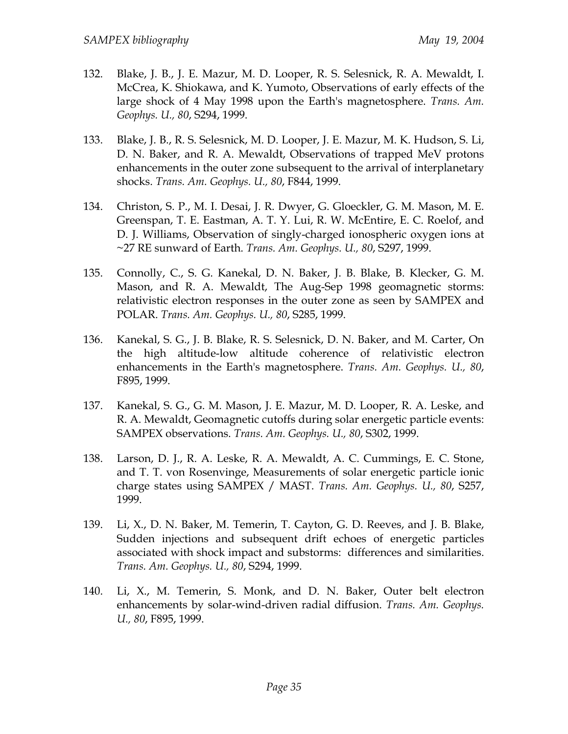132. Blake, J. B., J. E. Mazur, M. D. Looper, R. S. Selesnick, R. A. Mewaldt, I. McCrea, K. Shiokawa, and K. Yumoto, Observations of early effects of the large shock of 4 May 1998 upon the Earth's magnetosphere. *Trans. Am. Geophys. U., 80*, S294, 1999.

133. Blake, J. B., R. S. Selesnick, M. D. Looper, J. E. Mazur, M. K. Hudson, S. Li, D. N. Baker, and R. A. Mewaldt, Observations of trapped MeV protons enhancements in the outer zone subsequent to the arrival of interplanetary shocks. *Trans. Am. Geophys. U., 80*, F844, 1999.

134. Christon, S. P., M. I. Desai, J. R. Dwyer, G. Gloeckler, G. M. Mason, M. E. Greenspan, T. E. Eastman, A. T. Y. Lui, R. W. McEntire, E. C. Roelof, and D. J. Williams, Observation of singly-charged ionospheric oxygen ions at ~27 RE sunward of Earth. *Trans. Am. Geophys. U., 80*, S297, 1999.

135. Connolly, C., S. G. Kanekal, D. N. Baker, J. B. Blake, B. Klecker, G. M. Mason, and R. A. Mewaldt, The Aug-Sep 1998 geomagnetic storms: relativistic electron responses in the outer zone as seen by SAMPEX and POLAR. *Trans. Am. Geophys. U., 80*, S285, 1999.

136. Kanekal, S. G., J. B. Blake, R. S. Selesnick, D. N. Baker, and M. Carter, On the high altitude-low altitude coherence of relativistic electron enhancements in the Earth's magnetosphere. *Trans. Am. Geophys. U., 80*, F895, 1999.

137. Kanekal, S. G., G. M. Mason, J. E. Mazur, M. D. Looper, R. A. Leske, and R. A. Mewaldt, Geomagnetic cutoffs during solar energetic particle events: SAMPEX observations. *Trans. Am. Geophys. U., 80*, S302, 1999.

138. Larson, D. J., R. A. Leske, R. A. Mewaldt, A. C. Cummings, E. C. Stone, and T. T. von Rosenvinge, Measurements of solar energetic particle ionic charge states using SAMPEX / MAST. *Trans. Am. Geophys. U., 80*, S257, 1999.

139. Li, X., D. N. Baker, M. Temerin, T. Cayton, G. D. Reeves, and J. B. Blake, Sudden injections and subsequent drift echoes of energetic particles associated with shock impact and substorms: differences and similarities. *Trans. Am. Geophys. U., 80*, S294, 1999.

140. Li, X., M. Temerin, S. Monk, and D. N. Baker, Outer belt electron enhancements by solar-wind-driven radial diffusion. *Trans. Am. Geophys. U., 80*, F895, 1999.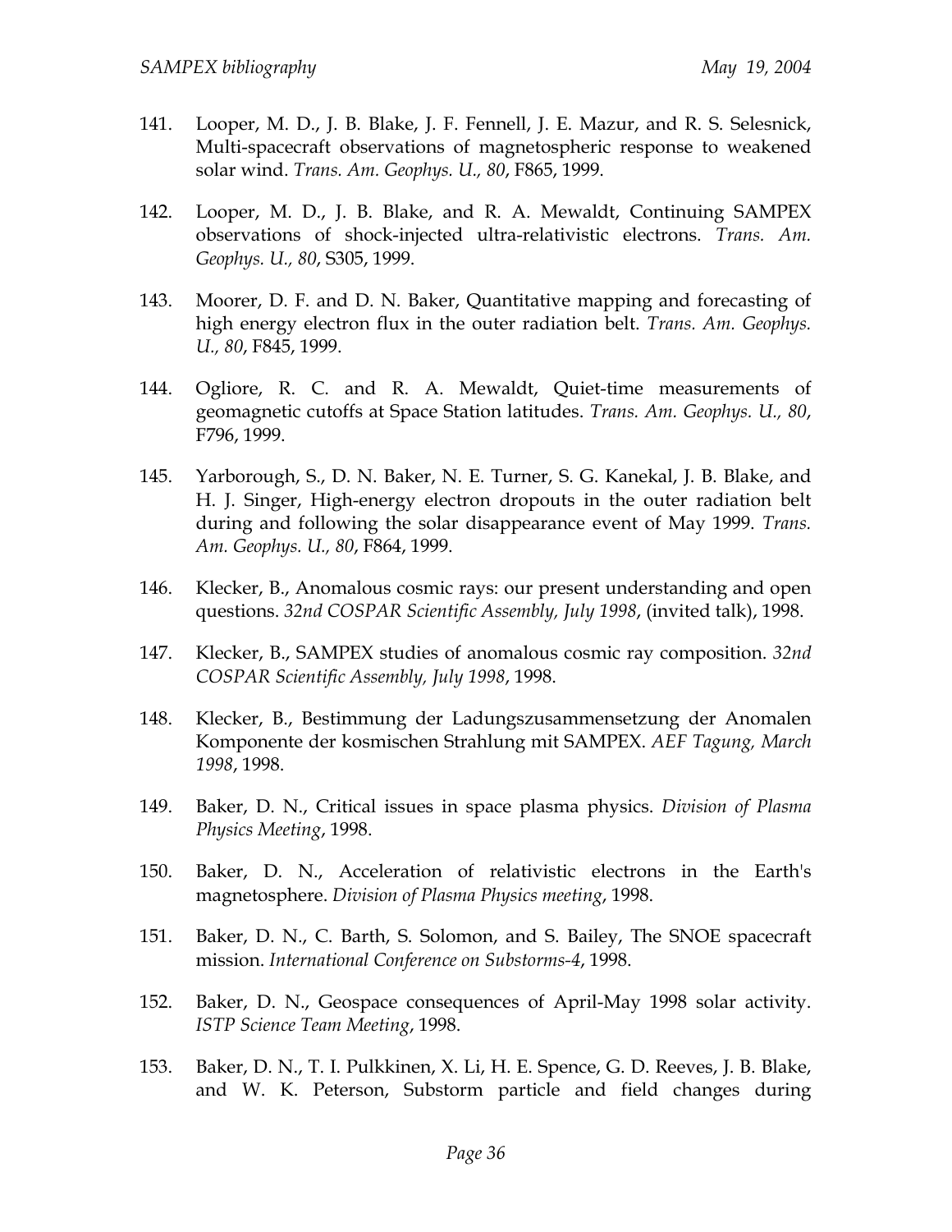141. Looper, M. D., J. B. Blake, J. F. Fennell, J. E. Mazur, and R. S. Selesnick, Multi-spacecraft observations of magnetospheric response to weakened solar wind. *Trans. Am. Geophys. U., 80*, F865, 1999.

142. Looper, M. D., J. B. Blake, and R. A. Mewaldt, Continuing SAMPEX observations of shock-injected ultra-relativistic electrons. *Trans. Am. Geophys. U., 80*, S305, 1999.

143. Moorer, D. F. and D. N. Baker, Quantitative mapping and forecasting of high energy electron flux in the outer radiation belt. *Trans. Am. Geophys. U., 80*, F845, 1999.

144. Ogliore, R. C. and R. A. Mewaldt, Quiet-time measurements of geomagnetic cutoffs at Space Station latitudes. *Trans. Am. Geophys. U., 80*, F796, 1999.

145. Yarborough, S., D. N. Baker, N. E. Turner, S. G. Kanekal, J. B. Blake, and H. J. Singer, High-energy electron dropouts in the outer radiation belt during and following the solar disappearance event of May 1999. *Trans. Am. Geophys. U., 80*, F864, 1999.

146. Klecker, B., Anomalous cosmic rays: our present understanding and open questions. *32nd COSPAR Scientific Assembly, July 1998*, (invited talk), 1998.

147. Klecker, B., SAMPEX studies of anomalous cosmic ray composition. *32nd COSPAR Scientific Assembly, July 1998*, 1998.

148. Klecker, B., Bestimmung der Ladungszusammensetzung der Anomalen Komponente der kosmischen Strahlung mit SAMPEX. *AEF Tagung, March 1998*, 1998.

149. Baker, D. N., Critical issues in space plasma physics. *Division of Plasma Physics Meeting*, 1998.

150. Baker, D. N., Acceleration of relativistic electrons in the Earth's magnetosphere. *Division of Plasma Physics meeting*, 1998.

151. Baker, D. N., C. Barth, S. Solomon, and S. Bailey, The SNOE spacecraft mission. *International Conference on Substorms-4*, 1998.

152. Baker, D. N., Geospace consequences of April-May 1998 solar activity. *ISTP Science Team Meeting*, 1998.

153. Baker, D. N., T. I. Pulkkinen, X. Li, H. E. Spence, G. D. Reeves, J. B. Blake, and W. K. Peterson, Substorm particle and field changes during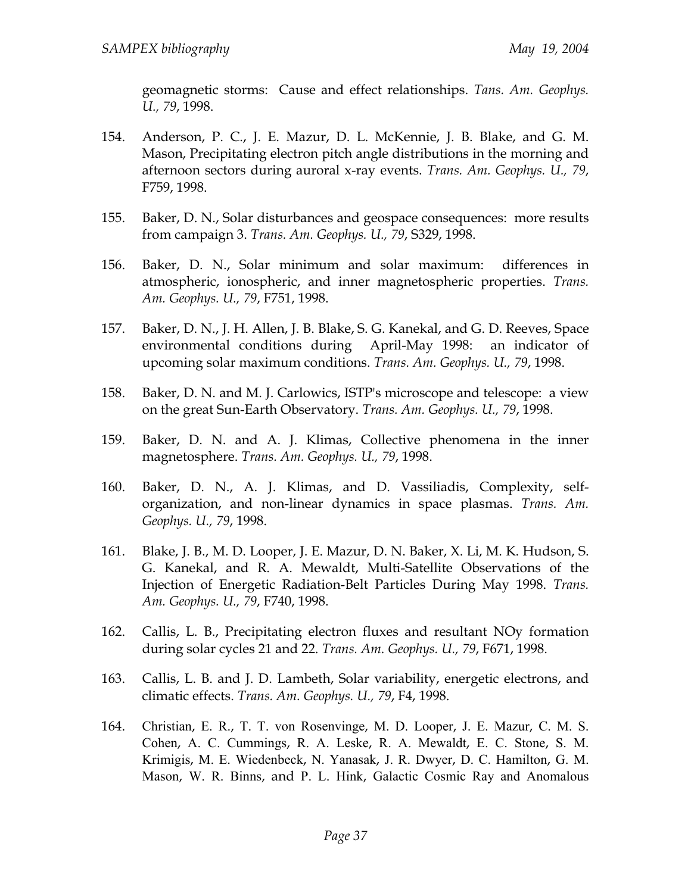geomagnetic storms: Cause and effect relationships. *Tans. Am. Geophys. U., 79*, 1998.

154. Anderson, P. C., J. E. Mazur, D. L. McKennie, J. B. Blake, and G. M. Mason, Precipitating electron pitch angle distributions in the morning and afternoon sectors during auroral x-ray events. *Trans. Am. Geophys. U., 79*, F759, 1998.

155. Baker, D. N., Solar disturbances and geospace consequences: more results from campaign 3. *Trans. Am. Geophys. U., 79*, S329, 1998.

156. Baker, D. N., Solar minimum and solar maximum: differences in atmospheric, ionospheric, and inner magnetospheric properties. *Trans. Am. Geophys. U., 79*, F751, 1998.

157. Baker, D. N., J. H. Allen, J. B. Blake, S. G. Kanekal, and G. D. Reeves, Space environmental conditions during April-May 1998: an indicator of upcoming solar maximum conditions. *Trans. Am. Geophys. U., 79*, 1998.

158. Baker, D. N. and M. J. Carlowics, ISTP's microscope and telescope: a view on the great Sun-Earth Observatory. *Trans. Am. Geophys. U., 79*, 1998.

159. Baker, D. N. and A. J. Klimas, Collective phenomena in the inner magnetosphere. *Trans. Am. Geophys. U., 79*, 1998.

160. Baker, D. N., A. J. Klimas, and D. Vassiliadis, Complexity, self-organization, and non-linear dynamics in space plasmas. *Trans. Am. Geophys. U., 79*, 1998.

161. Blake, J. B., M. D. Looper, J. E. Mazur, D. N. Baker, X. Li, M. K. Hudson, S. G. Kanekal, and R. A. Mewaldt, Multi-Satellite Observations of the Injection of Energetic Radiation-Belt Particles During May 1998. *Trans. Am. Geophys. U., 79*, F740, 1998.

162. Callis, L. B., Precipitating electron fluxes and resultant NOy formation during solar cycles 21 and 22. *Trans. Am. Geophys. U., 79*, F671, 1998.

163. Callis, L. B. and J. D. Lambeth, Solar variability, energetic electrons, and climatic effects. *Trans. Am. Geophys. U., 79*, F4, 1998.

164. Christian, E. R., T. T. von Rosenvinge, M. D. Looper, J. E. Mazur, C. M. S. Cohen, A. C. Cummings, R. A. Leske, R. A. Mewaldt, E. C. Stone, S. M. Krimigis, M. E. Wiedenbeck, N. Yanasak, J. R. Dwyer, D. C. Hamilton, G. M. Mason, W. R. Binns, and P. L. Hink, Galactic Cosmic Ray and Anomalous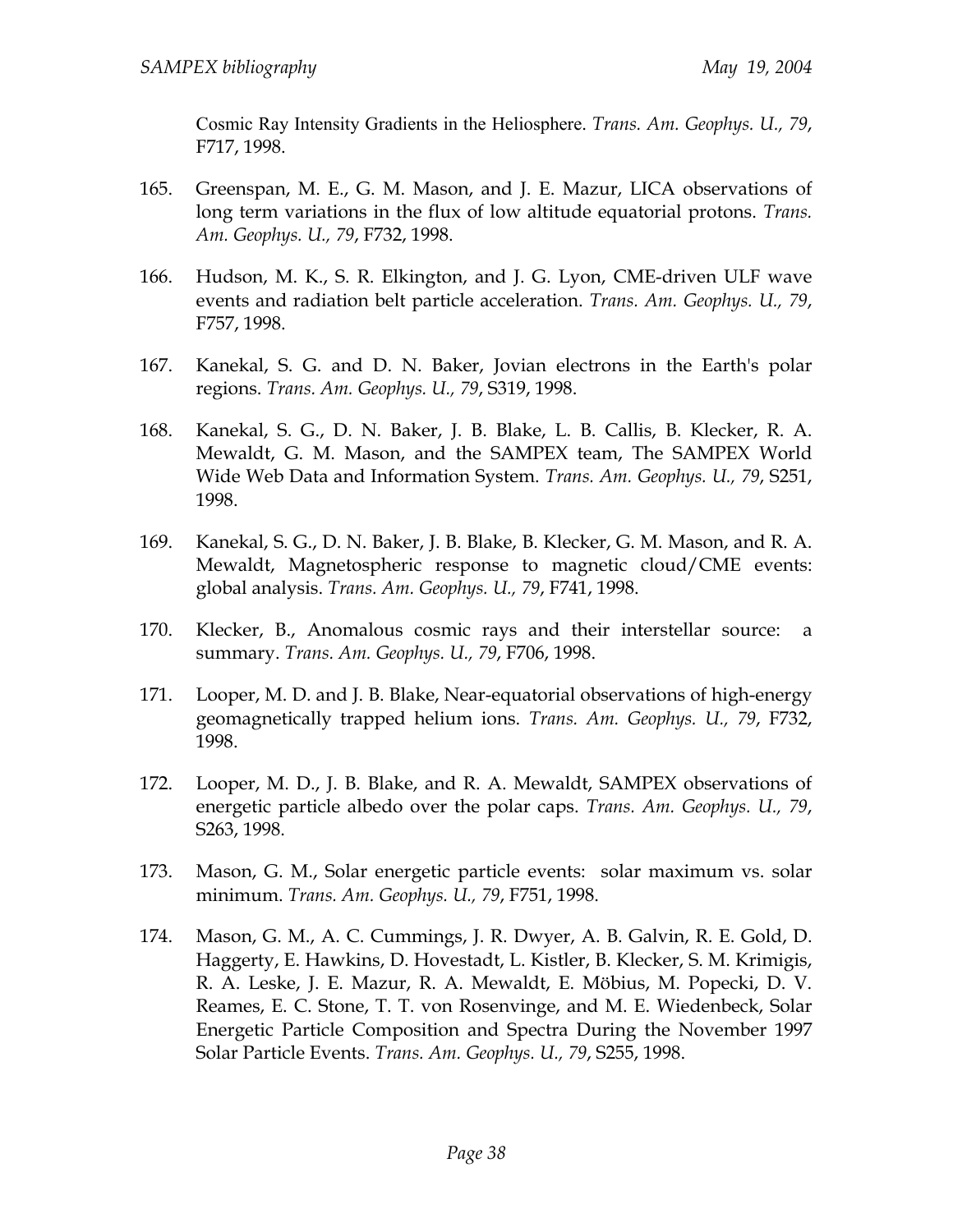Cosmic Ray Intensity Gradients in the Heliosphere. *Trans. Am. Geophys. U., 79*, F717, 1998.

165. Greenspan, M. E., G. M. Mason, and J. E. Mazur, LICA observations of long term variations in the flux of low altitude equatorial protons. *Trans. Am. Geophys. U., 79*, F732, 1998.

166. Hudson, M. K., S. R. Elkington, and J. G. Lyon, CME-driven ULF wave events and radiation belt particle acceleration. *Trans. Am. Geophys. U., 79*, F757, 1998.

167. Kanekal, S. G. and D. N. Baker, Jovian electrons in the Earth's polar regions. *Trans. Am. Geophys. U., 79*, S319, 1998.

168. Kanekal, S. G., D. N. Baker, J. B. Blake, L. B. Callis, B. Klecker, R. A. Mewaldt, G. M. Mason, and the SAMPEX team, The SAMPEX World Wide Web Data and Information System. *Trans. Am. Geophys. U., 79*, S251, 1998.

169. Kanekal, S. G., D. N. Baker, J. B. Blake, B. Klecker, G. M. Mason, and R. A. Mewaldt, Magnetospheric response to magnetic cloud/CME events: global analysis. *Trans. Am. Geophys. U., 79*, F741, 1998.

170. Klecker, B., Anomalous cosmic rays and their interstellar source: a summary. *Trans. Am. Geophys. U., 79*, F706, 1998.

171. Looper, M. D. and J. B. Blake, Near-equatorial observations of high-energy geomagnetically trapped helium ions. *Trans. Am. Geophys. U., 79*, F732, 1998.

172. Looper, M. D., J. B. Blake, and R. A. Mewaldt, SAMPEX observations of energetic particle albedo over the polar caps. *Trans. Am. Geophys. U., 79*, S263, 1998.

173. Mason, G. M., Solar energetic particle events: solar maximum vs. solar minimum. *Trans. Am. Geophys. U., 79*, F751, 1998.

174. Mason, G. M., A. C. Cummings, J. R. Dwyer, A. B. Galvin, R. E. Gold, D. Haggerty, E. Hawkins, D. Hovestadt, L. Kistler, B. Klecker, S. M. Krimigis, R. A. Leske, J. E. Mazur, R. A. Mewaldt, E. Möbius, M. Popecki, D. V. Reames, E. C. Stone, T. T. von Rosenvinge, and M. E. Wiedenbeck, Solar Energetic Particle Composition and Spectra During the November 1997 Solar Particle Events. *Trans. Am. Geophys. U., 79*, S255, 1998.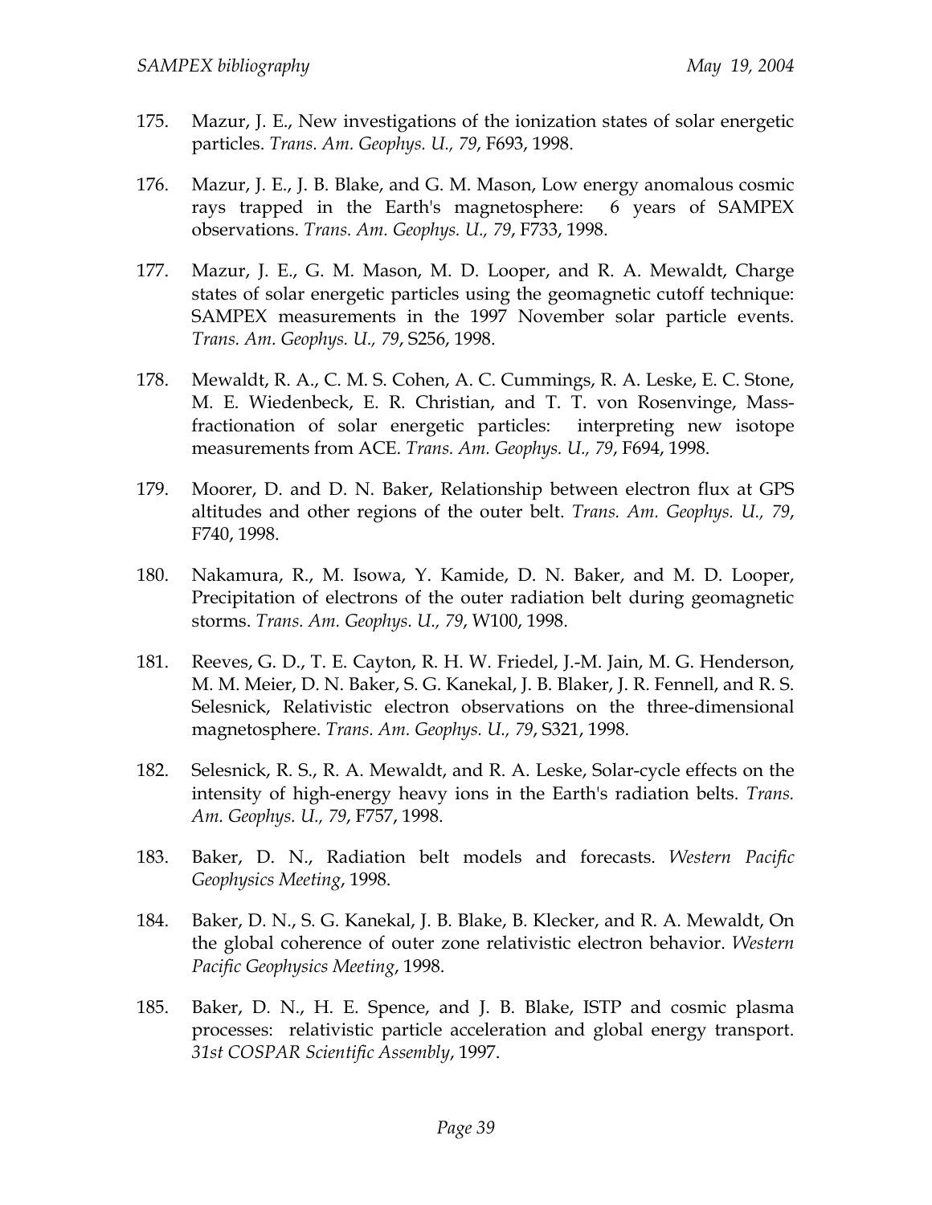175. Mazur, J. E., New investigations of the ionization states of solar energetic particles. *Trans. Am. Geophys. U., 79*, F693, 1998.

176. Mazur, J. E., J. B. Blake, and G. M. Mason, Low energy anomalous cosmic rays trapped in the Earth's magnetosphere: 6 years of SAMPEX observations. *Trans. Am. Geophys. U., 79*, F733, 1998.

177. Mazur, J. E., G. M. Mason, M. D. Looper, and R. A. Mewaldt, Charge states of solar energetic particles using the geomagnetic cutoff technique: SAMPEX measurements in the 1997 November solar particle events. *Trans. Am. Geophys. U., 79*, S256, 1998.

178. Mewaldt, R. A., C. M. S. Cohen, A. C. Cummings, R. A. Leske, E. C. Stone, M. E. Wiedenbeck, E. R. Christian, and T. T. von Rosenvinge, Mass-fractionation of solar energetic particles: interpreting new isotope measurements from ACE. *Trans. Am. Geophys. U., 79*, F694, 1998.

179. Moorer, D. and D. N. Baker, Relationship between electron flux at GPS altitudes and other regions of the outer belt. *Trans. Am. Geophys. U., 79*, F740, 1998.

180. Nakamura, R., M. Isowa, Y. Kamide, D. N. Baker, and M. D. Looper, Precipitation of electrons of the outer radiation belt during geomagnetic storms. *Trans. Am. Geophys. U., 79*, W100, 1998.

181. Reeves, G. D., T. E. Cayton, R. H. W. Friedel, J.-M. Jain, M. G. Henderson, M. M. Meier, D. N. Baker, S. G. Kanekal, J. B. Blaker, J. R. Fennell, and R. S. Selesnick, Relativistic electron observations on the three-dimensional magnetosphere. *Trans. Am. Geophys. U., 79*, S321, 1998.

182. Selesnick, R. S., R. A. Mewaldt, and R. A. Leske, Solar-cycle effects on the intensity of high-energy heavy ions in the Earth's radiation belts. *Trans. Am. Geophys. U., 79*, F757, 1998.

183. Baker, D. N., Radiation belt models and forecasts. *Western Pacific Geophysics Meeting*, 1998.

184. Baker, D. N., S. G. Kanekal, J. B. Blake, B. Klecker, and R. A. Mewaldt, On the global coherence of outer zone relativistic electron behavior. *Western Pacific Geophysics Meeting*, 1998.

185. Baker, D. N., H. E. Spence, and J. B. Blake, ISTP and cosmic plasma processes: relativistic particle acceleration and global energy transport. *31st COSPAR Scientific Assembly*, 1997.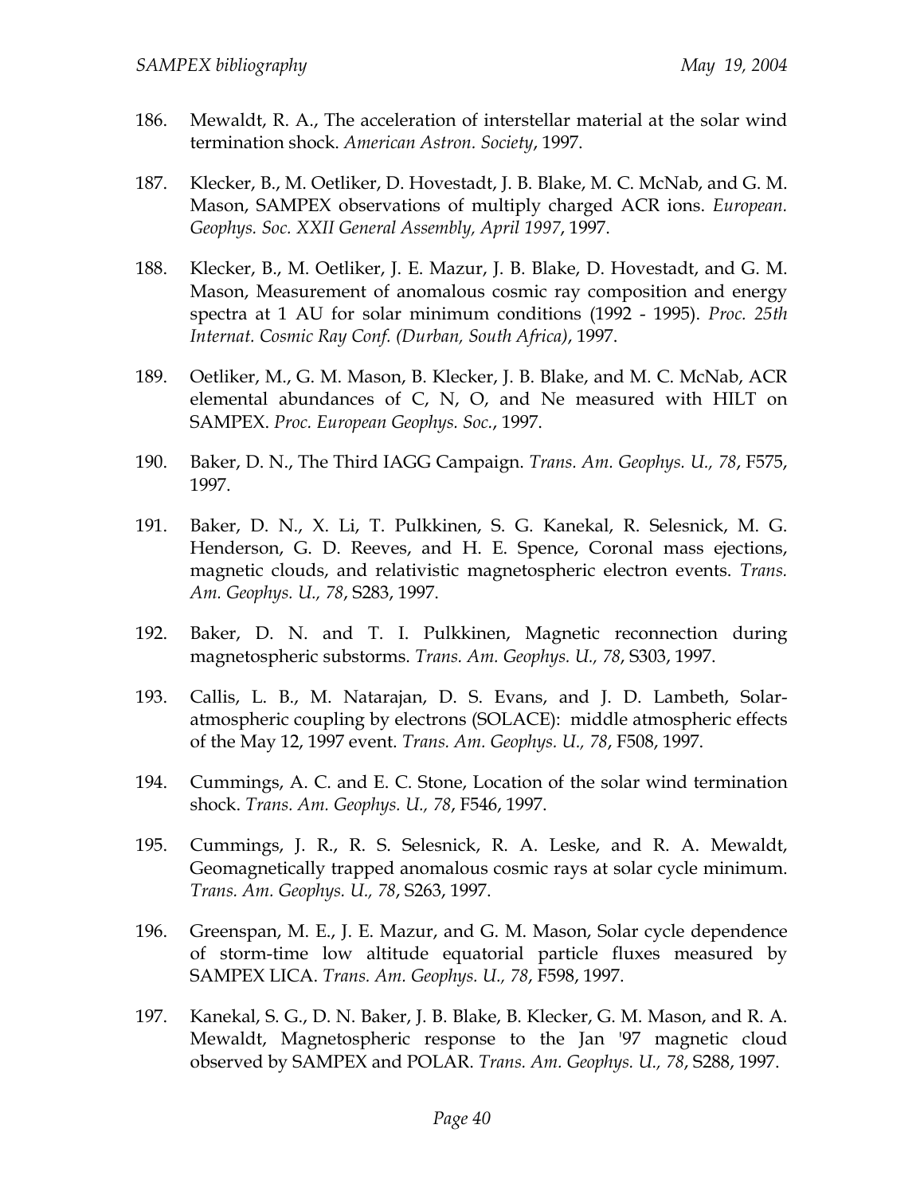186. Mewaldt, R. A., The acceleration of interstellar material at the solar wind termination shock. *American Astron. Society*, 1997.

187. Klecker, B., M. Oetliker, D. Hovestadt, J. B. Blake, M. C. McNab, and G. M. Mason, SAMPEX observations of multiply charged ACR ions. *European. Geophys. Soc. XXII General Assembly, April 1997*, 1997.

188. Klecker, B., M. Oetliker, J. E. Mazur, J. B. Blake, D. Hovestadt, and G. M. Mason, Measurement of anomalous cosmic ray composition and energy spectra at 1 AU for solar minimum conditions (1992 - 1995). *Proc. 25th Internat. Cosmic Ray Conf. (Durban, South Africa)*, 1997.

189. Oetliker, M., G. M. Mason, B. Klecker, J. B. Blake, and M. C. McNab, ACR elemental abundances of C, N, O, and Ne measured with HILT on SAMPEX. *Proc. European Geophys. Soc.*, 1997.

190. Baker, D. N., The Third IAGG Campaign. *Trans. Am. Geophys. U., 78*, F575, 1997.

191. Baker, D. N., X. Li, T. Pulkkinen, S. G. Kanekal, R. Selesnick, M. G. Henderson, G. D. Reeves, and H. E. Spence, Coronal mass ejections, magnetic clouds, and relativistic magnetospheric electron events. *Trans. Am. Geophys. U., 78*, S283, 1997.

192. Baker, D. N. and T. I. Pulkkinen, Magnetic reconnection during magnetospheric substorms. *Trans. Am. Geophys. U., 78*, S303, 1997.

193. Callis, L. B., M. Natarajan, D. S. Evans, and J. D. Lambeth, Solar-atmospheric coupling by electrons (SOLACE): middle atmospheric effects of the May 12, 1997 event. *Trans. Am. Geophys. U., 78*, F508, 1997.

194. Cummings, A. C. and E. C. Stone, Location of the solar wind termination shock. *Trans. Am. Geophys. U., 78*, F546, 1997.

195. Cummings, J. R., R. S. Selesnick, R. A. Leske, and R. A. Mewaldt, Geomagnetically trapped anomalous cosmic rays at solar cycle minimum. *Trans. Am. Geophys. U., 78*, S263, 1997.

196. Greenspan, M. E., J. E. Mazur, and G. M. Mason, Solar cycle dependence of storm-time low altitude equatorial particle fluxes measured by SAMPEX LICA. *Trans. Am. Geophys. U., 78*, F598, 1997.

197. Kanekal, S. G., D. N. Baker, J. B. Blake, B. Klecker, G. M. Mason, and R. A. Mewaldt, Magnetospheric response to the Jan '97 magnetic cloud observed by SAMPEX and POLAR. *Trans. Am. Geophys. U., 78*, S288, 1997.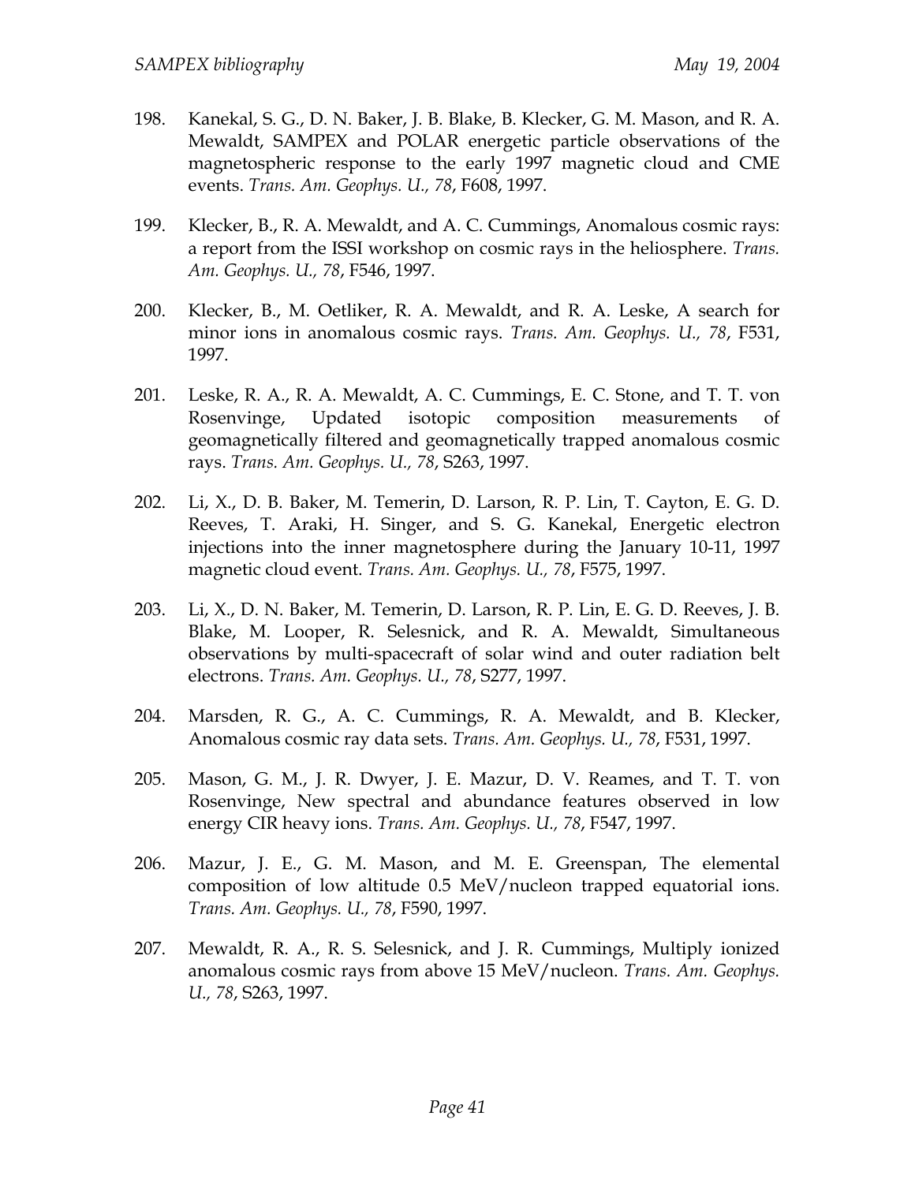198. Kanekal, S. G., D. N. Baker, J. B. Blake, B. Klecker, G. M. Mason, and R. A. Mewaldt, SAMPEX and POLAR energetic particle observations of the magnetospheric response to the early 1997 magnetic cloud and CME events. *Trans. Am. Geophys. U., 78*, F608, 1997.

199. Klecker, B., R. A. Mewaldt, and A. C. Cummings, Anomalous cosmic rays: a report from the ISSI workshop on cosmic rays in the heliosphere. *Trans. Am. Geophys. U., 78*, F546, 1997.

200. Klecker, B., M. Oetliker, R. A. Mewaldt, and R. A. Leske, A search for minor ions in anomalous cosmic rays. *Trans. Am. Geophys. U., 78*, F531, 1997.

201. Leske, R. A., R. A. Mewaldt, A. C. Cummings, E. C. Stone, and T. T. von Rosenvinge, Updated isotopic composition measurements of geomagnetically filtered and geomagnetically trapped anomalous cosmic rays. *Trans. Am. Geophys. U., 78*, S263, 1997.

202. Li, X., D. B. Baker, M. Temerin, D. Larson, R. P. Lin, T. Cayton, E. G. D. Reeves, T. Araki, H. Singer, and S. G. Kanekal, Energetic electron injections into the inner magnetosphere during the January 10-11, 1997 magnetic cloud event. *Trans. Am. Geophys. U., 78*, F575, 1997.

203. Li, X., D. N. Baker, M. Temerin, D. Larson, R. P. Lin, E. G. D. Reeves, J. B. Blake, M. Looper, R. Selesnick, and R. A. Mewaldt, Simultaneous observations by multi-spacecraft of solar wind and outer radiation belt electrons. *Trans. Am. Geophys. U., 78*, S277, 1997.

204. Marsden, R. G., A. C. Cummings, R. A. Mewaldt, and B. Klecker, Anomalous cosmic ray data sets. *Trans. Am. Geophys. U., 78*, F531, 1997.

205. Mason, G. M., J. R. Dwyer, J. E. Mazur, D. V. Reames, and T. T. von Rosenvinge, New spectral and abundance features observed in low energy CIR heavy ions. *Trans. Am. Geophys. U., 78*, F547, 1997.

206. Mazur, J. E., G. M. Mason, and M. E. Greenspan, The elemental composition of low altitude 0.5 MeV/nucleon trapped equatorial ions. *Trans. Am. Geophys. U., 78*, F590, 1997.

207. Mewaldt, R. A., R. S. Selesnick, and J. R. Cummings, Multiply ionized anomalous cosmic rays from above 15 MeV/nucleon. *Trans. Am. Geophys. U., 78*, S263, 1997.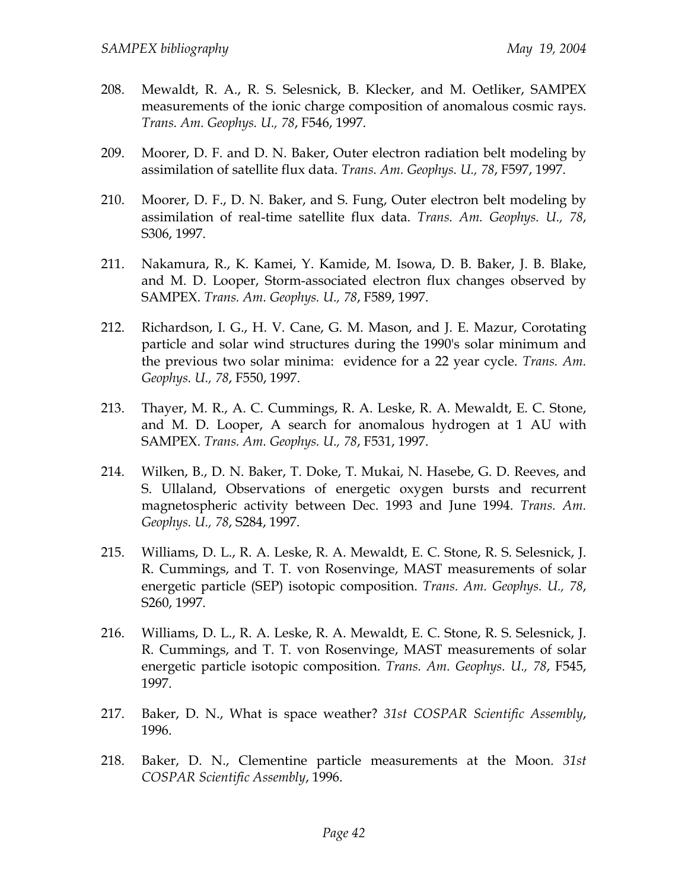208. Mewaldt, R. A., R. S. Selesnick, B. Klecker, and M. Oetliker, SAMPEX measurements of the ionic charge composition of anomalous cosmic rays. *Trans. Am. Geophys. U., 78*, F546, 1997.

209. Moorer, D. F. and D. N. Baker, Outer electron radiation belt modeling by assimilation of satellite flux data. *Trans. Am. Geophys. U., 78*, F597, 1997.

210. Moorer, D. F., D. N. Baker, and S. Fung, Outer electron belt modeling by assimilation of real-time satellite flux data. *Trans. Am. Geophys. U., 78*, S306, 1997.

211. Nakamura, R., K. Kamei, Y. Kamide, M. Isowa, D. B. Baker, J. B. Blake, and M. D. Looper, Storm-associated electron flux changes observed by SAMPEX. *Trans. Am. Geophys. U., 78*, F589, 1997.

212. Richardson, I. G., H. V. Cane, G. M. Mason, and J. E. Mazur, Corotating particle and solar wind structures during the 1990's solar minimum and the previous two solar minima: evidence for a 22 year cycle. *Trans. Am. Geophys. U., 78*, F550, 1997.

213. Thayer, M. R., A. C. Cummings, R. A. Leske, R. A. Mewaldt, E. C. Stone, and M. D. Looper, A search for anomalous hydrogen at 1 AU with SAMPEX. *Trans. Am. Geophys. U., 78*, F531, 1997.

214. Wilken, B., D. N. Baker, T. Doke, T. Mukai, N. Hasebe, G. D. Reeves, and S. Ullaland, Observations of energetic oxygen bursts and recurrent magnetospheric activity between Dec. 1993 and June 1994. *Trans. Am. Geophys. U., 78*, S284, 1997.

215. Williams, D. L., R. A. Leske, R. A. Mewaldt, E. C. Stone, R. S. Selesnick, J. R. Cummings, and T. T. von Rosenvinge, MAST measurements of solar energetic particle (SEP) isotopic composition. *Trans. Am. Geophys. U., 78*, S260, 1997.

216. Williams, D. L., R. A. Leske, R. A. Mewaldt, E. C. Stone, R. S. Selesnick, J. R. Cummings, and T. T. von Rosenvinge, MAST measurements of solar energetic particle isotopic composition. *Trans. Am. Geophys. U., 78*, F545, 1997.

217. Baker, D. N., What is space weather? *31st COSPAR Scientific Assembly*, 1996.

218. Baker, D. N., Clementine particle measurements at the Moon. *31st COSPAR Scientific Assembly*, 1996.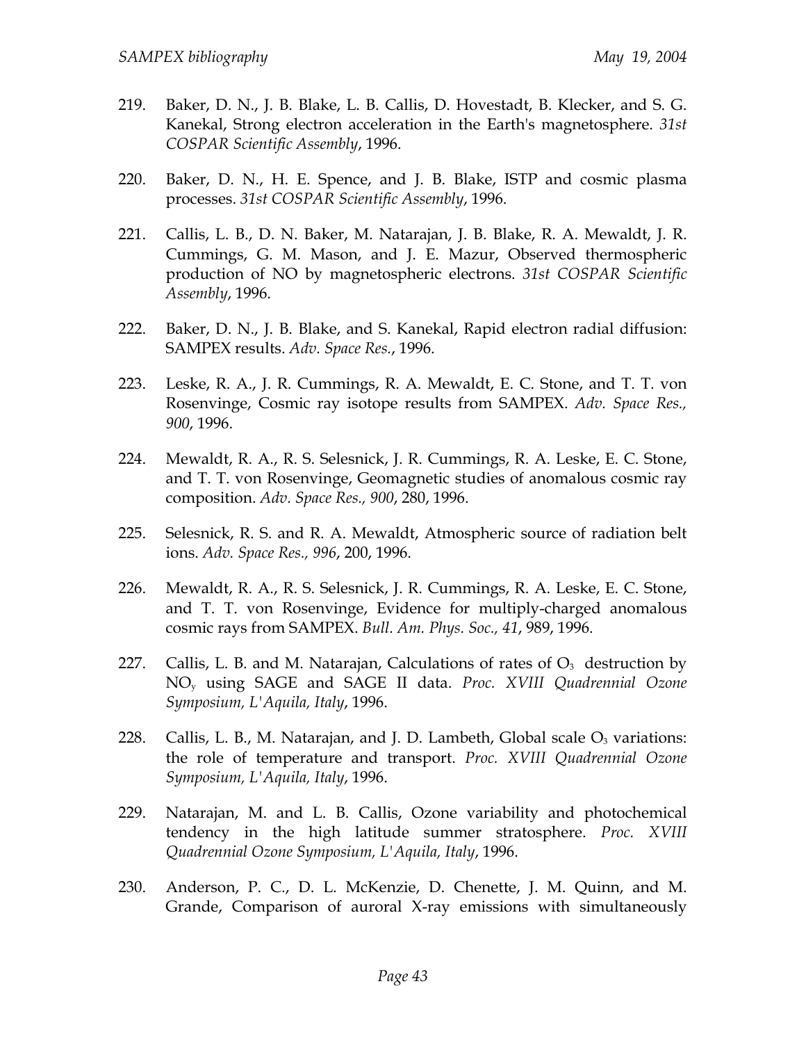219. Baker, D. N., J. B. Blake, L. B. Callis, D. Hovestadt, B. Klecker, and S. G. Kanekal, Strong electron acceleration in the Earth's magnetosphere. *31st COSPAR Scientific Assembly*, 1996.

220. Baker, D. N., H. E. Spence, and J. B. Blake, ISTP and cosmic plasma processes. *31st COSPAR Scientific Assembly*, 1996.

221. Callis, L. B., D. N. Baker, M. Natarajan, J. B. Blake, R. A. Mewaldt, J. R. Cummings, G. M. Mason, and J. E. Mazur, Observed thermospheric production of NO by magnetospheric electrons. *31st COSPAR Scientific Assembly*, 1996.

222. Baker, D. N., J. B. Blake, and S. Kanekal, Rapid electron radial diffusion: SAMPEX results. *Adv. Space Res.*, 1996.

223. Leske, R. A., J. R. Cummings, R. A. Mewaldt, E. C. Stone, and T. T. von Rosenvinge, Cosmic ray isotope results from SAMPEX. *Adv. Space Res., 900*, 1996.

224. Mewaldt, R. A., R. S. Selesnick, J. R. Cummings, R. A. Leske, E. C. Stone, and T. T. von Rosenvinge, Geomagnetic studies of anomalous cosmic ray composition. *Adv. Space Res., 900*, 280, 1996.

225. Selesnick, R. S. and R. A. Mewaldt, Atmospheric source of radiation belt ions. *Adv. Space Res., 996*, 200, 1996.

226. Mewaldt, R. A., R. S. Selesnick, J. R. Cummings, R. A. Leske, E. C. Stone, and T. T. von Rosenvinge, Evidence for multiply-charged anomalous cosmic rays from SAMPEX. *Bull. Am. Phys. Soc., 41*, 989, 1996.

227. Callis, L. B. and M. Natarajan, Calculations of rates of $O_3$ destruction by $NO_y$ using SAGE and SAGE II data. *Proc. XVIII Quadrennial Ozone Symposium, L'Aquila, Italy*, 1996.

228. Callis, L. B., M. Natarajan, and J. D. Lambeth, Global scale $O_3$ variations: the role of temperature and transport. *Proc. XVIII Quadrennial Ozone Symposium, L'Aquila, Italy*, 1996.

229. Natarajan, M. and L. B. Callis, Ozone variability and photochemical tendency in the high latitude summer stratosphere. *Proc. XVIII Quadrennial Ozone Symposium, L'Aquila, Italy*, 1996.

230. Anderson, P. C., D. L. McKenzie, D. Chenette, J. M. Quinn, and M. Grande, Comparison of auroral X-ray emissions with simultaneously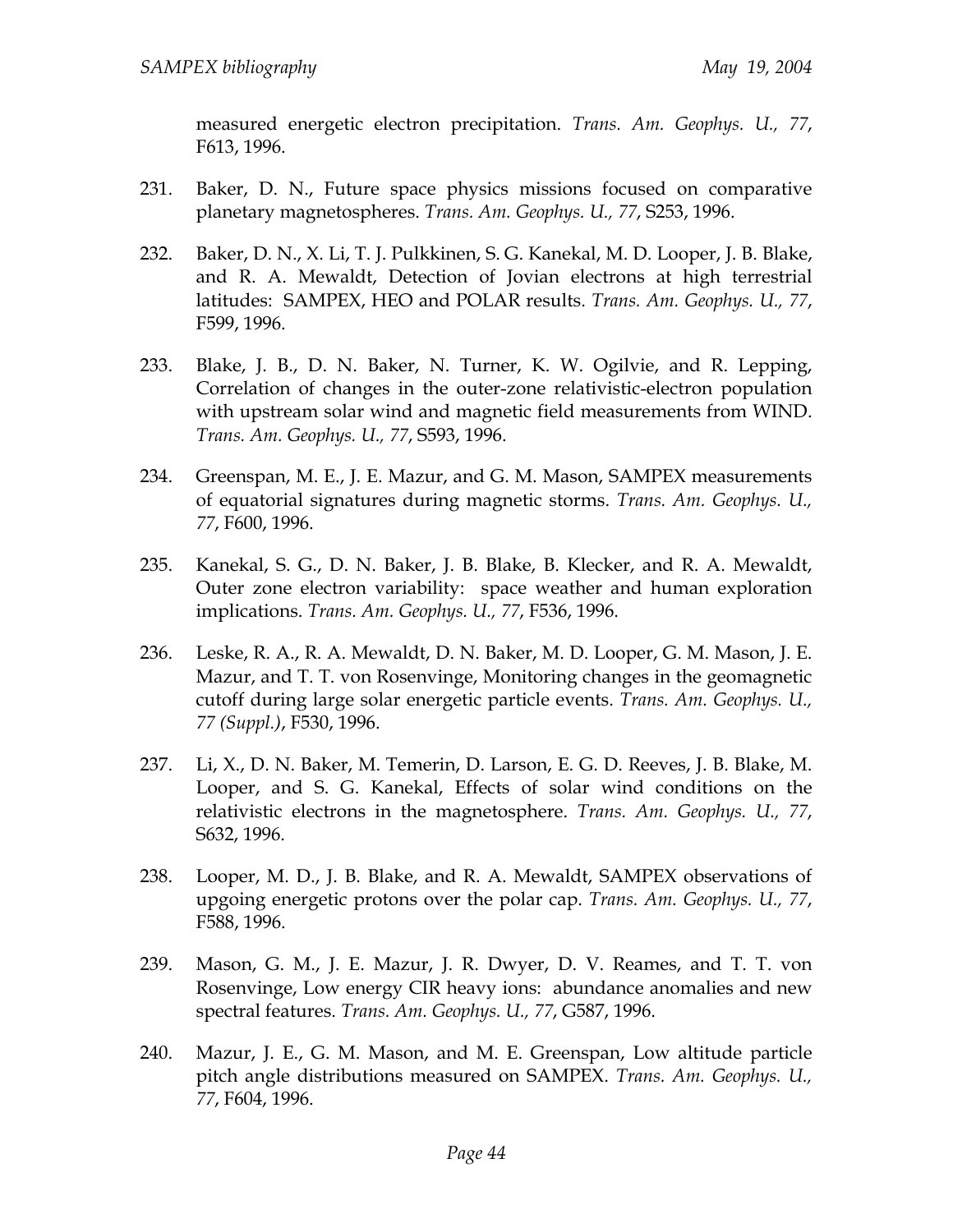measured energetic electron precipitation. *Trans. Am. Geophys. U., 77*, F613, 1996.

231. Baker, D. N., Future space physics missions focused on comparative planetary magnetospheres. *Trans. Am. Geophys. U., 77*, S253, 1996.

232. Baker, D. N., X. Li, T. J. Pulkkinen, S. G. Kanekal, M. D. Looper, J. B. Blake, and R. A. Mewaldt, Detection of Jovian electrons at high terrestrial latitudes: SAMPEX, HEO and POLAR results. *Trans. Am. Geophys. U., 77*, F599, 1996.

233. Blake, J. B., D. N. Baker, N. Turner, K. W. Ogilvie, and R. Lepping, Correlation of changes in the outer-zone relativistic-electron population with upstream solar wind and magnetic field measurements from WIND. *Trans. Am. Geophys. U., 77*, S593, 1996.

234. Greenspan, M. E., J. E. Mazur, and G. M. Mason, SAMPEX measurements of equatorial signatures during magnetic storms. *Trans. Am. Geophys. U., 77*, F600, 1996.

235. Kanekal, S. G., D. N. Baker, J. B. Blake, B. Klecker, and R. A. Mewaldt, Outer zone electron variability: space weather and human exploration implications. *Trans. Am. Geophys. U., 77*, F536, 1996.

236. Leske, R. A., R. A. Mewaldt, D. N. Baker, M. D. Looper, G. M. Mason, J. E. Mazur, and T. T. von Rosenvinge, Monitoring changes in the geomagnetic cutoff during large solar energetic particle events. *Trans. Am. Geophys. U., 77 (Suppl.)*, F530, 1996.

237. Li, X., D. N. Baker, M. Temerin, D. Larson, E. G. D. Reeves, J. B. Blake, M. Looper, and S. G. Kanekal, Effects of solar wind conditions on the relativistic electrons in the magnetosphere. *Trans. Am. Geophys. U., 77*, S632, 1996.

238. Looper, M. D., J. B. Blake, and R. A. Mewaldt, SAMPEX observations of upgoing energetic protons over the polar cap. *Trans. Am. Geophys. U., 77*, F588, 1996.

239. Mason, G. M., J. E. Mazur, J. R. Dwyer, D. V. Reames, and T. T. von Rosenvinge, Low energy CIR heavy ions: abundance anomalies and new spectral features. *Trans. Am. Geophys. U., 77*, G587, 1996.

240. Mazur, J. E., G. M. Mason, and M. E. Greenspan, Low altitude particle pitch angle distributions measured on SAMPEX. *Trans. Am. Geophys. U., 77*, F604, 1996.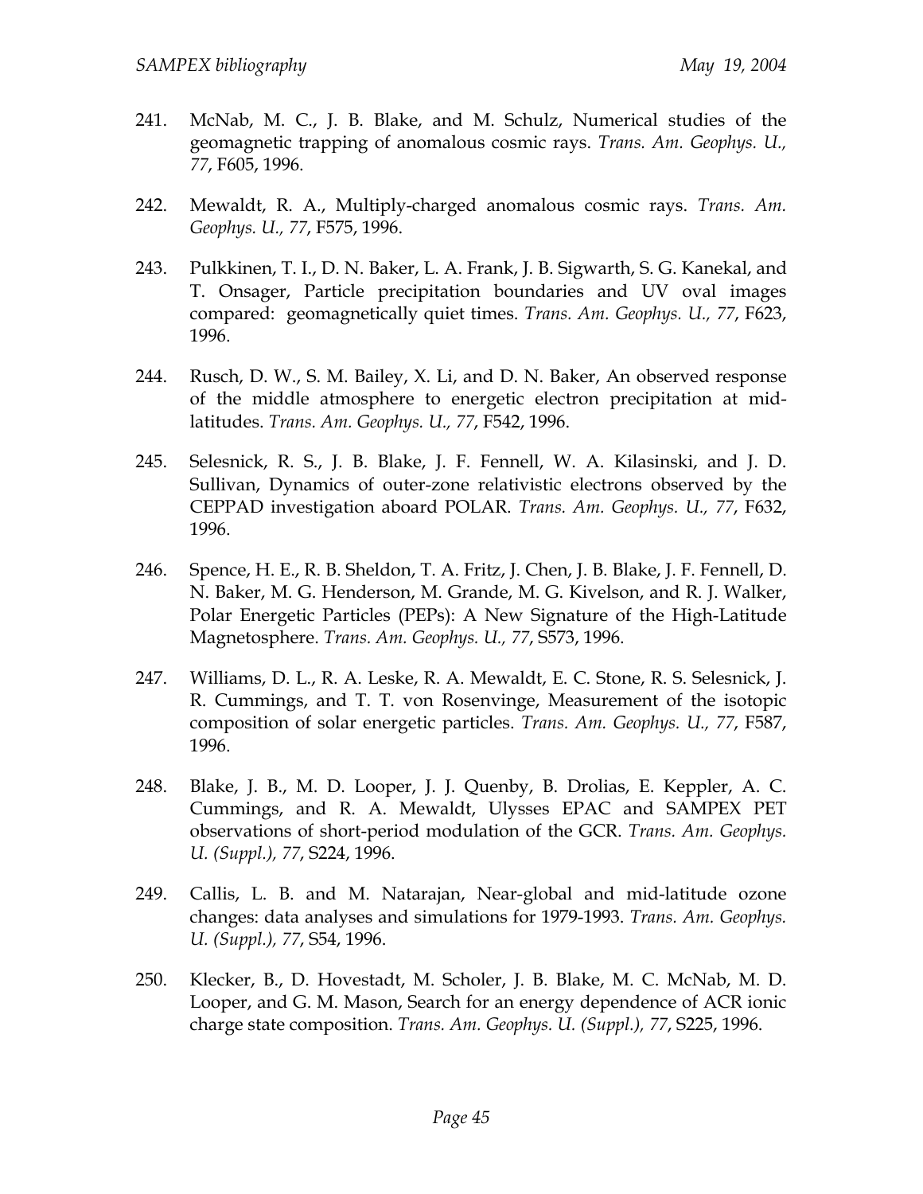241. McNab, M. C., J. B. Blake, and M. Schulz, Numerical studies of the geomagnetic trapping of anomalous cosmic rays. *Trans. Am. Geophys. U., 77*, F605, 1996.

242. Mewaldt, R. A., Multiply-charged anomalous cosmic rays. *Trans. Am. Geophys. U., 77*, F575, 1996.

243. Pulkkinen, T. I., D. N. Baker, L. A. Frank, J. B. Sigwarth, S. G. Kanekal, and T. Onsager, Particle precipitation boundaries and UV oval images compared: geomagnetically quiet times. *Trans. Am. Geophys. U., 77*, F623, 1996.

244. Rusch, D. W., S. M. Bailey, X. Li, and D. N. Baker, An observed response of the middle atmosphere to energetic electron precipitation at mid-latitudes. *Trans. Am. Geophys. U., 77*, F542, 1996.

245. Selesnick, R. S., J. B. Blake, J. F. Fennell, W. A. Kilasinski, and J. D. Sullivan, Dynamics of outer-zone relativistic electrons observed by the CEPPAD investigation aboard POLAR. *Trans. Am. Geophys. U., 77*, F632, 1996.

246. Spence, H. E., R. B. Sheldon, T. A. Fritz, J. Chen, J. B. Blake, J. F. Fennell, D. N. Baker, M. G. Henderson, M. Grande, M. G. Kivelson, and R. J. Walker, Polar Energetic Particles (PEPs): A New Signature of the High-Latitude Magnetosphere. *Trans. Am. Geophys. U., 77*, S573, 1996.

247. Williams, D. L., R. A. Leske, R. A. Mewaldt, E. C. Stone, R. S. Selesnick, J. R. Cummings, and T. T. von Rosenvinge, Measurement of the isotopic composition of solar energetic particles. *Trans. Am. Geophys. U., 77*, F587, 1996.

248. Blake, J. B., M. D. Looper, J. J. Quenby, B. Drolias, E. Keppler, A. C. Cummings, and R. A. Mewaldt, Ulysses EPAC and SAMPEX PET observations of short-period modulation of the GCR. *Trans. Am. Geophys. U. (Suppl.), 77*, S224, 1996.

249. Callis, L. B. and M. Natarajan, Near-global and mid-latitude ozone changes: data analyses and simulations for 1979-1993. *Trans. Am. Geophys. U. (Suppl.), 77*, S54, 1996.

250. Klecker, B., D. Hovestadt, M. Scholer, J. B. Blake, M. C. McNab, M. D. Looper, and G. M. Mason, Search for an energy dependence of ACR ionic charge state composition. *Trans. Am. Geophys. U. (Suppl.), 77*, S225, 1996.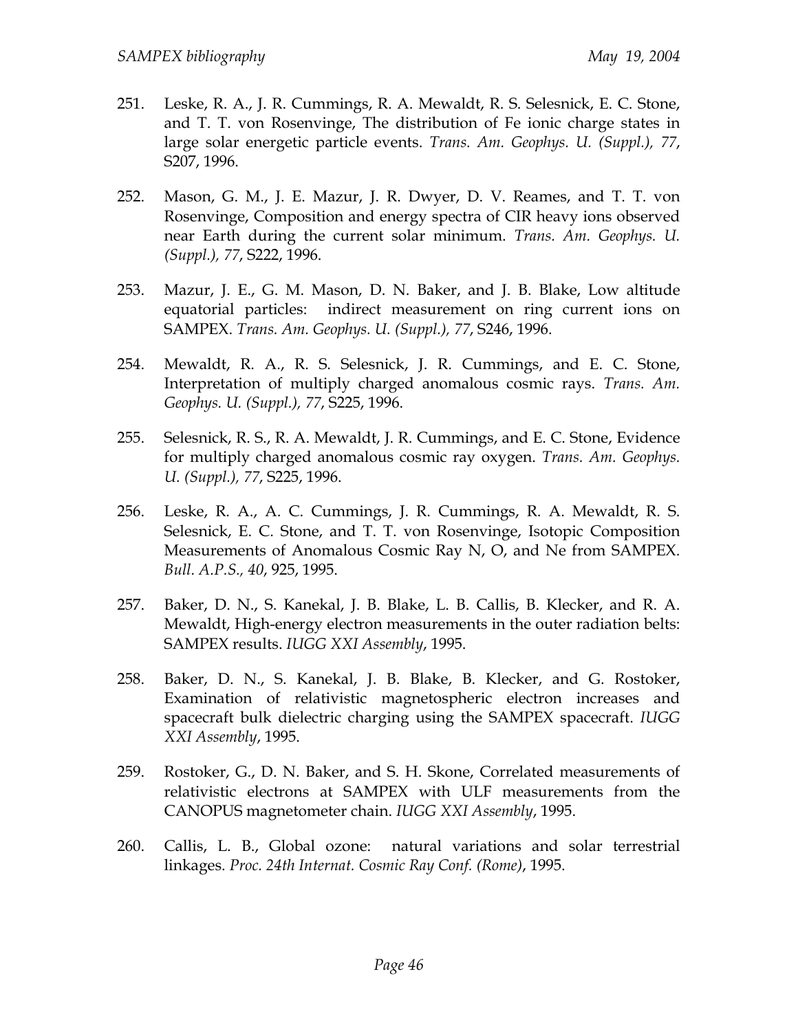251. Leske, R. A., J. R. Cummings, R. A. Mewaldt, R. S. Selesnick, E. C. Stone, and T. T. von Rosenvinge, The distribution of Fe ionic charge states in large solar energetic particle events. *Trans. Am. Geophys. U. (Suppl.), 77*, S207, 1996.

252. Mason, G. M., J. E. Mazur, J. R. Dwyer, D. V. Reames, and T. T. von Rosenvinge, Composition and energy spectra of CIR heavy ions observed near Earth during the current solar minimum. *Trans. Am. Geophys. U. (Suppl.), 77*, S222, 1996.

253. Mazur, J. E., G. M. Mason, D. N. Baker, and J. B. Blake, Low altitude equatorial particles: indirect measurement on ring current ions on SAMPEX. *Trans. Am. Geophys. U. (Suppl.), 77*, S246, 1996.

254. Mewaldt, R. A., R. S. Selesnick, J. R. Cummings, and E. C. Stone, Interpretation of multiply charged anomalous cosmic rays. *Trans. Am. Geophys. U. (Suppl.), 77*, S225, 1996.

255. Selesnick, R. S., R. A. Mewaldt, J. R. Cummings, and E. C. Stone, Evidence for multiply charged anomalous cosmic ray oxygen. *Trans. Am. Geophys. U. (Suppl.), 77*, S225, 1996.

256. Leske, R. A., A. C. Cummings, J. R. Cummings, R. A. Mewaldt, R. S. Selesnick, E. C. Stone, and T. T. von Rosenvinge, Isotopic Composition Measurements of Anomalous Cosmic Ray N, O, and Ne from SAMPEX. *Bull. A.P.S., 40*, 925, 1995.

257. Baker, D. N., S. Kanekal, J. B. Blake, L. B. Callis, B. Klecker, and R. A. Mewaldt, High-energy electron measurements in the outer radiation belts: SAMPEX results. *IUGG XXI Assembly*, 1995.

258. Baker, D. N., S. Kanekal, J. B. Blake, B. Klecker, and G. Rostoker, Examination of relativistic magnetospheric electron increases and spacecraft bulk dielectric charging using the SAMPEX spacecraft. *IUGG XXI Assembly*, 1995.

259. Rostoker, G., D. N. Baker, and S. H. Skone, Correlated measurements of relativistic electrons at SAMPEX with ULF measurements from the CANOPUS magnetometer chain. *IUGG XXI Assembly*, 1995.

260. Callis, L. B., Global ozone: natural variations and solar terrestrial linkages. *Proc. 24th Internat. Cosmic Ray Conf. (Rome)*, 1995.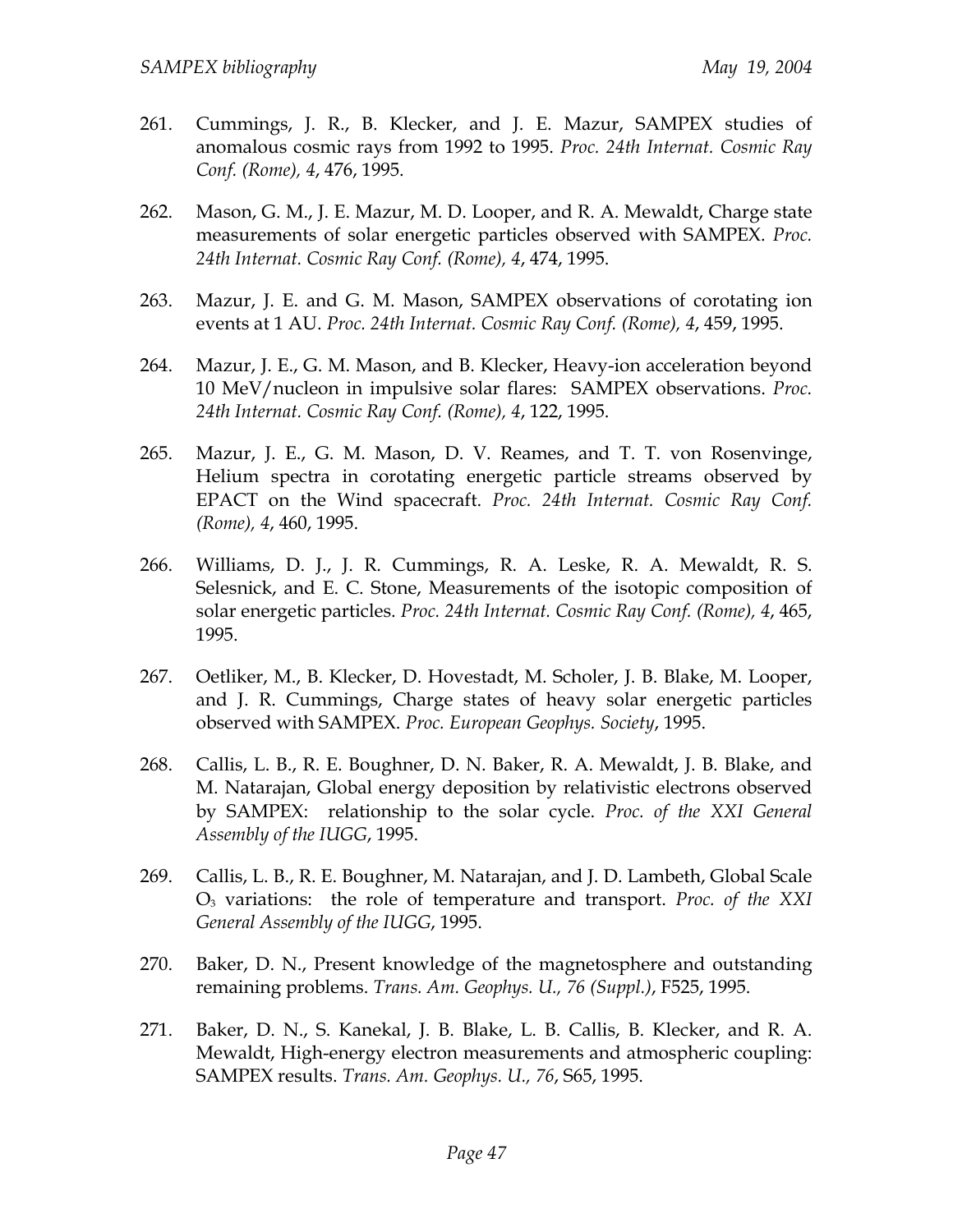261. Cummings, J. R., B. Klecker, and J. E. Mazur, SAMPEX studies of anomalous cosmic rays from 1992 to 1995. *Proc. 24th Internat. Cosmic Ray Conf. (Rome), 4*, 476, 1995.

262. Mason, G. M., J. E. Mazur, M. D. Looper, and R. A. Mewaldt, Charge state measurements of solar energetic particles observed with SAMPEX. *Proc. 24th Internat. Cosmic Ray Conf. (Rome), 4*, 474, 1995.

263. Mazur, J. E. and G. M. Mason, SAMPEX observations of corotating ion events at 1 AU. *Proc. 24th Internat. Cosmic Ray Conf. (Rome), 4*, 459, 1995.

264. Mazur, J. E., G. M. Mason, and B. Klecker, Heavy-ion acceleration beyond 10 MeV/nucleon in impulsive solar flares: SAMPEX observations. *Proc. 24th Internat. Cosmic Ray Conf. (Rome), 4*, 122, 1995.

265. Mazur, J. E., G. M. Mason, D. V. Reames, and T. T. von Rosenvinge, Helium spectra in corotating energetic particle streams observed by EPACT on the Wind spacecraft. *Proc. 24th Internat. Cosmic Ray Conf. (Rome), 4*, 460, 1995.

266. Williams, D. J., J. R. Cummings, R. A. Leske, R. A. Mewaldt, R. S. Selesnick, and E. C. Stone, Measurements of the isotopic composition of solar energetic particles. *Proc. 24th Internat. Cosmic Ray Conf. (Rome), 4*, 465, 1995.

267. Oetliker, M., B. Klecker, D. Hovestadt, M. Scholer, J. B. Blake, M. Looper, and J. R. Cummings, Charge states of heavy solar energetic particles observed with SAMPEX. *Proc. European Geophys. Society*, 1995.

268. Callis, L. B., R. E. Boughner, D. N. Baker, R. A. Mewaldt, J. B. Blake, and M. Natarajan, Global energy deposition by relativistic electrons observed by SAMPEX: relationship to the solar cycle. *Proc. of the XXI General Assembly of the IUGG*, 1995.

269. Callis, L. B., R. E. Boughner, M. Natarajan, and J. D. Lambeth, Global Scale $O_3$ variations: the role of temperature and transport. *Proc. of the XXI General Assembly of the IUGG*, 1995.

270. Baker, D. N., Present knowledge of the magnetosphere and outstanding remaining problems. *Trans. Am. Geophys. U., 76 (Suppl.)*, F525, 1995.

271. Baker, D. N., S. Kanekal, J. B. Blake, L. B. Callis, B. Klecker, and R. A. Mewaldt, High-energy electron measurements and atmospheric coupling: SAMPEX results. *Trans. Am. Geophys. U., 76*, S65, 1995.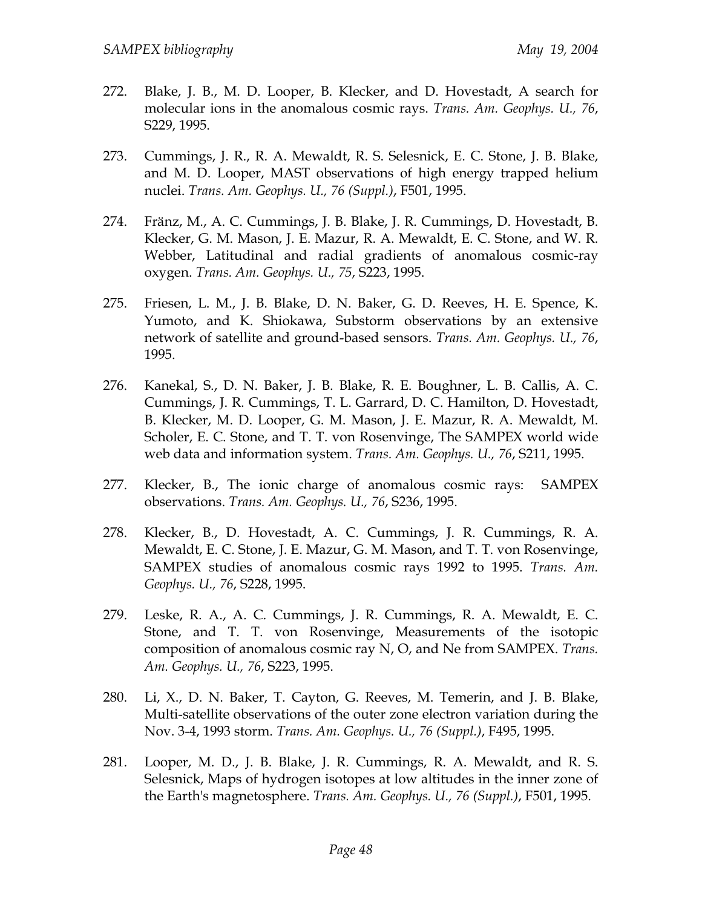272. Blake, J. B., M. D. Looper, B. Klecker, and D. Hovestadt, A search for molecular ions in the anomalous cosmic rays. *Trans. Am. Geophys. U., 76*, S229, 1995.

273. Cummings, J. R., R. A. Mewaldt, R. S. Selesnick, E. C. Stone, J. B. Blake, and M. D. Looper, MAST observations of high energy trapped helium nuclei. *Trans. Am. Geophys. U., 76 (Suppl.)*, F501, 1995.

274. Fränz, M., A. C. Cummings, J. B. Blake, J. R. Cummings, D. Hovestadt, B. Klecker, G. M. Mason, J. E. Mazur, R. A. Mewaldt, E. C. Stone, and W. R. Webber, Latitudinal and radial gradients of anomalous cosmic-ray oxygen. *Trans. Am. Geophys. U., 75*, S223, 1995.

275. Friesen, L. M., J. B. Blake, D. N. Baker, G. D. Reeves, H. E. Spence, K. Yumoto, and K. Shiokawa, Substorm observations by an extensive network of satellite and ground-based sensors. *Trans. Am. Geophys. U., 76*, 1995.

276. Kanekal, S., D. N. Baker, J. B. Blake, R. E. Boughner, L. B. Callis, A. C. Cummings, J. R. Cummings, T. L. Garrard, D. C. Hamilton, D. Hovestadt, B. Klecker, M. D. Looper, G. M. Mason, J. E. Mazur, R. A. Mewaldt, M. Scholer, E. C. Stone, and T. T. von Rosenvinge, The SAMPEX world wide web data and information system. *Trans. Am. Geophys. U., 76*, S211, 1995.

277. Klecker, B., The ionic charge of anomalous cosmic rays: SAMPEX observations. *Trans. Am. Geophys. U., 76*, S236, 1995.

278. Klecker, B., D. Hovestadt, A. C. Cummings, J. R. Cummings, R. A. Mewaldt, E. C. Stone, J. E. Mazur, G. M. Mason, and T. T. von Rosenvinge, SAMPEX studies of anomalous cosmic rays 1992 to 1995. *Trans. Am. Geophys. U., 76*, S228, 1995.

279. Leske, R. A., A. C. Cummings, J. R. Cummings, R. A. Mewaldt, E. C. Stone, and T. T. von Rosenvinge, Measurements of the isotopic composition of anomalous cosmic ray N, O, and Ne from SAMPEX. *Trans. Am. Geophys. U., 76*, S223, 1995.

280. Li, X., D. N. Baker, T. Cayton, G. Reeves, M. Temerin, and J. B. Blake, Multi-satellite observations of the outer zone electron variation during the Nov. 3-4, 1993 storm. *Trans. Am. Geophys. U., 76 (Suppl.)*, F495, 1995.

281. Looper, M. D., J. B. Blake, J. R. Cummings, R. A. Mewaldt, and R. S. Selesnick, Maps of hydrogen isotopes at low altitudes in the inner zone of the Earth's magnetosphere. *Trans. Am. Geophys. U., 76 (Suppl.)*, F501, 1995.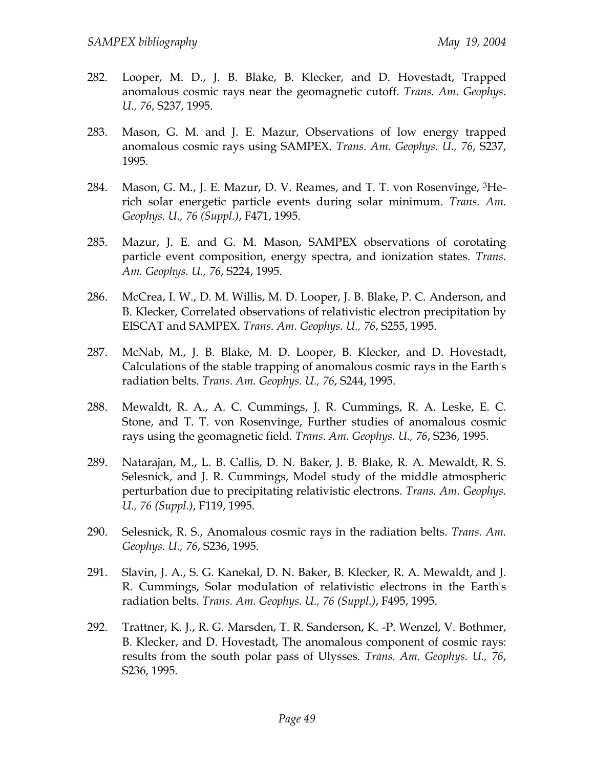282. Looper, M. D., J. B. Blake, B. Klecker, and D. Hovestadt, Trapped anomalous cosmic rays near the geomagnetic cutoff. *Trans. Am. Geophys. U., 76*, S237, 1995.

283. Mason, G. M. and J. E. Mazur, Observations of low energy trapped anomalous cosmic rays using SAMPEX. *Trans. Am. Geophys. U., 76*, S237, 1995.

284. Mason, G. M., J. E. Mazur, D. V. Reames, and T. T. von Rosenvinge, $^{3}$He-rich solar energetic particle events during solar minimum. *Trans. Am. Geophys. U., 76 (Suppl.)*, F471, 1995.

285. Mazur, J. E. and G. M. Mason, SAMPEX observations of corotating particle event composition, energy spectra, and ionization states. *Trans. Am. Geophys. U., 76*, S224, 1995.

286. McCrea, I. W., D. M. Willis, M. D. Looper, J. B. Blake, P. C. Anderson, and B. Klecker, Correlated observations of relativistic electron precipitation by EISCAT and SAMPEX. *Trans. Am. Geophys. U., 76*, S255, 1995.

287. McNab, M., J. B. Blake, M. D. Looper, B. Klecker, and D. Hovestadt, Calculations of the stable trapping of anomalous cosmic rays in the Earth's radiation belts. *Trans. Am. Geophys. U., 76*, S244, 1995.

288. Mewaldt, R. A., A. C. Cummings, J. R. Cummings, R. A. Leske, E. C. Stone, and T. T. von Rosenvinge, Further studies of anomalous cosmic rays using the geomagnetic field. *Trans. Am. Geophys. U., 76*, S236, 1995.

289. Natarajan, M., L. B. Callis, D. N. Baker, J. B. Blake, R. A. Mewaldt, R. S. Selesnick, and J. R. Cummings, Model study of the middle atmospheric perturbation due to precipitating relativistic electrons. *Trans. Am. Geophys. U., 76 (Suppl.)*, F119, 1995.

290. Selesnick, R. S., Anomalous cosmic rays in the radiation belts. *Trans. Am. Geophys. U., 76*, S236, 1995.

291. Slavin, J. A., S. G. Kanekal, D. N. Baker, B. Klecker, R. A. Mewaldt, and J. R. Cummings, Solar modulation of relativistic electrons in the Earth's radiation belts. *Trans. Am. Geophys. U., 76 (Suppl.)*, F495, 1995.

292. Trattner, K. J., R. G. Marsden, T. R. Sanderson, K. -P. Wenzel, V. Bothmer, B. Klecker, and D. Hovestadt, The anomalous component of cosmic rays: results from the south polar pass of Ulysses. *Trans. Am. Geophys. U., 76*, S236, 1995.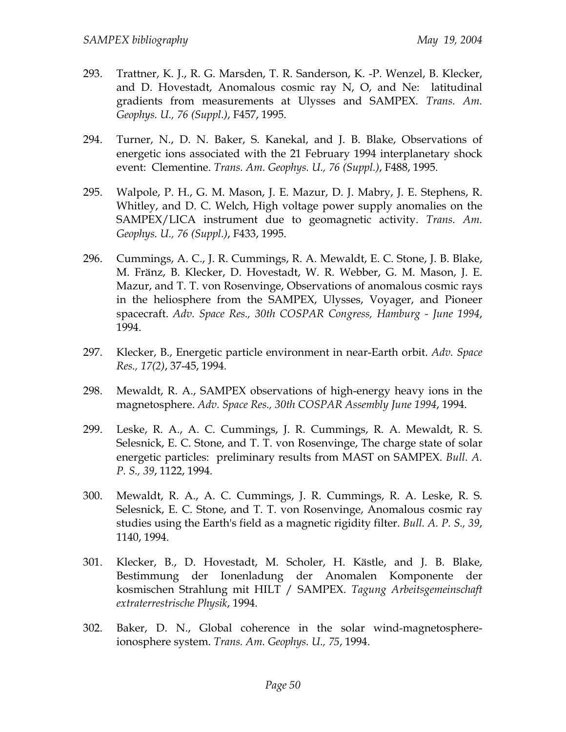293. Trattner, K. J., R. G. Marsden, T. R. Sanderson, K. -P. Wenzel, B. Klecker, and D. Hovestadt, Anomalous cosmic ray N, O, and Ne: latitudinal gradients from measurements at Ulysses and SAMPEX. *Trans. Am. Geophys. U., 76 (Suppl.)*, F457, 1995.

294. Turner, N., D. N. Baker, S. Kanekal, and J. B. Blake, Observations of energetic ions associated with the 21 February 1994 interplanetary shock event: Clementine. *Trans. Am. Geophys. U., 76 (Suppl.)*, F488, 1995.

295. Walpole, P. H., G. M. Mason, J. E. Mazur, D. J. Mabry, J. E. Stephens, R. Whitley, and D. C. Welch, High voltage power supply anomalies on the SAMPEX/LICA instrument due to geomagnetic activity. *Trans. Am. Geophys. U., 76 (Suppl.)*, F433, 1995.

296. Cummings, A. C., J. R. Cummings, R. A. Mewaldt, E. C. Stone, J. B. Blake, M. Fränz, B. Klecker, D. Hovestadt, W. R. Webber, G. M. Mason, J. E. Mazur, and T. T. von Rosenvinge, Observations of anomalous cosmic rays in the heliosphere from the SAMPEX, Ulysses, Voyager, and Pioneer spacecraft. *Adv. Space Res., 30th COSPAR Congress, Hamburg - June 1994*, 1994.

297. Klecker, B., Energetic particle environment in near-Earth orbit. *Adv. Space Res., 17(2)*, 37-45, 1994.

298. Mewaldt, R. A., SAMPEX observations of high-energy heavy ions in the magnetosphere. *Adv. Space Res., 30th COSPAR Assembly June 1994*, 1994.

299. Leske, R. A., A. C. Cummings, J. R. Cummings, R. A. Mewaldt, R. S. Selesnick, E. C. Stone, and T. T. von Rosenvinge, The charge state of solar energetic particles: preliminary results from MAST on SAMPEX. *Bull. A. P. S., 39*, 1122, 1994.

300. Mewaldt, R. A., A. C. Cummings, J. R. Cummings, R. A. Leske, R. S. Selesnick, E. C. Stone, and T. T. von Rosenvinge, Anomalous cosmic ray studies using the Earth's field as a magnetic rigidity filter. *Bull. A. P. S., 39*, 1140, 1994.

301. Klecker, B., D. Hovestadt, M. Scholer, H. Kästle, and J. B. Blake, Bestimmung der Ionenladung der Anomalen Komponente der kosmischen Strahlung mit HILT / SAMPEX. *Tagung Arbeitsgemeinschaft extraterrestrische Physik*, 1994.

302. Baker, D. N., Global coherence in the solar wind-magnetosphere-ionosphere system. *Trans. Am. Geophys. U., 75*, 1994.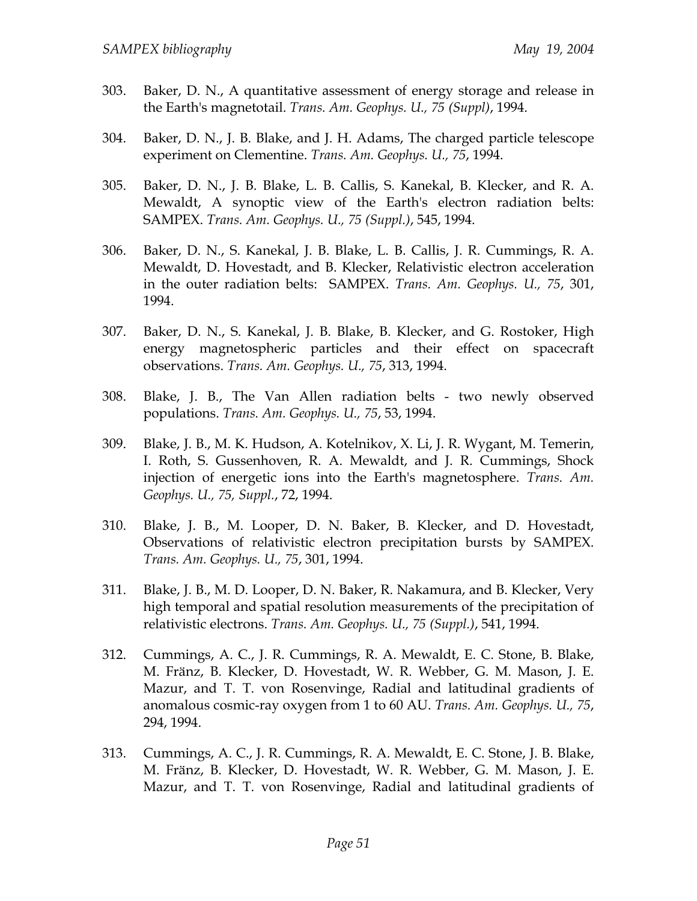303. Baker, D. N., A quantitative assessment of energy storage and release in the Earth's magnetotail. *Trans. Am. Geophys. U., 75 (Suppl)*, 1994.

304. Baker, D. N., J. B. Blake, and J. H. Adams, The charged particle telescope experiment on Clementine. *Trans. Am. Geophys. U., 75*, 1994.

305. Baker, D. N., J. B. Blake, L. B. Callis, S. Kanekal, B. Klecker, and R. A. Mewaldt, A synoptic view of the Earth's electron radiation belts: SAMPEX. *Trans. Am. Geophys. U., 75 (Suppl.)*, 545, 1994.

306. Baker, D. N., S. Kanekal, J. B. Blake, L. B. Callis, J. R. Cummings, R. A. Mewaldt, D. Hovestadt, and B. Klecker, Relativistic electron acceleration in the outer radiation belts: SAMPEX. *Trans. Am. Geophys. U., 75*, 301, 1994.

307. Baker, D. N., S. Kanekal, J. B. Blake, B. Klecker, and G. Rostoker, High energy magnetospheric particles and their effect on spacecraft observations. *Trans. Am. Geophys. U., 75*, 313, 1994.

308. Blake, J. B., The Van Allen radiation belts - two newly observed populations. *Trans. Am. Geophys. U., 75*, 53, 1994.

309. Blake, J. B., M. K. Hudson, A. Kotelnikov, X. Li, J. R. Wygant, M. Temerin, I. Roth, S. Gussenhoven, R. A. Mewaldt, and J. R. Cummings, Shock injection of energetic ions into the Earth's magnetosphere. *Trans. Am. Geophys. U., 75, Suppl.*, 72, 1994.

310. Blake, J. B., M. Looper, D. N. Baker, B. Klecker, and D. Hovestadt, Observations of relativistic electron precipitation bursts by SAMPEX. *Trans. Am. Geophys. U., 75*, 301, 1994.

311. Blake, J. B., M. D. Looper, D. N. Baker, R. Nakamura, and B. Klecker, Very high temporal and spatial resolution measurements of the precipitation of relativistic electrons. *Trans. Am. Geophys. U., 75 (Suppl.)*, 541, 1994.

312. Cummings, A. C., J. R. Cummings, R. A. Mewaldt, E. C. Stone, B. Blake, M. Fränz, B. Klecker, D. Hovestadt, W. R. Webber, G. M. Mason, J. E. Mazur, and T. T. von Rosenvinge, Radial and latitudinal gradients of anomalous cosmic-ray oxygen from 1 to 60 AU. *Trans. Am. Geophys. U., 75*, 294, 1994.

313. Cummings, A. C., J. R. Cummings, R. A. Mewaldt, E. C. Stone, J. B. Blake, M. Fränz, B. Klecker, D. Hovestadt, W. R. Webber, G. M. Mason, J. E. Mazur, and T. T. von Rosenvinge, Radial and latitudinal gradients of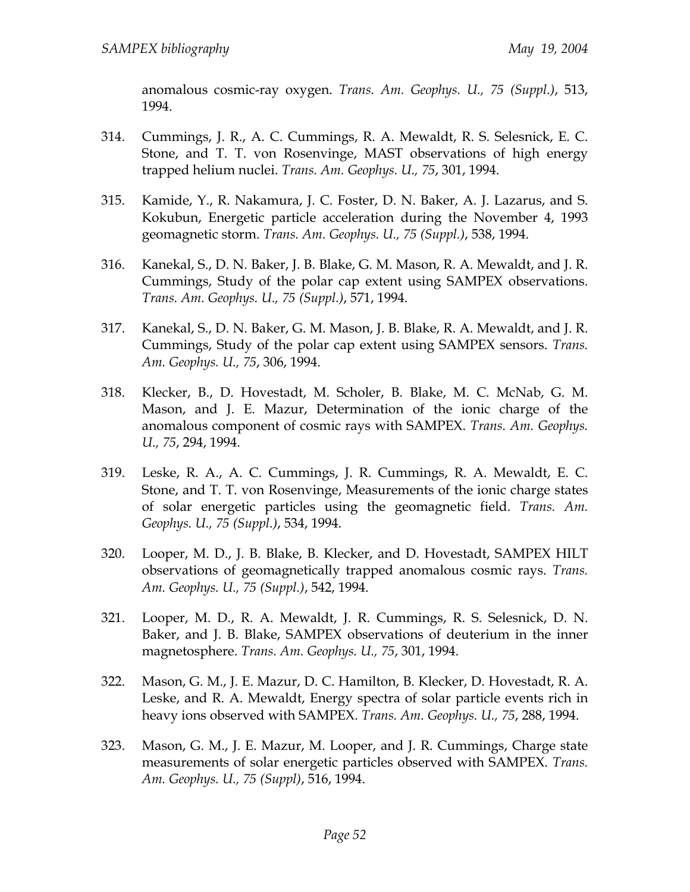anomalous cosmic-ray oxygen. *Trans. Am. Geophys. U., 75 (Suppl.)*, 513, 1994.

314. Cummings, J. R., A. C. Cummings, R. A. Mewaldt, R. S. Selesnick, E. C. Stone, and T. T. von Rosenvinge, MAST observations of high energy trapped helium nuclei. *Trans. Am. Geophys. U., 75*, 301, 1994.

315. Kamide, Y., R. Nakamura, J. C. Foster, D. N. Baker, A. J. Lazarus, and S. Kokubun, Energetic particle acceleration during the November 4, 1993 geomagnetic storm. *Trans. Am. Geophys. U., 75 (Suppl.)*, 538, 1994.

316. Kanekal, S., D. N. Baker, J. B. Blake, G. M. Mason, R. A. Mewaldt, and J. R. Cummings, Study of the polar cap extent using SAMPEX observations. *Trans. Am. Geophys. U., 75 (Suppl.)*, 571, 1994.

317. Kanekal, S., D. N. Baker, G. M. Mason, J. B. Blake, R. A. Mewaldt, and J. R. Cummings, Study of the polar cap extent using SAMPEX sensors. *Trans. Am. Geophys. U., 75*, 306, 1994.

318. Klecker, B., D. Hovestadt, M. Scholer, B. Blake, M. C. McNab, G. M. Mason, and J. E. Mazur, Determination of the ionic charge of the anomalous component of cosmic rays with SAMPEX. *Trans. Am. Geophys. U., 75*, 294, 1994.

319. Leske, R. A., A. C. Cummings, J. R. Cummings, R. A. Mewaldt, E. C. Stone, and T. T. von Rosenvinge, Measurements of the ionic charge states of solar energetic particles using the geomagnetic field. *Trans. Am. Geophys. U., 75 (Suppl.)*, 534, 1994.

320. Looper, M. D., J. B. Blake, B. Klecker, and D. Hovestadt, SAMPEX HILT observations of geomagnetically trapped anomalous cosmic rays. *Trans. Am. Geophys. U., 75 (Suppl.)*, 542, 1994.

321. Looper, M. D., R. A. Mewaldt, J. R. Cummings, R. S. Selesnick, D. N. Baker, and J. B. Blake, SAMPEX observations of deuterium in the inner magnetosphere. *Trans. Am. Geophys. U., 75*, 301, 1994.

322. Mason, G. M., J. E. Mazur, D. C. Hamilton, B. Klecker, D. Hovestadt, R. A. Leske, and R. A. Mewaldt, Energy spectra of solar particle events rich in heavy ions observed with SAMPEX. *Trans. Am. Geophys. U., 75*, 288, 1994.

323. Mason, G. M., J. E. Mazur, M. Looper, and J. R. Cummings, Charge state measurements of solar energetic particles observed with SAMPEX. *Trans. Am. Geophys. U., 75 (Suppl)*, 516, 1994.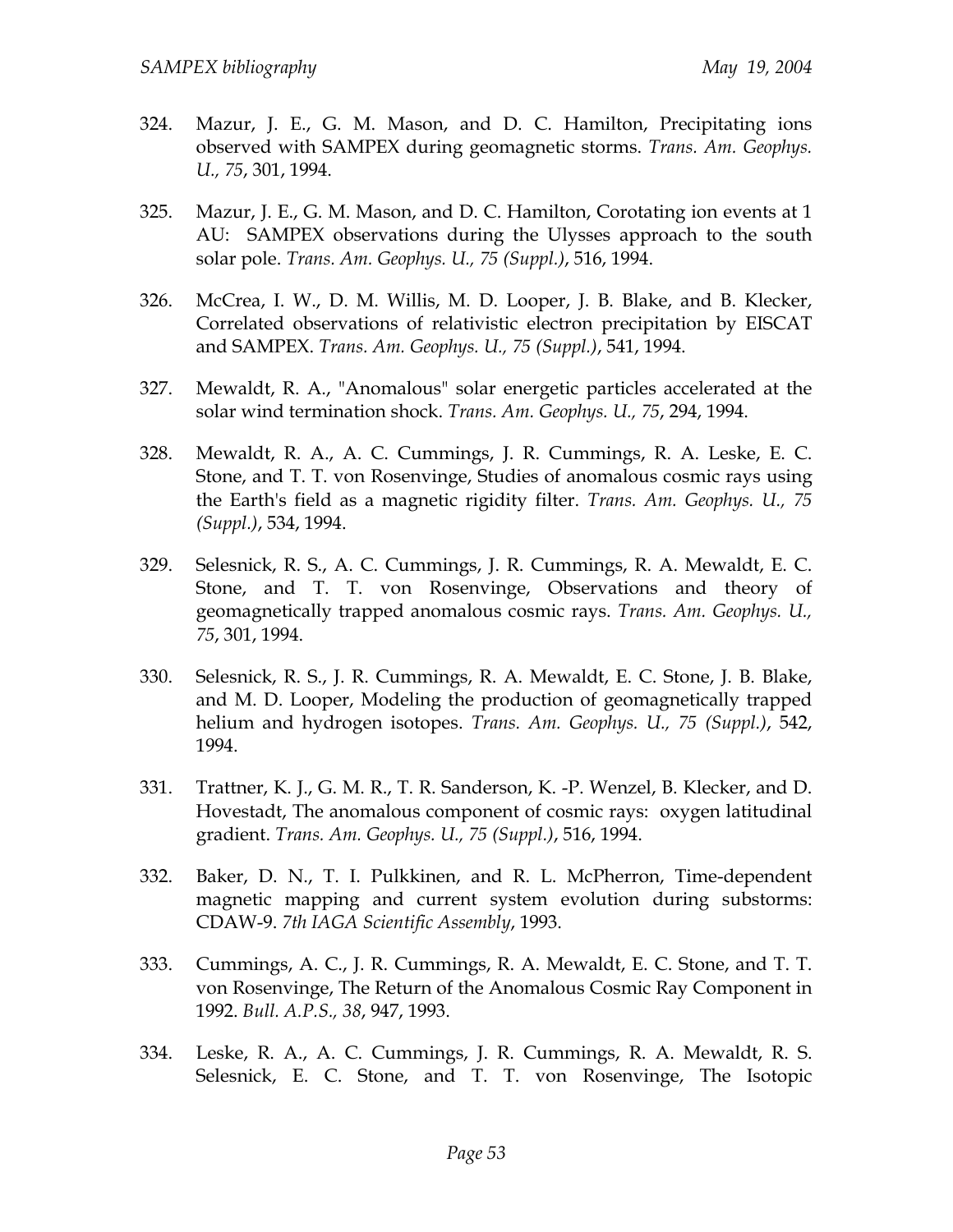324. Mazur, J. E., G. M. Mason, and D. C. Hamilton, Precipitating ions observed with SAMPEX during geomagnetic storms. *Trans. Am. Geophys. U., 75*, 301, 1994.

325. Mazur, J. E., G. M. Mason, and D. C. Hamilton, Corotating ion events at 1 AU: SAMPEX observations during the Ulysses approach to the south solar pole. *Trans. Am. Geophys. U., 75 (Suppl.)*, 516, 1994.

326. McCrea, I. W., D. M. Willis, M. D. Looper, J. B. Blake, and B. Klecker, Correlated observations of relativistic electron precipitation by EISCAT and SAMPEX. *Trans. Am. Geophys. U., 75 (Suppl.)*, 541, 1994.

327. Mewaldt, R. A., "Anomalous" solar energetic particles accelerated at the solar wind termination shock. *Trans. Am. Geophys. U., 75*, 294, 1994.

328. Mewaldt, R. A., A. C. Cummings, J. R. Cummings, R. A. Leske, E. C. Stone, and T. T. von Rosenvinge, Studies of anomalous cosmic rays using the Earth's field as a magnetic rigidity filter. *Trans. Am. Geophys. U., 75 (Suppl.)*, 534, 1994.

329. Selesnick, R. S., A. C. Cummings, J. R. Cummings, R. A. Mewaldt, E. C. Stone, and T. T. von Rosenvinge, Observations and theory of geomagnetically trapped anomalous cosmic rays. *Trans. Am. Geophys. U., 75*, 301, 1994.

330. Selesnick, R. S., J. R. Cummings, R. A. Mewaldt, E. C. Stone, J. B. Blake, and M. D. Looper, Modeling the production of geomagnetically trapped helium and hydrogen isotopes. *Trans. Am. Geophys. U., 75 (Suppl.)*, 542, 1994.

331. Trattner, K. J., G. M. R., T. R. Sanderson, K. -P. Wenzel, B. Klecker, and D. Hovestadt, The anomalous component of cosmic rays: oxygen latitudinal gradient. *Trans. Am. Geophys. U., 75 (Suppl.)*, 516, 1994.

332. Baker, D. N., T. I. Pulkkinen, and R. L. McPherron, Time-dependent magnetic mapping and current system evolution during substorms: CDAW-9. *7th IAGA Scientific Assembly*, 1993.

333. Cummings, A. C., J. R. Cummings, R. A. Mewaldt, E. C. Stone, and T. T. von Rosenvinge, The Return of the Anomalous Cosmic Ray Component in 1992. *Bull. A.P.S., 38*, 947, 1993.

334. Leske, R. A., A. C. Cummings, J. R. Cummings, R. A. Mewaldt, R. S. Selesnick, E. C. Stone, and T. T. von Rosenvinge, The Isotopic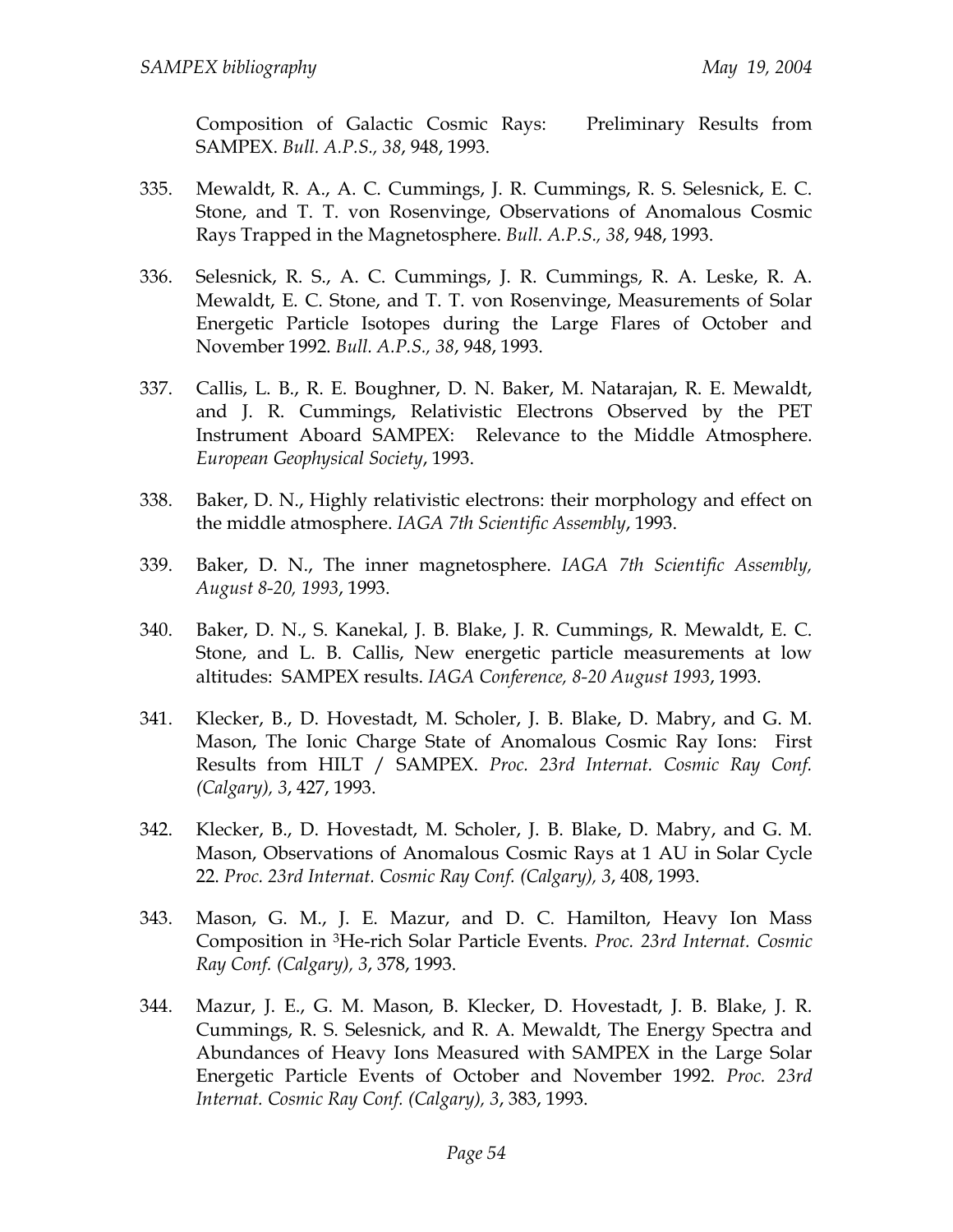Composition of Galactic Cosmic Rays: Preliminary Results from SAMPEX. *Bull. A.P.S., 38*, 948, 1993.

335. Mewaldt, R. A., A. C. Cummings, J. R. Cummings, R. S. Selesnick, E. C. Stone, and T. T. von Rosenvinge, Observations of Anomalous Cosmic Rays Trapped in the Magnetosphere. *Bull. A.P.S., 38*, 948, 1993.

336. Selesnick, R. S., A. C. Cummings, J. R. Cummings, R. A. Leske, R. A. Mewaldt, E. C. Stone, and T. T. von Rosenvinge, Measurements of Solar Energetic Particle Isotopes during the Large Flares of October and November 1992. *Bull. A.P.S., 38*, 948, 1993.

337. Callis, L. B., R. E. Boughner, D. N. Baker, M. Natarajan, R. E. Mewaldt, and J. R. Cummings, Relativistic Electrons Observed by the PET Instrument Aboard SAMPEX: Relevance to the Middle Atmosphere. *European Geophysical Society*, 1993.

338. Baker, D. N., Highly relativistic electrons: their morphology and effect on the middle atmosphere. *IAGA 7th Scientific Assembly*, 1993.

339. Baker, D. N., The inner magnetosphere. *IAGA 7th Scientific Assembly, August 8-20, 1993*, 1993.

340. Baker, D. N., S. Kanekal, J. B. Blake, J. R. Cummings, R. Mewaldt, E. C. Stone, and L. B. Callis, New energetic particle measurements at low altitudes: SAMPEX results. *IAGA Conference, 8-20 August 1993*, 1993.

341. Klecker, B., D. Hovestadt, M. Scholer, J. B. Blake, D. Mabry, and G. M. Mason, The Ionic Charge State of Anomalous Cosmic Ray Ions: First Results from HILT / SAMPEX. *Proc. 23rd Internat. Cosmic Ray Conf. (Calgary), 3*, 427, 1993.

342. Klecker, B., D. Hovestadt, M. Scholer, J. B. Blake, D. Mabry, and G. M. Mason, Observations of Anomalous Cosmic Rays at 1 AU in Solar Cycle 22. *Proc. 23rd Internat. Cosmic Ray Conf. (Calgary), 3*, 408, 1993.

343. Mason, G. M., J. E. Mazur, and D. C. Hamilton, Heavy Ion Mass Composition in $^{3}$He-rich Solar Particle Events. *Proc. 23rd Internat. Cosmic Ray Conf. (Calgary), 3*, 378, 1993.

344. Mazur, J. E., G. M. Mason, B. Klecker, D. Hovestadt, J. B. Blake, J. R. Cummings, R. S. Selesnick, and R. A. Mewaldt, The Energy Spectra and Abundances of Heavy Ions Measured with SAMPEX in the Large Solar Energetic Particle Events of October and November 1992. *Proc. 23rd Internat. Cosmic Ray Conf. (Calgary), 3*, 383, 1993.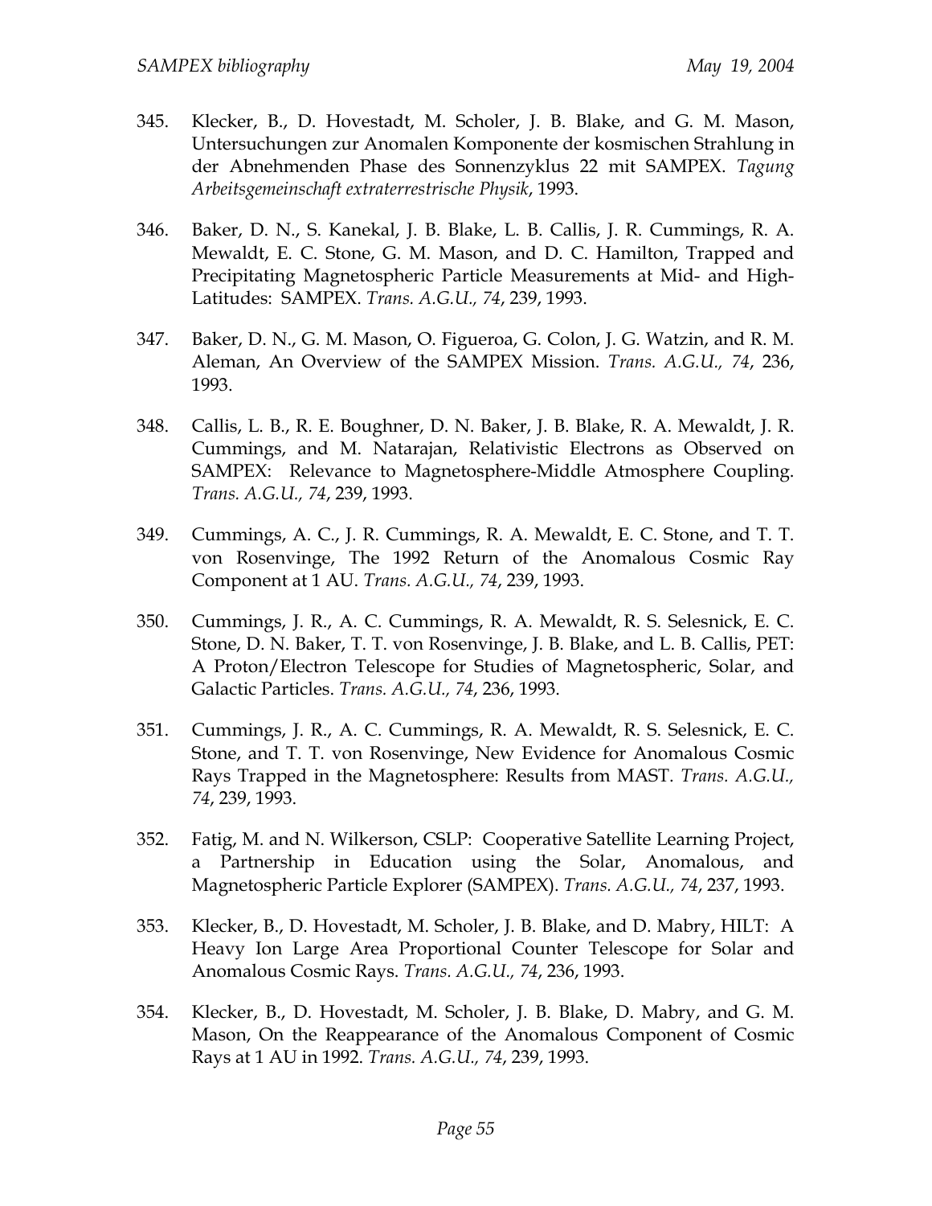345. Klecker, B., D. Hovestadt, M. Scholer, J. B. Blake, and G. M. Mason, Untersuchungen zur Anomalen Komponente der kosmischen Strahlung in der Abnehmenden Phase des Sonnenzyklus 22 mit SAMPEX. *Tagung Arbeitsgemeinschaft extraterrestrische Physik*, 1993.

346. Baker, D. N., S. Kanekal, J. B. Blake, L. B. Callis, J. R. Cummings, R. A. Mewaldt, E. C. Stone, G. M. Mason, and D. C. Hamilton, Trapped and Precipitating Magnetospheric Particle Measurements at Mid- and High-Latitudes: SAMPEX. *Trans. A.G.U., 74*, 239, 1993.

347. Baker, D. N., G. M. Mason, O. Figueroa, G. Colon, J. G. Watzin, and R. M. Aleman, An Overview of the SAMPEX Mission. *Trans. A.G.U., 74*, 236, 1993.

348. Callis, L. B., R. E. Boughner, D. N. Baker, J. B. Blake, R. A. Mewaldt, J. R. Cummings, and M. Natarajan, Relativistic Electrons as Observed on SAMPEX: Relevance to Magnetosphere-Middle Atmosphere Coupling. *Trans. A.G.U., 74*, 239, 1993.

349. Cummings, A. C., J. R. Cummings, R. A. Mewaldt, E. C. Stone, and T. T. von Rosenvinge, The 1992 Return of the Anomalous Cosmic Ray Component at 1 AU. *Trans. A.G.U., 74*, 239, 1993.

350. Cummings, J. R., A. C. Cummings, R. A. Mewaldt, R. S. Selesnick, E. C. Stone, D. N. Baker, T. T. von Rosenvinge, J. B. Blake, and L. B. Callis, PET: A Proton/Electron Telescope for Studies of Magnetospheric, Solar, and Galactic Particles. *Trans. A.G.U., 74*, 236, 1993.

351. Cummings, J. R., A. C. Cummings, R. A. Mewaldt, R. S. Selesnick, E. C. Stone, and T. T. von Rosenvinge, New Evidence for Anomalous Cosmic Rays Trapped in the Magnetosphere: Results from MAST. *Trans. A.G.U., 74*, 239, 1993.

352. Fatig, M. and N. Wilkerson, CSLP: Cooperative Satellite Learning Project, a Partnership in Education using the Solar, Anomalous, and Magnetospheric Particle Explorer (SAMPEX). *Trans. A.G.U., 74*, 237, 1993.

353. Klecker, B., D. Hovestadt, M. Scholer, J. B. Blake, and D. Mabry, HILT: A Heavy Ion Large Area Proportional Counter Telescope for Solar and Anomalous Cosmic Rays. *Trans. A.G.U., 74*, 236, 1993.

354. Klecker, B., D. Hovestadt, M. Scholer, J. B. Blake, D. Mabry, and G. M. Mason, On the Reappearance of the Anomalous Component of Cosmic Rays at 1 AU in 1992. *Trans. A.G.U., 74*, 239, 1993.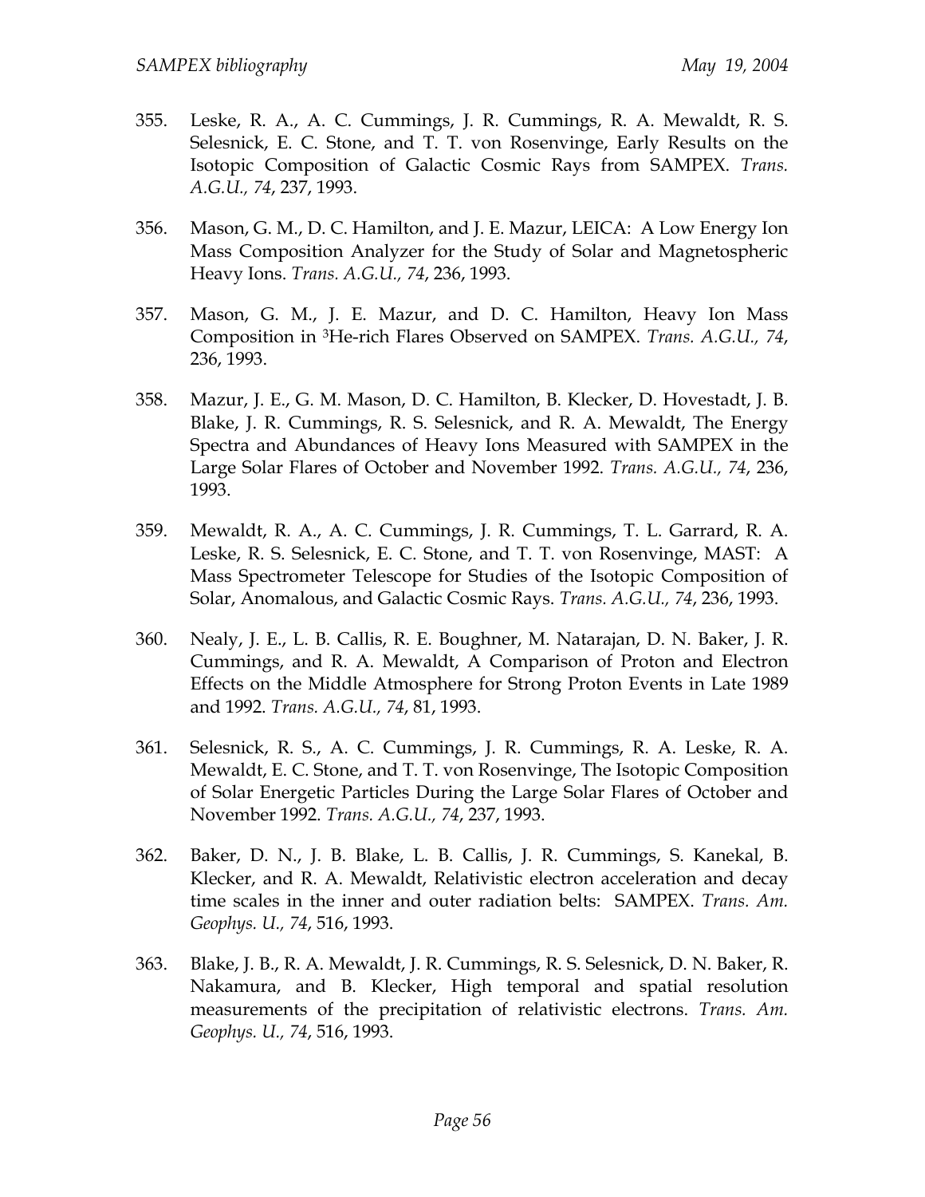355. Leske, R. A., A. C. Cummings, J. R. Cummings, R. A. Mewaldt, R. S. Selesnick, E. C. Stone, and T. T. von Rosenvinge, Early Results on the Isotopic Composition of Galactic Cosmic Rays from SAMPEX. *Trans. A.G.U., 74*, 237, 1993.

356. Mason, G. M., D. C. Hamilton, and J. E. Mazur, LEICA: A Low Energy Ion Mass Composition Analyzer for the Study of Solar and Magnetospheric Heavy Ions. *Trans. A.G.U., 74*, 236, 1993.

357. Mason, G. M., J. E. Mazur, and D. C. Hamilton, Heavy Ion Mass Composition in $^{3}$He-rich Flares Observed on SAMPEX. *Trans. A.G.U., 74*, 236, 1993.

358. Mazur, J. E., G. M. Mason, D. C. Hamilton, B. Klecker, D. Hovestadt, J. B. Blake, J. R. Cummings, R. S. Selesnick, and R. A. Mewaldt, The Energy Spectra and Abundances of Heavy Ions Measured with SAMPEX in the Large Solar Flares of October and November 1992. *Trans. A.G.U., 74*, 236, 1993.

359. Mewaldt, R. A., A. C. Cummings, J. R. Cummings, T. L. Garrard, R. A. Leske, R. S. Selesnick, E. C. Stone, and T. T. von Rosenvinge, MAST: A Mass Spectrometer Telescope for Studies of the Isotopic Composition of Solar, Anomalous, and Galactic Cosmic Rays. *Trans. A.G.U., 74*, 236, 1993.

360. Nealy, J. E., L. B. Callis, R. E. Boughner, M. Natarajan, D. N. Baker, J. R. Cummings, and R. A. Mewaldt, A Comparison of Proton and Electron Effects on the Middle Atmosphere for Strong Proton Events in Late 1989 and 1992. *Trans. A.G.U., 74*, 81, 1993.

361. Selesnick, R. S., A. C. Cummings, J. R. Cummings, R. A. Leske, R. A. Mewaldt, E. C. Stone, and T. T. von Rosenvinge, The Isotopic Composition of Solar Energetic Particles During the Large Solar Flares of October and November 1992. *Trans. A.G.U., 74*, 237, 1993.

362. Baker, D. N., J. B. Blake, L. B. Callis, J. R. Cummings, S. Kanekal, B. Klecker, and R. A. Mewaldt, Relativistic electron acceleration and decay time scales in the inner and outer radiation belts: SAMPEX. *Trans. Am. Geophys. U., 74*, 516, 1993.

363. Blake, J. B., R. A. Mewaldt, J. R. Cummings, R. S. Selesnick, D. N. Baker, R. Nakamura, and B. Klecker, High temporal and spatial resolution measurements of the precipitation of relativistic electrons. *Trans. Am. Geophys. U., 74*, 516, 1993.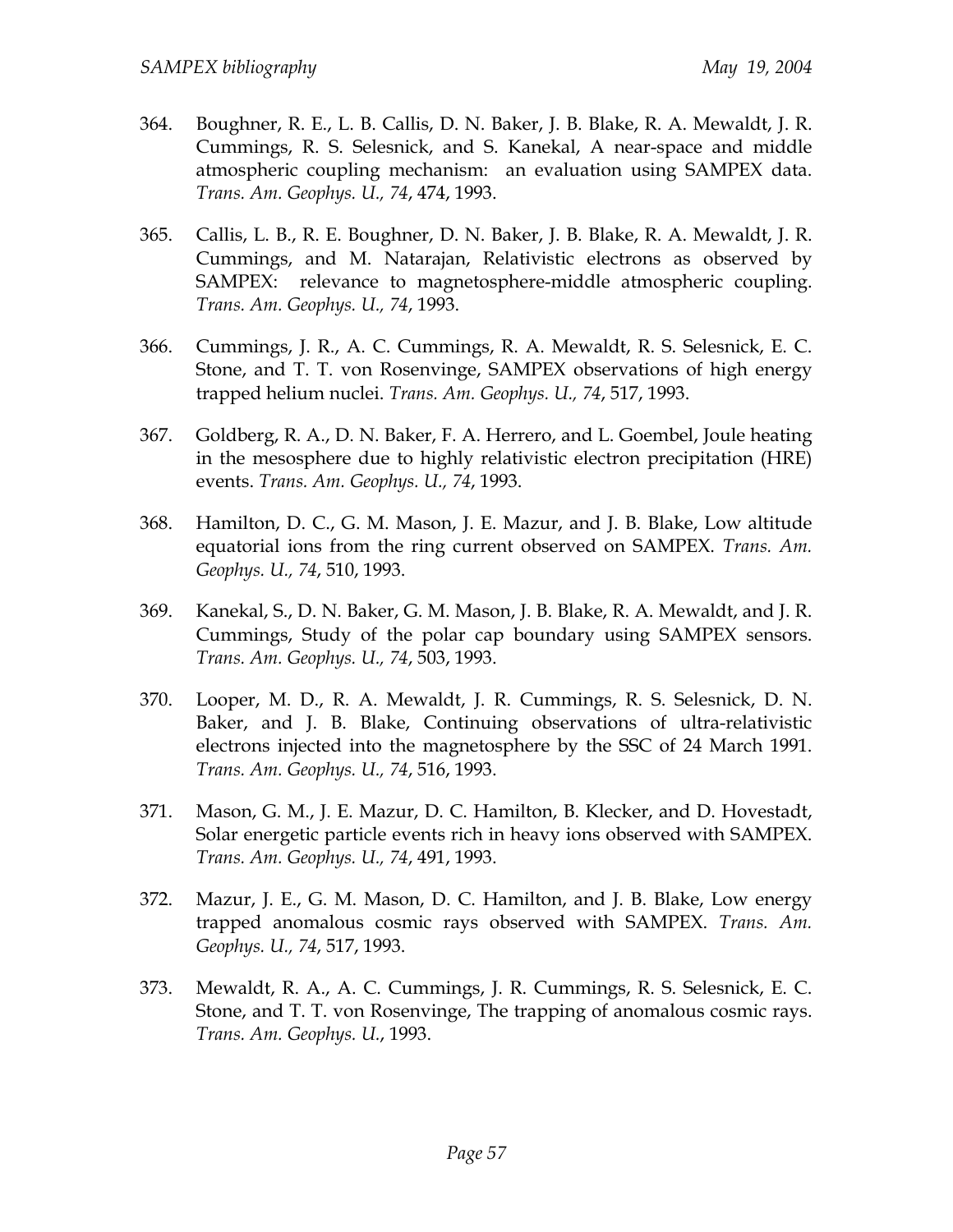364. Boughner, R. E., L. B. Callis, D. N. Baker, J. B. Blake, R. A. Mewaldt, J. R. Cummings, R. S. Selesnick, and S. Kanekal, A near-space and middle atmospheric coupling mechanism: an evaluation using SAMPEX data. *Trans. Am. Geophys. U., 74*, 474, 1993.

365. Callis, L. B., R. E. Boughner, D. N. Baker, J. B. Blake, R. A. Mewaldt, J. R. Cummings, and M. Natarajan, Relativistic electrons as observed by SAMPEX: relevance to magnetosphere-middle atmospheric coupling. *Trans. Am. Geophys. U., 74*, 1993.

366. Cummings, J. R., A. C. Cummings, R. A. Mewaldt, R. S. Selesnick, E. C. Stone, and T. T. von Rosenvinge, SAMPEX observations of high energy trapped helium nuclei. *Trans. Am. Geophys. U., 74*, 517, 1993.

367. Goldberg, R. A., D. N. Baker, F. A. Herrero, and L. Goembel, Joule heating in the mesosphere due to highly relativistic electron precipitation (HRE) events. *Trans. Am. Geophys. U., 74*, 1993.

368. Hamilton, D. C., G. M. Mason, J. E. Mazur, and J. B. Blake, Low altitude equatorial ions from the ring current observed on SAMPEX. *Trans. Am. Geophys. U., 74*, 510, 1993.

369. Kanekal, S., D. N. Baker, G. M. Mason, J. B. Blake, R. A. Mewaldt, and J. R. Cummings, Study of the polar cap boundary using SAMPEX sensors. *Trans. Am. Geophys. U., 74*, 503, 1993.

370. Looper, M. D., R. A. Mewaldt, J. R. Cummings, R. S. Selesnick, D. N. Baker, and J. B. Blake, Continuing observations of ultra-relativistic electrons injected into the magnetosphere by the SSC of 24 March 1991. *Trans. Am. Geophys. U., 74*, 516, 1993.

371. Mason, G. M., J. E. Mazur, D. C. Hamilton, B. Klecker, and D. Hovestadt, Solar energetic particle events rich in heavy ions observed with SAMPEX. *Trans. Am. Geophys. U., 74*, 491, 1993.

372. Mazur, J. E., G. M. Mason, D. C. Hamilton, and J. B. Blake, Low energy trapped anomalous cosmic rays observed with SAMPEX. *Trans. Am. Geophys. U., 74*, 517, 1993.

373. Mewaldt, R. A., A. C. Cummings, J. R. Cummings, R. S. Selesnick, E. C. Stone, and T. T. von Rosenvinge, The trapping of anomalous cosmic rays. *Trans. Am. Geophys. U.*, 1993.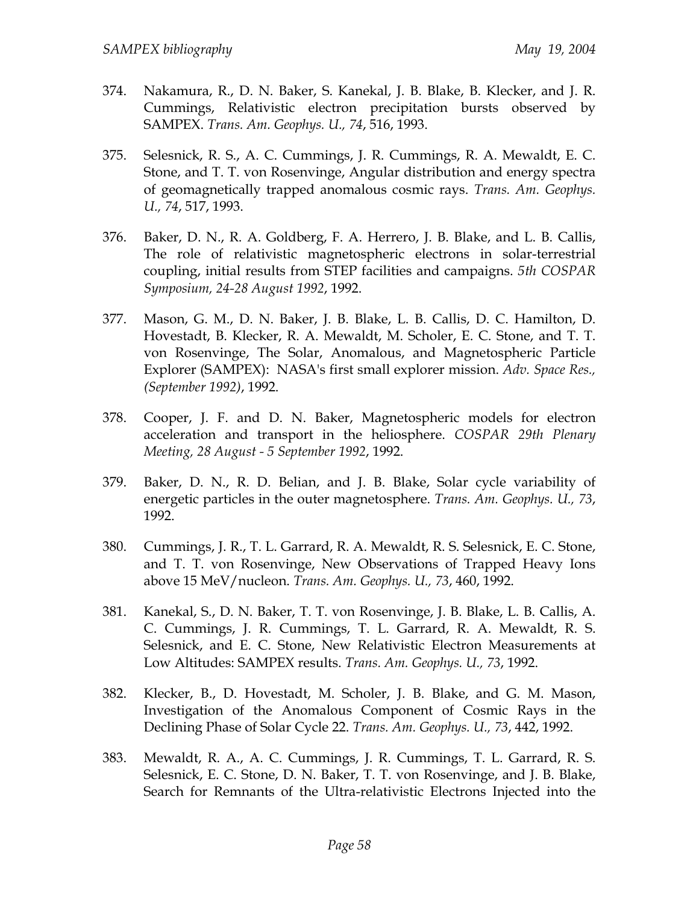374. Nakamura, R., D. N. Baker, S. Kanekal, J. B. Blake, B. Klecker, and J. R. Cummings, Relativistic electron precipitation bursts observed by SAMPEX. *Trans. Am. Geophys. U., 74*, 516, 1993.

375. Selesnick, R. S., A. C. Cummings, J. R. Cummings, R. A. Mewaldt, E. C. Stone, and T. T. von Rosenvinge, Angular distribution and energy spectra of geomagnetically trapped anomalous cosmic rays. *Trans. Am. Geophys. U., 74*, 517, 1993.

376. Baker, D. N., R. A. Goldberg, F. A. Herrero, J. B. Blake, and L. B. Callis, The role of relativistic magnetospheric electrons in solar-terrestrial coupling, initial results from STEP facilities and campaigns. *5th COSPAR Symposium, 24-28 August 1992*, 1992.

377. Mason, G. M., D. N. Baker, J. B. Blake, L. B. Callis, D. C. Hamilton, D. Hovestadt, B. Klecker, R. A. Mewaldt, M. Scholer, E. C. Stone, and T. T. von Rosenvinge, The Solar, Anomalous, and Magnetospheric Particle Explorer (SAMPEX): NASA's first small explorer mission. *Adv. Space Res., (September 1992)*, 1992.

378. Cooper, J. F. and D. N. Baker, Magnetospheric models for electron acceleration and transport in the heliosphere. *COSPAR 29th Plenary Meeting, 28 August - 5 September 1992*, 1992.

379. Baker, D. N., R. D. Belian, and J. B. Blake, Solar cycle variability of energetic particles in the outer magnetosphere. *Trans. Am. Geophys. U., 73*, 1992.

380. Cummings, J. R., T. L. Garrard, R. A. Mewaldt, R. S. Selesnick, E. C. Stone, and T. T. von Rosenvinge, New Observations of Trapped Heavy Ions above 15 MeV/nucleon. *Trans. Am. Geophys. U., 73*, 460, 1992.

381. Kanekal, S., D. N. Baker, T. T. von Rosenvinge, J. B. Blake, L. B. Callis, A. C. Cummings, J. R. Cummings, T. L. Garrard, R. A. Mewaldt, R. S. Selesnick, and E. C. Stone, New Relativistic Electron Measurements at Low Altitudes: SAMPEX results. *Trans. Am. Geophys. U., 73*, 1992.

382. Klecker, B., D. Hovestadt, M. Scholer, J. B. Blake, and G. M. Mason, Investigation of the Anomalous Component of Cosmic Rays in the Declining Phase of Solar Cycle 22. *Trans. Am. Geophys. U., 73*, 442, 1992.

383. Mewaldt, R. A., A. C. Cummings, J. R. Cummings, T. L. Garrard, R. S. Selesnick, E. C. Stone, D. N. Baker, T. T. von Rosenvinge, and J. B. Blake, Search for Remnants of the Ultra-relativistic Electrons Injected into the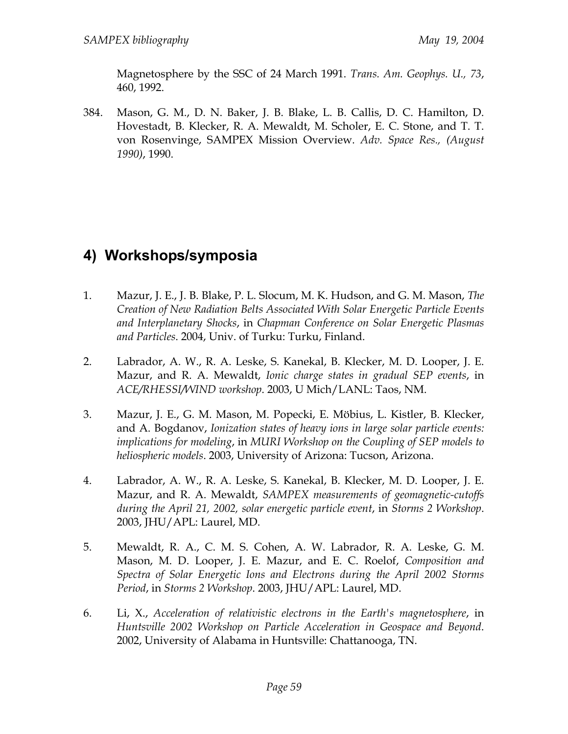Magnetosphere by the SSC of 24 March 1991. *Trans. Am. Geophys. U., 73*, 460, 1992.

384. Mason, G. M., D. N. Baker, J. B. Blake, L. B. Callis, D. C. Hamilton, D. Hovestadt, B. Klecker, R. A. Mewaldt, M. Scholer, E. C. Stone, and T. T. von Rosenvinge, SAMPEX Mission Overview. *Adv. Space Res., (August 1990)*, 1990.

## 4) Workshops/symposia

1. Mazur, J. E., J. B. Blake, P. L. Slocum, M. K. Hudson, and G. M. Mason, *The Creation of New Radiation Belts Associated With Solar Energetic Particle Events and Interplanetary Shocks*, in *Chapman Conference on Solar Energetic Plasmas and Particles*. 2004, Univ. of Turku: Turku, Finland.

2. Labrador, A. W., R. A. Leske, S. Kanekal, B. Klecker, M. D. Looper, J. E. Mazur, and R. A. Mewaldt, *Ionic charge states in gradual SEP events*, in *ACE/RHESSI/WIND workshop*. 2003, U Mich/LANL: Taos, NM.

3. Mazur, J. E., G. M. Mason, M. Popecki, E. Möbius, L. Kistler, B. Klecker, and A. Bogdanov, *Ionization states of heavy ions in large solar particle events: implications for modeling*, in *MURI Workshop on the Coupling of SEP models to heliospheric models*. 2003, University of Arizona: Tucson, Arizona.

4. Labrador, A. W., R. A. Leske, S. Kanekal, B. Klecker, M. D. Looper, J. E. Mazur, and R. A. Mewaldt, *SAMPEX measurements of geomagnetic-cutoffs during the April 21, 2002, solar energetic particle event*, in *Storms 2 Workshop*. 2003, JHU/APL: Laurel, MD.

5. Mewaldt, R. A., C. M. S. Cohen, A. W. Labrador, R. A. Leske, G. M. Mason, M. D. Looper, J. E. Mazur, and E. C. Roelof, *Composition and Spectra of Solar Energetic Ions and Electrons during the April 2002 Storms Period*, in *Storms 2 Workshop*. 2003, JHU/APL: Laurel, MD.

6. Li, X., *Acceleration of relativistic electrons in the Earth's magnetosphere*, in *Huntsville 2002 Workshop on Particle Acceleration in Geospace and Beyond*. 2002, University of Alabama in Huntsville: Chattanooga, TN.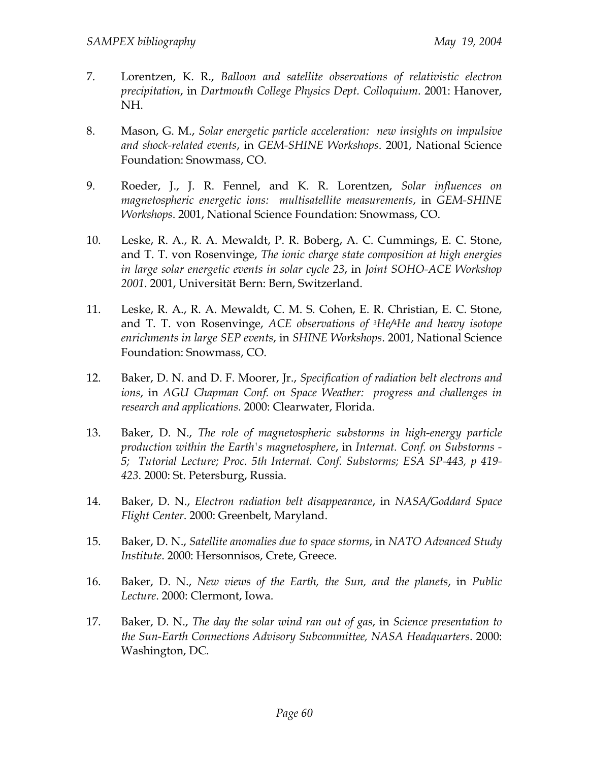7. Lorentzen, K. R., *Balloon and satellite observations of relativistic electron precipitation*, in *Dartmouth College Physics Dept. Colloquium*. 2001: Hanover, NH.

8. Mason, G. M., *Solar energetic particle acceleration: new insights on impulsive and shock-related events*, in *GEM-SHINE Workshops*. 2001, National Science Foundation: Snowmass, CO.

9. Roeder, J., J. R. Fennel, and K. R. Lorentzen, *Solar influences on magnetospheric energetic ions: multisatellite measurements*, in *GEM-SHINE Workshops*. 2001, National Science Foundation: Snowmass, CO.

10. Leske, R. A., R. A. Mewaldt, P. R. Boberg, A. C. Cummings, E. C. Stone, and T. T. von Rosenvinge, *The ionic charge state composition at high energies in large solar energetic events in solar cycle 23*, in *Joint SOHO-ACE Workshop 2001*. 2001, Universität Bern: Bern, Switzerland.

11. Leske, R. A., R. A. Mewaldt, C. M. S. Cohen, E. R. Christian, E. C. Stone, and T. T. von Rosenvinge, *ACE observations of $^3He/^4He$ and heavy isotope enrichments in large SEP events*, in *SHINE Workshops*. 2001, National Science Foundation: Snowmass, CO.

12. Baker, D. N. and D. F. Moorer, Jr., *Specification of radiation belt electrons and ions*, in *AGU Chapman Conf. on Space Weather: progress and challenges in research and applications*. 2000: Clearwater, Florida.

13. Baker, D. N., *The role of magnetospheric substorms in high-energy particle production within the Earth's magnetosphere*, in *Internat. Conf. on Substorms - 5; Tutorial Lecture; Proc. 5th Internat. Conf. Substorms; ESA SP-443, p 419-423*. 2000: St. Petersburg, Russia.

14. Baker, D. N., *Electron radiation belt disappearance*, in *NASA/Goddard Space Flight Center*. 2000: Greenbelt, Maryland.

15. Baker, D. N., *Satellite anomalies due to space storms*, in *NATO Advanced Study Institute*. 2000: Hersonnisos, Crete, Greece.

16. Baker, D. N., *New views of the Earth, the Sun, and the planets*, in *Public Lecture*. 2000: Clermont, Iowa.

17. Baker, D. N., *The day the solar wind ran out of gas*, in *Science presentation to the Sun-Earth Connections Advisory Subcommittee, NASA Headquarters*. 2000: Washington, DC.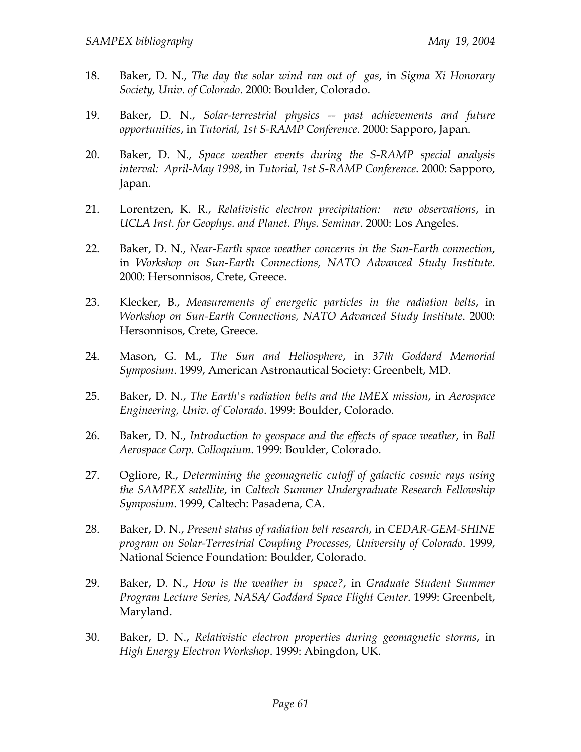18. Baker, D. N., *The day the solar wind ran out of gas*, in *Sigma Xi Honorary Society, Univ. of Colorado*. 2000: Boulder, Colorado.

19. Baker, D. N., *Solar-terrestrial physics -- past achievements and future opportunities*, in *Tutorial, 1st S-RAMP Conference*. 2000: Sapporo, Japan.

20. Baker, D. N., *Space weather events during the S-RAMP special analysis interval: April-May 1998*, in *Tutorial, 1st S-RAMP Conference*. 2000: Sapporo, Japan.

21. Lorentzen, K. R., *Relativistic electron precipitation: new observations*, in *UCLA Inst. for Geophys. and Planet. Phys. Seminar*. 2000: Los Angeles.

22. Baker, D. N., *Near-Earth space weather concerns in the Sun-Earth connection*, in *Workshop on Sun-Earth Connections, NATO Advanced Study Institute*. 2000: Hersonnisos, Crete, Greece.

23. Klecker, B., *Measurements of energetic particles in the radiation belts*, in *Workshop on Sun-Earth Connections, NATO Advanced Study Institute*. 2000: Hersonnisos, Crete, Greece.

24. Mason, G. M., *The Sun and Heliosphere*, in *37th Goddard Memorial Symposium*. 1999, American Astronautical Society: Greenbelt, MD.

25. Baker, D. N., *The Earth's radiation belts and the IMEX mission*, in *Aerospace Engineering, Univ. of Colorado*. 1999: Boulder, Colorado.

26. Baker, D. N., *Introduction to geospace and the effects of space weather*, in *Ball Aerospace Corp. Colloquium*. 1999: Boulder, Colorado.

27. Ogliore, R., *Determining the geomagnetic cutoff of galactic cosmic rays using the SAMPEX satellite*, in *Caltech Summer Undergraduate Research Fellowship Symposium*. 1999, Caltech: Pasadena, CA.

28. Baker, D. N., *Present status of radiation belt research*, in *CEDAR-GEM-SHINE program on Solar-Terrestrial Coupling Processes, University of Colorado*. 1999, National Science Foundation: Boulder, Colorado.

29. Baker, D. N., *How is the weather in space?*, in *Graduate Student Summer Program Lecture Series, NASA/Goddard Space Flight Center*. 1999: Greenbelt, Maryland.

30. Baker, D. N., *Relativistic electron properties during geomagnetic storms*, in *High Energy Electron Workshop*. 1999: Abingdon, UK.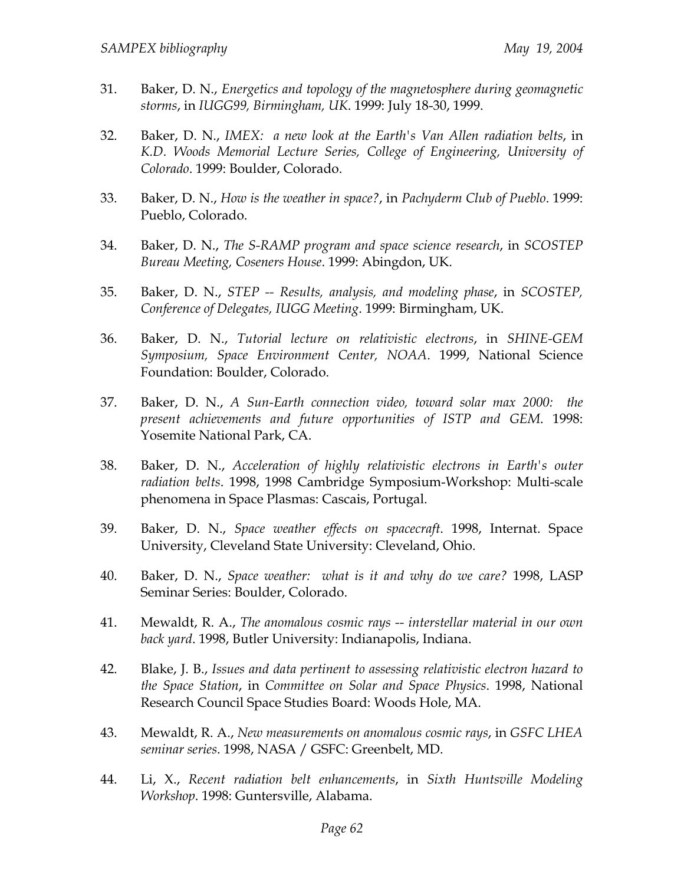31. Baker, D. N., *Energetics and topology of the magnetosphere during geomagnetic storms*, in *IUGG99, Birmingham, UK*. 1999: July 18-30, 1999.

32. Baker, D. N., *IMEX: a new look at the Earth's Van Allen radiation belts*, in *K.D. Woods Memorial Lecture Series, College of Engineering, University of Colorado*. 1999: Boulder, Colorado.

33. Baker, D. N., *How is the weather in space?*, in *Pachyderm Club of Pueblo*. 1999: Pueblo, Colorado.

34. Baker, D. N., *The S-RAMP program and space science research*, in *SCOSTEP Bureau Meeting, Coseners House*. 1999: Abingdon, UK.

35. Baker, D. N., *STEP -- Results, analysis, and modeling phase*, in *SCOSTEP, Conference of Delegates, IUGG Meeting*. 1999: Birmingham, UK.

36. Baker, D. N., *Tutorial lecture on relativistic electrons*, in *SHINE-GEM Symposium, Space Environment Center, NOAA*. 1999, National Science Foundation: Boulder, Colorado.

37. Baker, D. N., *A Sun-Earth connection video, toward solar max 2000: the present achievements and future opportunities of ISTP and GEM*. 1998: Yosemite National Park, CA.

38. Baker, D. N., *Acceleration of highly relativistic electrons in Earth's outer radiation belts*. 1998, 1998 Cambridge Symposium-Workshop: Multi-scale phenomena in Space Plasmas: Cascais, Portugal.

39. Baker, D. N., *Space weather effects on spacecraft*. 1998, Internat. Space University, Cleveland State University: Cleveland, Ohio.

40. Baker, D. N., *Space weather: what is it and why do we care?* 1998, LASP Seminar Series: Boulder, Colorado.

41. Mewaldt, R. A., *The anomalous cosmic rays -- interstellar material in our own back yard*. 1998, Butler University: Indianapolis, Indiana.

42. Blake, J. B., *Issues and data pertinent to assessing relativistic electron hazard to the Space Station*, in *Committee on Solar and Space Physics*. 1998, National Research Council Space Studies Board: Woods Hole, MA.

43. Mewaldt, R. A., *New measurements on anomalous cosmic rays*, in *GSFC LHEA seminar series*. 1998, NASA / GSFC: Greenbelt, MD.

44. Li, X., *Recent radiation belt enhancements*, in *Sixth Huntsville Modeling Workshop*. 1998: Guntersville, Alabama.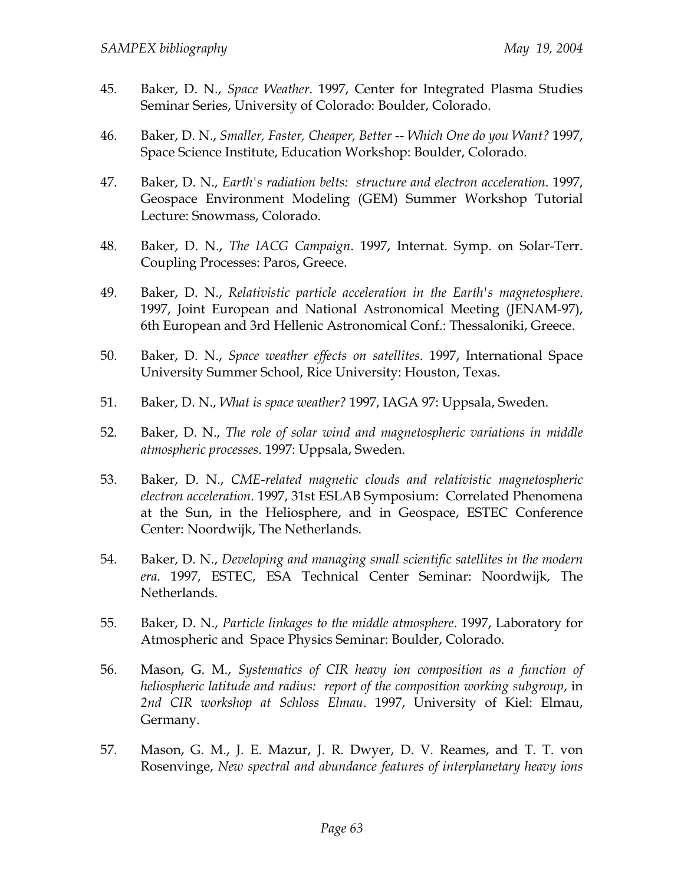45. Baker, D. N., *Space Weather*. 1997, Center for Integrated Plasma Studies Seminar Series, University of Colorado: Boulder, Colorado.

46. Baker, D. N., *Smaller, Faster, Cheaper, Better -- Which One do you Want?* 1997, Space Science Institute, Education Workshop: Boulder, Colorado.

47. Baker, D. N., *Earth's radiation belts: structure and electron acceleration*. 1997, Geospace Environment Modeling (GEM) Summer Workshop Tutorial Lecture: Snowmass, Colorado.

48. Baker, D. N., *The IACG Campaign*. 1997, Internat. Symp. on Solar-Terr. Coupling Processes: Paros, Greece.

49. Baker, D. N., *Relativistic particle acceleration in the Earth's magnetosphere*. 1997, Joint European and National Astronomical Meeting (JENAM-97), 6th European and 3rd Hellenic Astronomical Conf.: Thessaloniki, Greece.

50. Baker, D. N., *Space weather effects on satellites*. 1997, International Space University Summer School, Rice University: Houston, Texas.

51. Baker, D. N., *What is space weather?* 1997, IAGA 97: Uppsala, Sweden.

52. Baker, D. N., *The role of solar wind and magnetospheric variations in middle atmospheric processes*. 1997: Uppsala, Sweden.

53. Baker, D. N., *CME-related magnetic clouds and relativistic magnetospheric electron acceleration*. 1997, 31st ESLAB Symposium: Correlated Phenomena at the Sun, in the Heliosphere, and in Geospace, ESTEC Conference Center: Noordwijk, The Netherlands.

54. Baker, D. N., *Developing and managing small scientific satellites in the modern era*. 1997, ESTEC, ESA Technical Center Seminar: Noordwijk, The Netherlands.

55. Baker, D. N., *Particle linkages to the middle atmosphere*. 1997, Laboratory for Atmospheric and Space Physics Seminar: Boulder, Colorado.

56. Mason, G. M., *Systematics of CIR heavy ion composition as a function of heliospheric latitude and radius: report of the composition working subgroup*, in *2nd CIR workshop at Schloss Elmau*. 1997, University of Kiel: Elmau, Germany.

57. Mason, G. M., J. E. Mazur, J. R. Dwyer, D. V. Reames, and T. T. von Rosenvinge, *New spectral and abundance features of interplanetary heavy ions*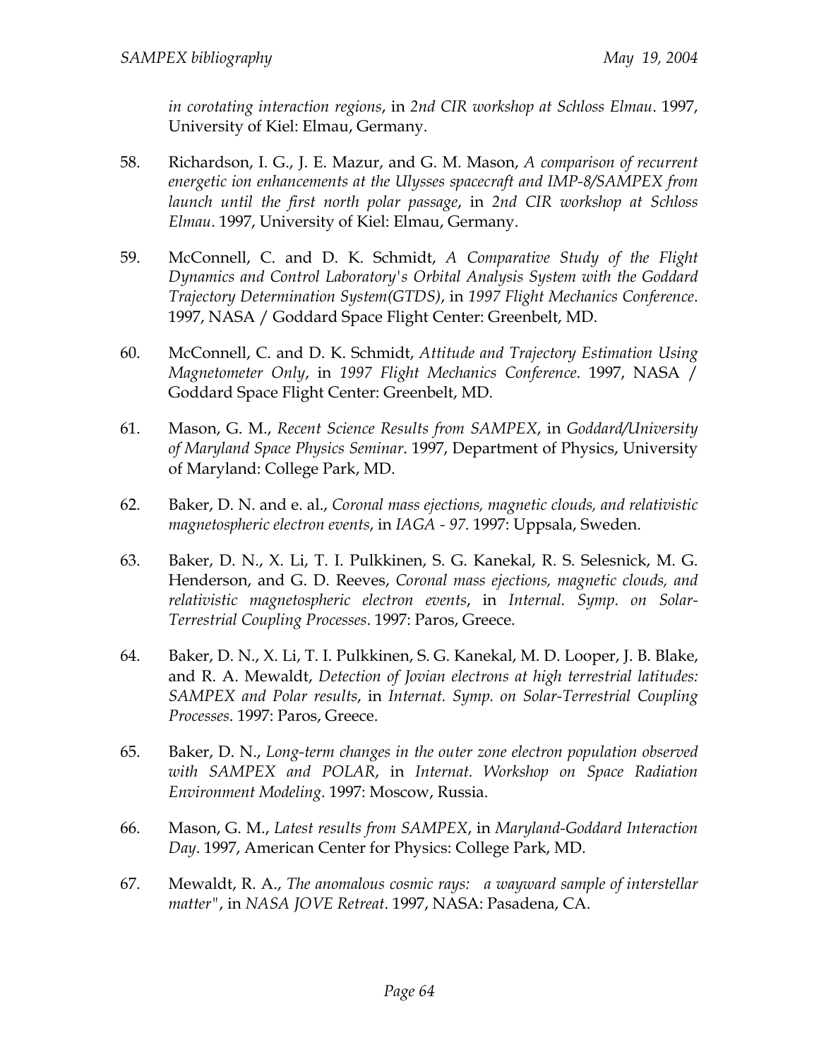*in corotating interaction regions*, in *2nd CIR workshop at Schloss Elmau*. 1997, University of Kiel: Elmau, Germany.

58. Richardson, I. G., J. E. Mazur, and G. M. Mason, *A comparison of recurrent energetic ion enhancements at the Ulysses spacecraft and IMP-8/SAMPEX from launch until the first north polar passage*, in *2nd CIR workshop at Schloss Elmau*. 1997, University of Kiel: Elmau, Germany.

59. McConnell, C. and D. K. Schmidt, *A Comparative Study of the Flight Dynamics and Control Laboratory's Orbital Analysis System with the Goddard Trajectory Determination System(GTDS)*, in *1997 Flight Mechanics Conference*. 1997, NASA / Goddard Space Flight Center: Greenbelt, MD.

60. McConnell, C. and D. K. Schmidt, *Attitude and Trajectory Estimation Using Magnetometer Only*, in *1997 Flight Mechanics Conference*. 1997, NASA / Goddard Space Flight Center: Greenbelt, MD.

61. Mason, G. M., *Recent Science Results from SAMPEX*, in *Goddard/University of Maryland Space Physics Seminar*. 1997, Department of Physics, University of Maryland: College Park, MD.

62. Baker, D. N. and e. al., *Coronal mass ejections, magnetic clouds, and relativistic magnetospheric electron events*, in *IAGA - 97*. 1997: Uppsala, Sweden.

63. Baker, D. N., X. Li, T. I. Pulkkinen, S. G. Kanekal, R. S. Selesnick, M. G. Henderson, and G. D. Reeves, *Coronal mass ejections, magnetic clouds, and relativistic magnetospheric electron events*, in *Internal. Symp. on Solar-Terrestrial Coupling Processes*. 1997: Paros, Greece.

64. Baker, D. N., X. Li, T. I. Pulkkinen, S. G. Kanekal, M. D. Looper, J. B. Blake, and R. A. Mewaldt, *Detection of Jovian electrons at high terrestrial latitudes: SAMPEX and Polar results*, in *Internat. Symp. on Solar-Terrestrial Coupling Processes*. 1997: Paros, Greece.

65. Baker, D. N., *Long-term changes in the outer zone electron population observed with SAMPEX and POLAR*, in *Internat. Workshop on Space Radiation Environment Modeling*. 1997: Moscow, Russia.

66. Mason, G. M., *Latest results from SAMPEX*, in *Maryland-Goddard Interaction Day*. 1997, American Center for Physics: College Park, MD.

67. Mewaldt, R. A., *The anomalous cosmic rays: a wayward sample of interstellar matter"*, in *NASA JOVE Retreat*. 1997, NASA: Pasadena, CA.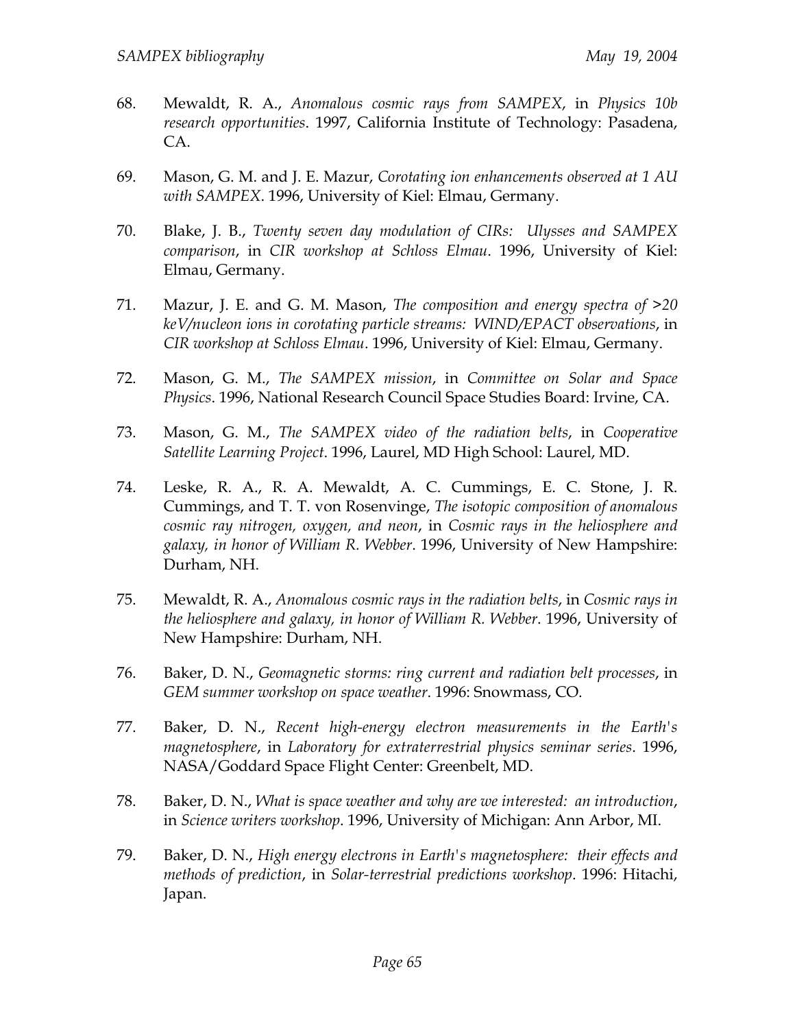68. Mewaldt, R. A., *Anomalous cosmic rays from SAMPEX*, in *Physics 10b research opportunities*. 1997, California Institute of Technology: Pasadena, CA.

69. Mason, G. M. and J. E. Mazur, *Corotating ion enhancements observed at 1 AU with SAMPEX*. 1996, University of Kiel: Elmau, Germany.

70. Blake, J. B., *Twenty seven day modulation of CIRs: Ulysses and SAMPEX comparison*, in *CIR workshop at Schloss Elmau*. 1996, University of Kiel: Elmau, Germany.

71. Mazur, J. E. and G. M. Mason, *The composition and energy spectra of >20 keV/nucleon ions in corotating particle streams: WIND/EPACT observations*, in *CIR workshop at Schloss Elmau*. 1996, University of Kiel: Elmau, Germany.

72. Mason, G. M., *The SAMPEX mission*, in *Committee on Solar and Space Physics*. 1996, National Research Council Space Studies Board: Irvine, CA.

73. Mason, G. M., *The SAMPEX video of the radiation belts*, in *Cooperative Satellite Learning Project*. 1996, Laurel, MD High School: Laurel, MD.

74. Leske, R. A., R. A. Mewaldt, A. C. Cummings, E. C. Stone, J. R. Cummings, and T. T. von Rosenvinge, *The isotopic composition of anomalous cosmic ray nitrogen, oxygen, and neon*, in *Cosmic rays in the heliosphere and galaxy, in honor of William R. Webber*. 1996, University of New Hampshire: Durham, NH.

75. Mewaldt, R. A., *Anomalous cosmic rays in the radiation belts*, in *Cosmic rays in the heliosphere and galaxy, in honor of William R. Webber*. 1996, University of New Hampshire: Durham, NH.

76. Baker, D. N., *Geomagnetic storms: ring current and radiation belt processes*, in *GEM summer workshop on space weather*. 1996: Snowmass, CO.

77. Baker, D. N., *Recent high-energy electron measurements in the Earth's magnetosphere*, in *Laboratory for extraterrestrial physics seminar series*. 1996, NASA/Goddard Space Flight Center: Greenbelt, MD.

78. Baker, D. N., *What is space weather and why are we interested: an introduction*, in *Science writers workshop*. 1996, University of Michigan: Ann Arbor, MI.

79. Baker, D. N., *High energy electrons in Earth's magnetosphere: their effects and methods of prediction*, in *Solar-terrestrial predictions workshop*. 1996: Hitachi, Japan.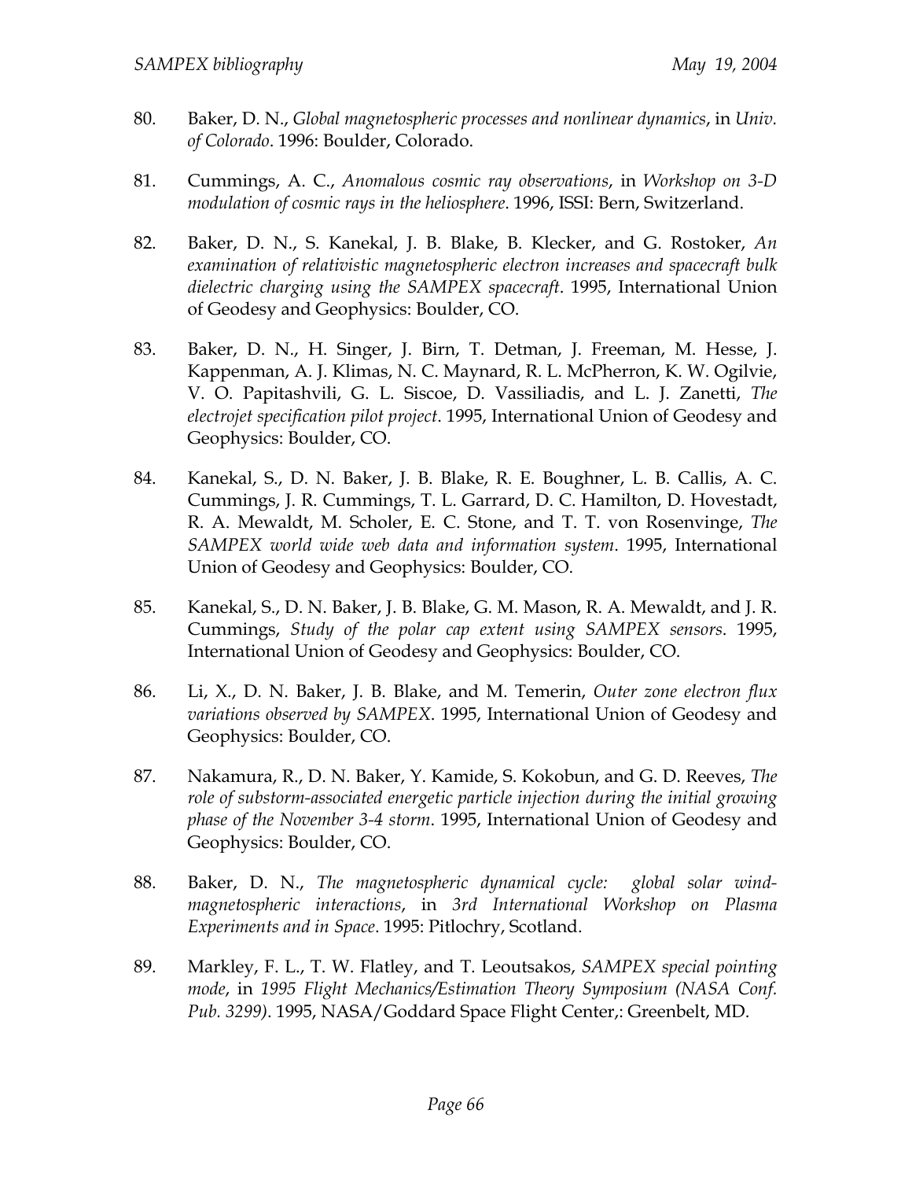80. Baker, D. N., *Global magnetospheric processes and nonlinear dynamics*, in *Univ. of Colorado*. 1996: Boulder, Colorado.

81. Cummings, A. C., *Anomalous cosmic ray observations*, in *Workshop on 3-D modulation of cosmic rays in the heliosphere*. 1996, ISSI: Bern, Switzerland.

82. Baker, D. N., S. Kanekal, J. B. Blake, B. Klecker, and G. Rostoker, *An examination of relativistic magnetospheric electron increases and spacecraft bulk dielectric charging using the SAMPEX spacecraft*. 1995, International Union of Geodesy and Geophysics: Boulder, CO.

83. Baker, D. N., H. Singer, J. Birn, T. Detman, J. Freeman, M. Hesse, J. Kappenman, A. J. Klimas, N. C. Maynard, R. L. McPherron, K. W. Ogilvie, V. O. Papitashvili, G. L. Siscoe, D. Vassiliadis, and L. J. Zanetti, *The electrojet specification pilot project*. 1995, International Union of Geodesy and Geophysics: Boulder, CO.

84. Kanekal, S., D. N. Baker, J. B. Blake, R. E. Boughner, L. B. Callis, A. C. Cummings, J. R. Cummings, T. L. Garrard, D. C. Hamilton, D. Hovestadt, R. A. Mewaldt, M. Scholer, E. C. Stone, and T. T. von Rosenvinge, *The SAMPEX world wide web data and information system*. 1995, International Union of Geodesy and Geophysics: Boulder, CO.

85. Kanekal, S., D. N. Baker, J. B. Blake, G. M. Mason, R. A. Mewaldt, and J. R. Cummings, *Study of the polar cap extent using SAMPEX sensors*. 1995, International Union of Geodesy and Geophysics: Boulder, CO.

86. Li, X., D. N. Baker, J. B. Blake, and M. Temerin, *Outer zone electron flux variations observed by SAMPEX*. 1995, International Union of Geodesy and Geophysics: Boulder, CO.

87. Nakamura, R., D. N. Baker, Y. Kamide, S. Kokobun, and G. D. Reeves, *The role of substorm-associated energetic particle injection during the initial growing phase of the November 3-4 storm*. 1995, International Union of Geodesy and Geophysics: Boulder, CO.

88. Baker, D. N., *The magnetospheric dynamical cycle: global solar wind-magnetospheric interactions*, in *3rd International Workshop on Plasma Experiments and in Space*. 1995: Pitlochry, Scotland.

89. Markley, F. L., T. W. Flatley, and T. Leoutsakos, *SAMPEX special pointing mode*, in *1995 Flight Mechanics/Estimation Theory Symposium (NASA Conf. Pub. 3299)*. 1995, NASA/Goddard Space Flight Center,: Greenbelt, MD.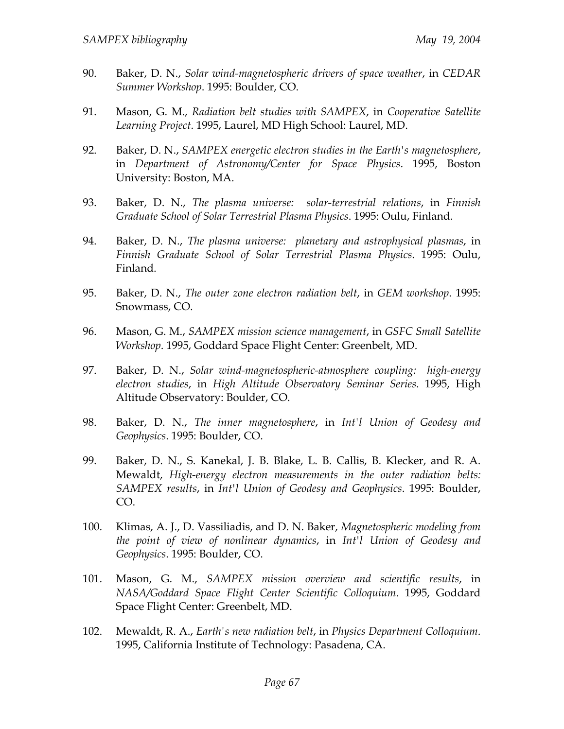90. Baker, D. N., *Solar wind-magnetospheric drivers of space weather*, in *CEDAR Summer Workshop*. 1995: Boulder, CO.

91. Mason, G. M., *Radiation belt studies with SAMPEX*, in *Cooperative Satellite Learning Project*. 1995, Laurel, MD High School: Laurel, MD.

92. Baker, D. N., *SAMPEX energetic electron studies in the Earth's magnetosphere*, in *Department of Astronomy/Center for Space Physics*. 1995, Boston University: Boston, MA.

93. Baker, D. N., *The plasma universe: solar-terrestrial relations*, in *Finnish Graduate School of Solar Terrestrial Plasma Physics*. 1995: Oulu, Finland.

94. Baker, D. N., *The plasma universe: planetary and astrophysical plasmas*, in *Finnish Graduate School of Solar Terrestrial Plasma Physics*. 1995: Oulu, Finland.

95. Baker, D. N., *The outer zone electron radiation belt*, in *GEM workshop*. 1995: Snowmass, CO.

96. Mason, G. M., *SAMPEX mission science management*, in *GSFC Small Satellite Workshop*. 1995, Goddard Space Flight Center: Greenbelt, MD.

97. Baker, D. N., *Solar wind-magnetospheric-atmosphere coupling: high-energy electron studies*, in *High Altitude Observatory Seminar Series*. 1995, High Altitude Observatory: Boulder, CO.

98. Baker, D. N., *The inner magnetosphere*, in *Int'l Union of Geodesy and Geophysics*. 1995: Boulder, CO.

99. Baker, D. N., S. Kanekal, J. B. Blake, L. B. Callis, B. Klecker, and R. A. Mewaldt, *High-energy electron measurements in the outer radiation belts: SAMPEX results*, in *Int'l Union of Geodesy and Geophysics*. 1995: Boulder, CO.

100. Klimas, A. J., D. Vassiliadis, and D. N. Baker, *Magnetospheric modeling from the point of view of nonlinear dynamics*, in *Int'l Union of Geodesy and Geophysics*. 1995: Boulder, CO.

101. Mason, G. M., *SAMPEX mission overview and scientific results*, in *NASA/Goddard Space Flight Center Scientific Colloquium*. 1995, Goddard Space Flight Center: Greenbelt, MD.

102. Mewaldt, R. A., *Earth's new radiation belt*, in *Physics Department Colloquium*. 1995, California Institute of Technology: Pasadena, CA.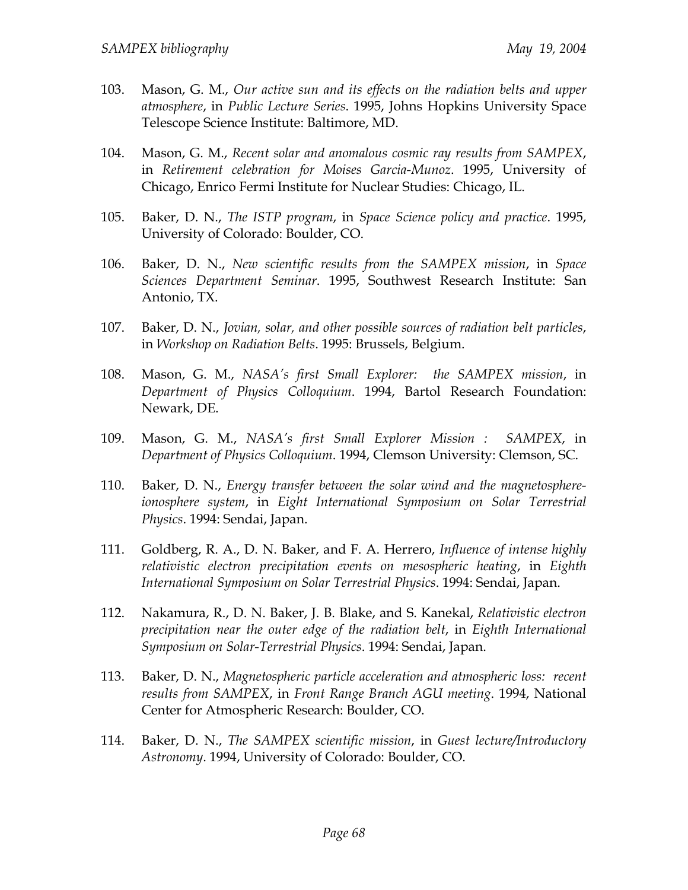103. Mason, G. M., *Our active sun and its effects on the radiation belts and upper atmosphere*, in *Public Lecture Series*. 1995, Johns Hopkins University Space Telescope Science Institute: Baltimore, MD.

104. Mason, G. M., *Recent solar and anomalous cosmic ray results from SAMPEX*, in *Retirement celebration for Moises Garcia-Munoz*. 1995, University of Chicago, Enrico Fermi Institute for Nuclear Studies: Chicago, IL.

105. Baker, D. N., *The ISTP program*, in *Space Science policy and practice*. 1995, University of Colorado: Boulder, CO.

106. Baker, D. N., *New scientific results from the SAMPEX mission*, in *Space Sciences Department Seminar*. 1995, Southwest Research Institute: San Antonio, TX.

107. Baker, D. N., *Jovian, solar, and other possible sources of radiation belt particles*, in *Workshop on Radiation Belts*. 1995: Brussels, Belgium.

108. Mason, G. M., *NASA's first Small Explorer: the SAMPEX mission*, in *Department of Physics Colloquium*. 1994, Bartol Research Foundation: Newark, DE.

109. Mason, G. M., *NASA's first Small Explorer Mission : SAMPEX*, in *Department of Physics Colloquium*. 1994, Clemson University: Clemson, SC.

110. Baker, D. N., *Energy transfer between the solar wind and the magnetosphere-ionosphere system*, in *Eight International Symposium on Solar Terrestrial Physics*. 1994: Sendai, Japan.

111. Goldberg, R. A., D. N. Baker, and F. A. Herrero, *Influence of intense highly relativistic electron precipitation events on mesospheric heating*, in *Eighth International Symposium on Solar Terrestrial Physics*. 1994: Sendai, Japan.

112. Nakamura, R., D. N. Baker, J. B. Blake, and S. Kanekal, *Relativistic electron precipitation near the outer edge of the radiation belt*, in *Eighth International Symposium on Solar-Terrestrial Physics*. 1994: Sendai, Japan.

113. Baker, D. N., *Magnetospheric particle acceleration and atmospheric loss: recent results from SAMPEX*, in *Front Range Branch AGU meeting*. 1994, National Center for Atmospheric Research: Boulder, CO.

114. Baker, D. N., *The SAMPEX scientific mission*, in *Guest lecture/Introductory Astronomy*. 1994, University of Colorado: Boulder, CO.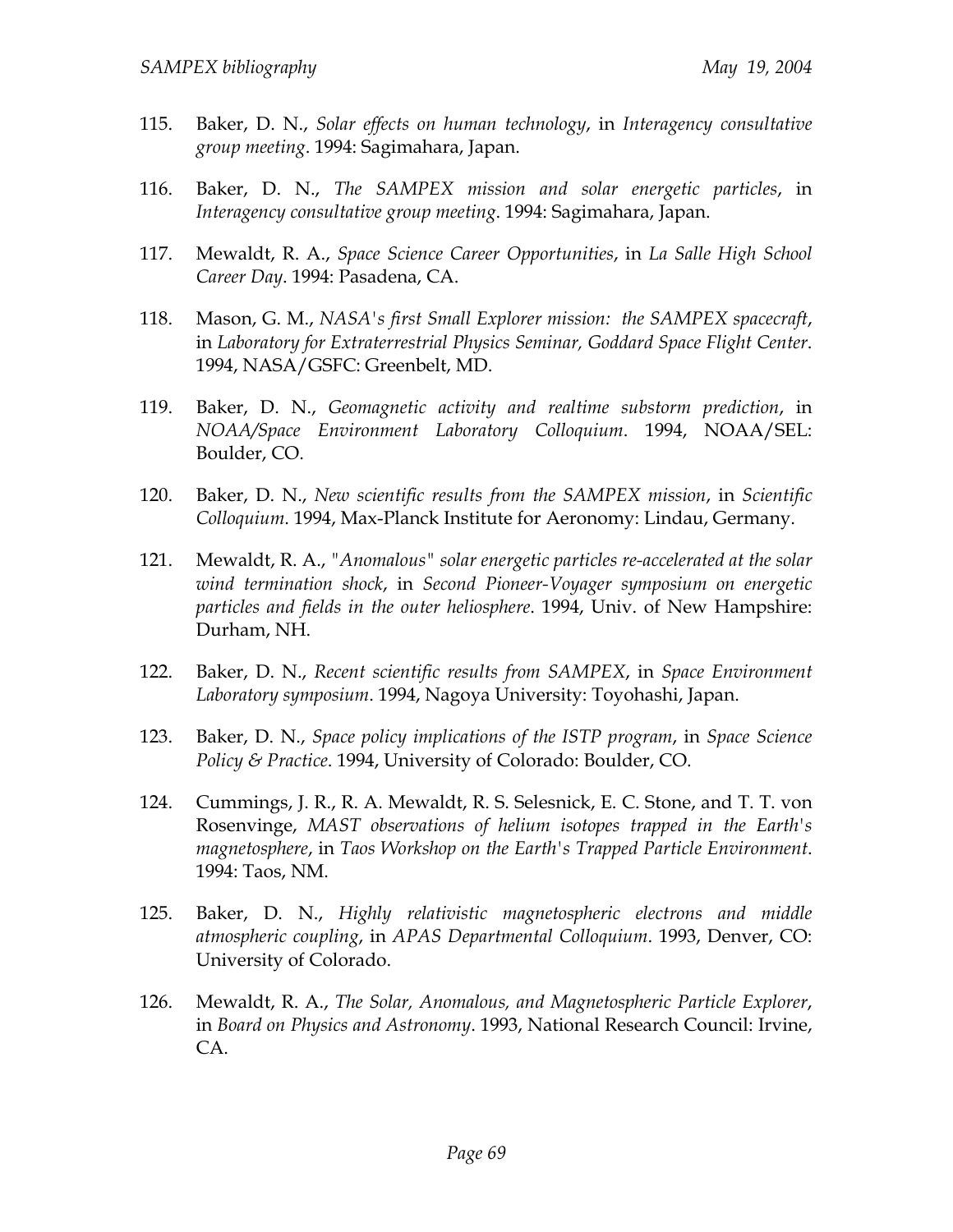115. Baker, D. N., *Solar effects on human technology*, in *Interagency consultative group meeting*. 1994: Sagimahara, Japan.

116. Baker, D. N., *The SAMPEX mission and solar energetic particles*, in *Interagency consultative group meeting*. 1994: Sagimahara, Japan.

117. Mewaldt, R. A., *Space Science Career Opportunities*, in *La Salle High School Career Day*. 1994: Pasadena, CA.

118. Mason, G. M., *NASA's first Small Explorer mission: the SAMPEX spacecraft*, in *Laboratory for Extraterrestrial Physics Seminar, Goddard Space Flight Center*. 1994, NASA/GSFC: Greenbelt, MD.

119. Baker, D. N., *Geomagnetic activity and realtime substorm prediction*, in *NOAA/Space Environment Laboratory Colloquium*. 1994, NOAA/SEL: Boulder, CO.

120. Baker, D. N., *New scientific results from the SAMPEX mission*, in *Scientific Colloquium*. 1994, Max-Planck Institute for Aeronomy: Lindau, Germany.

121. Mewaldt, R. A., *"Anomalous" solar energetic particles re-accelerated at the solar wind termination shock*, in *Second Pioneer-Voyager symposium on energetic particles and fields in the outer heliosphere*. 1994, Univ. of New Hampshire: Durham, NH.

122. Baker, D. N., *Recent scientific results from SAMPEX*, in *Space Environment Laboratory symposium*. 1994, Nagoya University: Toyohashi, Japan.

123. Baker, D. N., *Space policy implications of the ISTP program*, in *Space Science Policy & Practice*. 1994, University of Colorado: Boulder, CO.

124. Cummings, J. R., R. A. Mewaldt, R. S. Selesnick, E. C. Stone, and T. T. von Rosenvinge, *MAST observations of helium isotopes trapped in the Earth's magnetosphere*, in *Taos Workshop on the Earth's Trapped Particle Environment*. 1994: Taos, NM.

125. Baker, D. N., *Highly relativistic magnetospheric electrons and middle atmospheric coupling*, in *APAS Departmental Colloquium*. 1993, Denver, CO: University of Colorado.

126. Mewaldt, R. A., *The Solar, Anomalous, and Magnetospheric Particle Explorer*, in *Board on Physics and Astronomy*. 1993, National Research Council: Irvine, CA.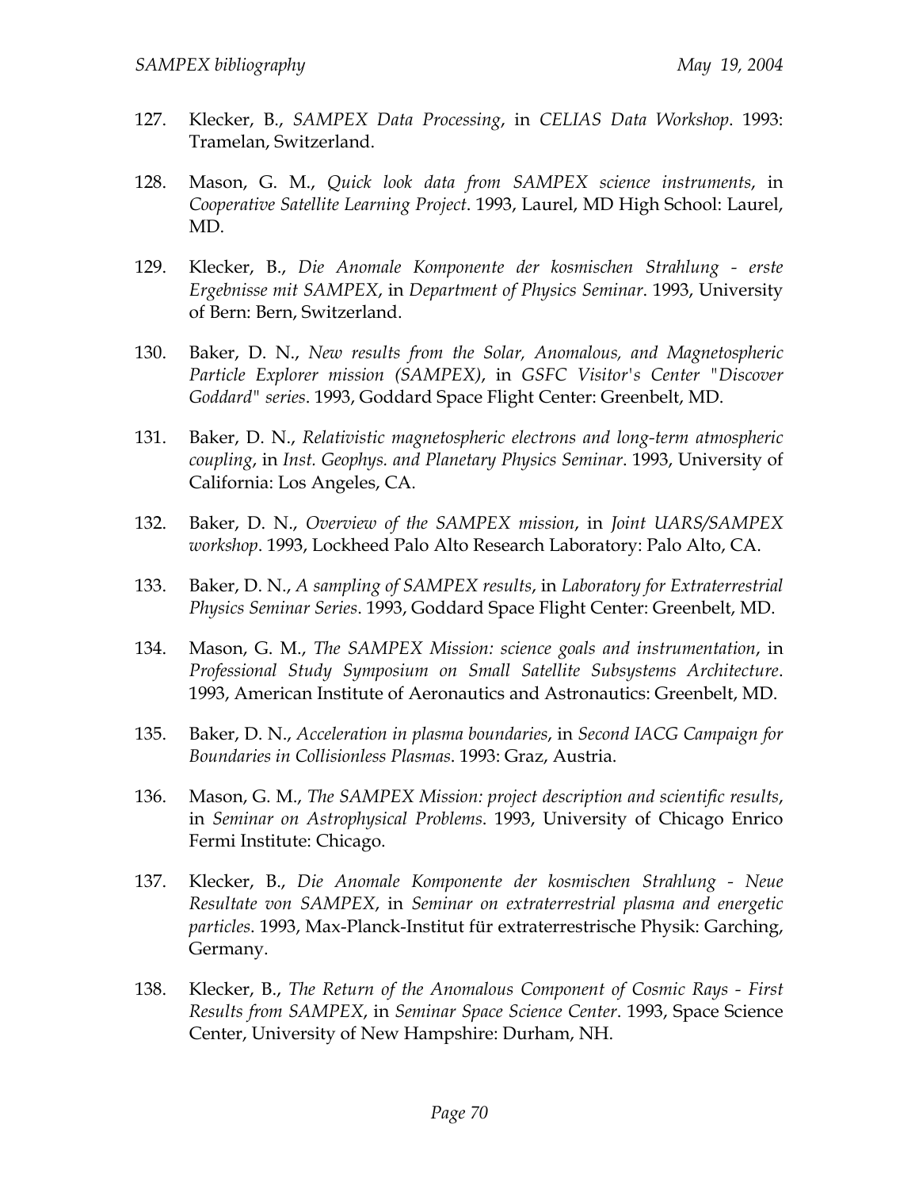127. Klecker, B., *SAMPEX Data Processing*, in *CELIAS Data Workshop*. 1993: Tramelan, Switzerland.

128. Mason, G. M., *Quick look data from SAMPEX science instruments*, in *Cooperative Satellite Learning Project*. 1993, Laurel, MD High School: Laurel, MD.

129. Klecker, B., *Die Anomale Komponente der kosmischen Strahlung - erste Ergebnisse mit SAMPEX*, in *Department of Physics Seminar*. 1993, University of Bern: Bern, Switzerland.

130. Baker, D. N., *New results from the Solar, Anomalous, and Magnetospheric Particle Explorer mission (SAMPEX)*, in *GSFC Visitor's Center "Discover Goddard" series*. 1993, Goddard Space Flight Center: Greenbelt, MD.

131. Baker, D. N., *Relativistic magnetospheric electrons and long-term atmospheric coupling*, in *Inst. Geophys. and Planetary Physics Seminar*. 1993, University of California: Los Angeles, CA.

132. Baker, D. N., *Overview of the SAMPEX mission*, in *Joint UARS/SAMPEX workshop*. 1993, Lockheed Palo Alto Research Laboratory: Palo Alto, CA.

133. Baker, D. N., *A sampling of SAMPEX results*, in *Laboratory for Extraterrestrial Physics Seminar Series*. 1993, Goddard Space Flight Center: Greenbelt, MD.

134. Mason, G. M., *The SAMPEX Mission: science goals and instrumentation*, in *Professional Study Symposium on Small Satellite Subsystems Architecture*. 1993, American Institute of Aeronautics and Astronautics: Greenbelt, MD.

135. Baker, D. N., *Acceleration in plasma boundaries*, in *Second IACG Campaign for Boundaries in Collisionless Plasmas*. 1993: Graz, Austria.

136. Mason, G. M., *The SAMPEX Mission: project description and scientific results*, in *Seminar on Astrophysical Problems*. 1993, University of Chicago Enrico Fermi Institute: Chicago.

137. Klecker, B., *Die Anomale Komponente der kosmischen Strahlung - Neue Resultate von SAMPEX*, in *Seminar on extraterrestrial plasma and energetic particles*. 1993, Max-Planck-Institut für extraterrestrische Physik: Garching, Germany.

138. Klecker, B., *The Return of the Anomalous Component of Cosmic Rays - First Results from SAMPEX*, in *Seminar Space Science Center*. 1993, Space Science Center, University of New Hampshire: Durham, NH.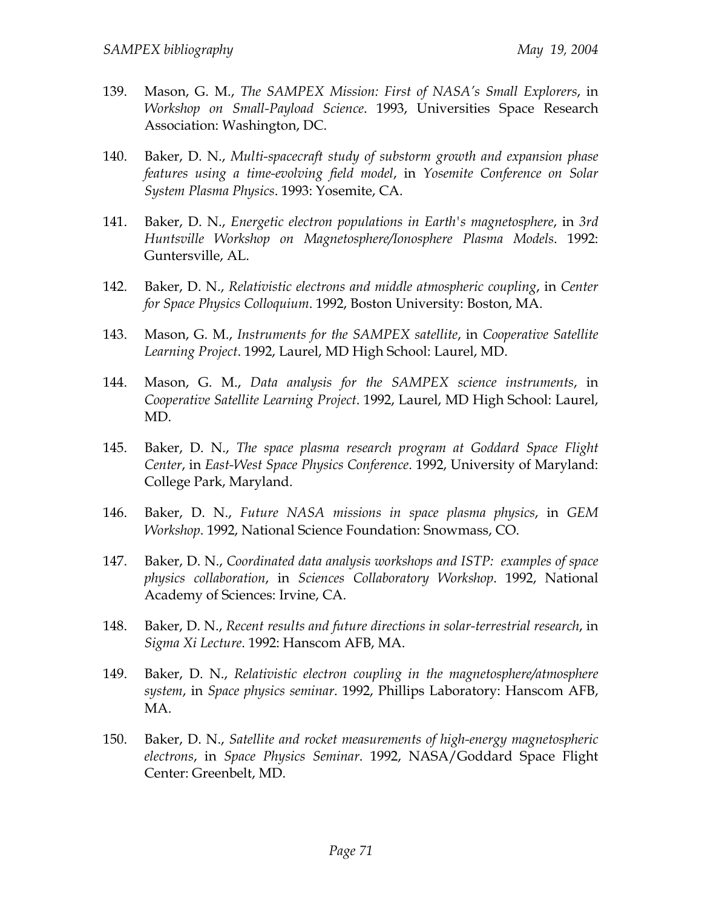139. Mason, G. M., *The SAMPEX Mission: First of NASA's Small Explorers*, in *Workshop on Small-Payload Science*. 1993, Universities Space Research Association: Washington, DC.

140. Baker, D. N., *Multi-spacecraft study of substorm growth and expansion phase features using a time-evolving field model*, in *Yosemite Conference on Solar System Plasma Physics*. 1993: Yosemite, CA.

141. Baker, D. N., *Energetic electron populations in Earth's magnetosphere*, in *3rd Huntsville Workshop on Magnetosphere/Ionosphere Plasma Models*. 1992: Guntersville, AL.

142. Baker, D. N., *Relativistic electrons and middle atmospheric coupling*, in *Center for Space Physics Colloquium*. 1992, Boston University: Boston, MA.

143. Mason, G. M., *Instruments for the SAMPEX satellite*, in *Cooperative Satellite Learning Project*. 1992, Laurel, MD High School: Laurel, MD.

144. Mason, G. M., *Data analysis for the SAMPEX science instruments*, in *Cooperative Satellite Learning Project*. 1992, Laurel, MD High School: Laurel, MD.

145. Baker, D. N., *The space plasma research program at Goddard Space Flight Center*, in *East-West Space Physics Conference*. 1992, University of Maryland: College Park, Maryland.

146. Baker, D. N., *Future NASA missions in space plasma physics*, in *GEM Workshop*. 1992, National Science Foundation: Snowmass, CO.

147. Baker, D. N., *Coordinated data analysis workshops and ISTP: examples of space physics collaboration*, in *Sciences Collaboratory Workshop*. 1992, National Academy of Sciences: Irvine, CA.

148. Baker, D. N., *Recent results and future directions in solar-terrestrial research*, in *Sigma Xi Lecture*. 1992: Hanscom AFB, MA.

149. Baker, D. N., *Relativistic electron coupling in the magnetosphere/atmosphere system*, in *Space physics seminar*. 1992, Phillips Laboratory: Hanscom AFB, MA.

150. Baker, D. N., *Satellite and rocket measurements of high-energy magnetospheric electrons*, in *Space Physics Seminar*. 1992, NASA/Goddard Space Flight Center: Greenbelt, MD.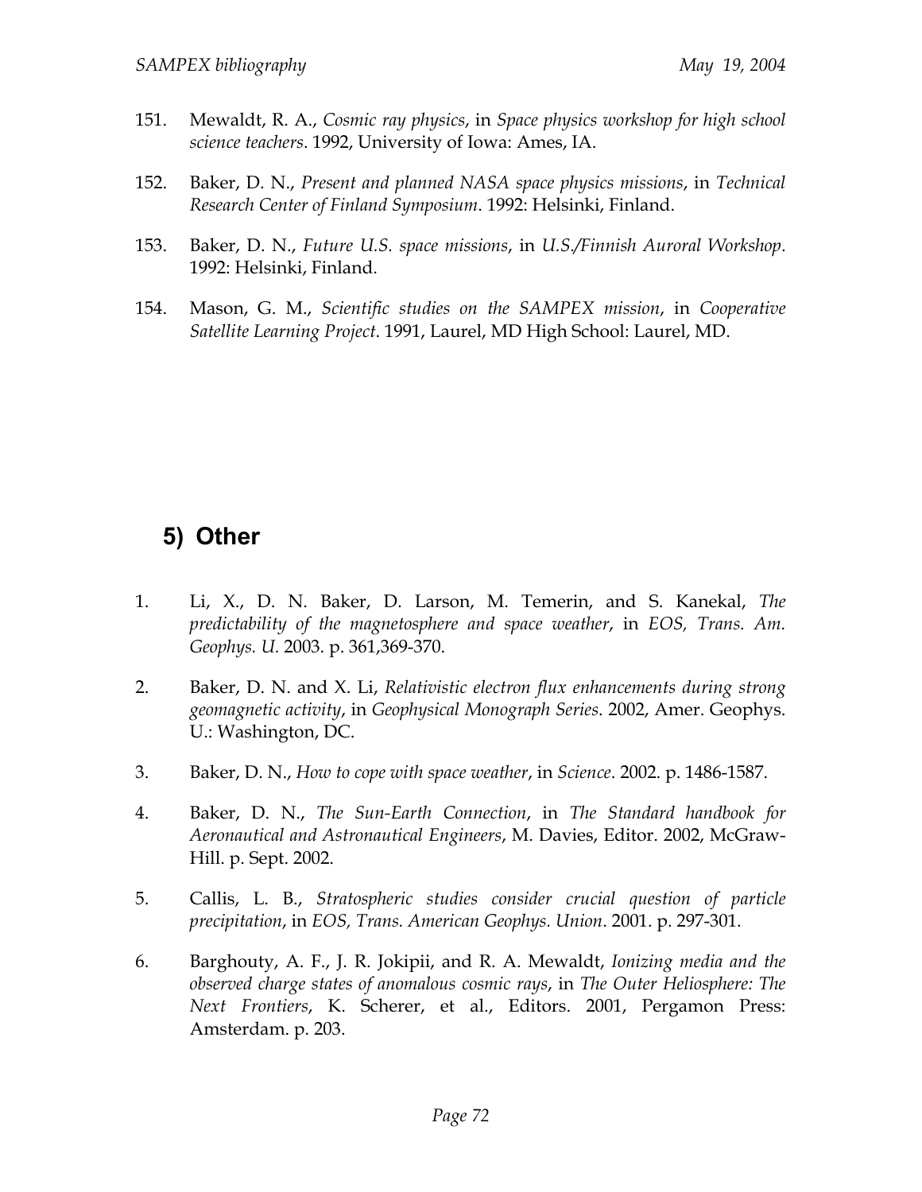151. Mewaldt, R. A., *Cosmic ray physics*, in *Space physics workshop for high school science teachers*. 1992, University of Iowa: Ames, IA.

152. Baker, D. N., *Present and planned NASA space physics missions*, in *Technical Research Center of Finland Symposium*. 1992: Helsinki, Finland.

153. Baker, D. N., *Future U.S. space missions*, in *U.S./Finnish Auroral Workshop*. 1992: Helsinki, Finland.

154. Mason, G. M., *Scientific studies on the SAMPEX mission*, in *Cooperative Satellite Learning Project*. 1991, Laurel, MD High School: Laurel, MD.

## 5) Other

1. Li, X., D. N. Baker, D. Larson, M. Temerin, and S. Kanekal, *The predictability of the magnetosphere and space weather*, in *EOS, Trans. Am. Geophys. U.* 2003. p. 361,369-370.

2. Baker, D. N. and X. Li, *Relativistic electron flux enhancements during strong geomagnetic activity*, in *Geophysical Monograph Series*. 2002, Amer. Geophys. U.: Washington, DC.

3. Baker, D. N., *How to cope with space weather*, in *Science*. 2002. p. 1486-1587.

4. Baker, D. N., *The Sun-Earth Connection*, in *The Standard handbook for Aeronautical and Astronautical Engineers*, M. Davies, Editor. 2002, McGraw-Hill. p. Sept. 2002.

5. Callis, L. B., *Stratospheric studies consider crucial question of particle precipitation*, in *EOS, Trans. American Geophys. Union*. 2001. p. 297-301.

6. Barghouty, A. F., J. R. Jokipii, and R. A. Mewaldt, *Ionizing media and the observed charge states of anomalous cosmic rays*, in *The Outer Heliosphere: The Next Frontiers*, K. Scherer, et al., Editors. 2001, Pergamon Press: Amsterdam. p. 203.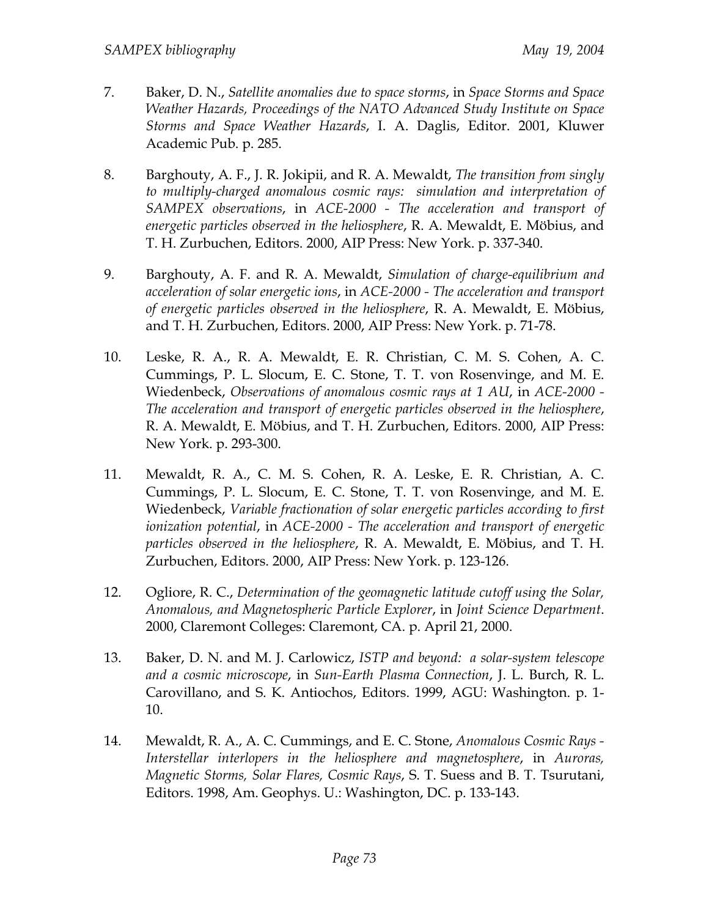7. Baker, D. N., *Satellite anomalies due to space storms*, in *Space Storms and Space Weather Hazards, Proceedings of the NATO Advanced Study Institute on Space Storms and Space Weather Hazards*, I. A. Daglis, Editor. 2001, Kluwer Academic Pub. p. 285.

8. Barghouty, A. F., J. R. Jokipii, and R. A. Mewaldt, *The transition from singly to multiply-charged anomalous cosmic rays: simulation and interpretation of SAMPEX observations*, in *ACE-2000 - The acceleration and transport of energetic particles observed in the heliosphere*, R. A. Mewaldt, E. Möbius, and T. H. Zurbuchen, Editors. 2000, AIP Press: New York. p. 337-340.

9. Barghouty, A. F. and R. A. Mewaldt, *Simulation of charge-equilibrium and acceleration of solar energetic ions*, in *ACE-2000 - The acceleration and transport of energetic particles observed in the heliosphere*, R. A. Mewaldt, E. Möbius, and T. H. Zurbuchen, Editors. 2000, AIP Press: New York. p. 71-78.

10. Leske, R. A., R. A. Mewaldt, E. R. Christian, C. M. S. Cohen, A. C. Cummings, P. L. Slocum, E. C. Stone, T. T. von Rosenvinge, and M. E. Wiedenbeck, *Observations of anomalous cosmic rays at 1 AU*, in *ACE-2000 - The acceleration and transport of energetic particles observed in the heliosphere*, R. A. Mewaldt, E. Möbius, and T. H. Zurbuchen, Editors. 2000, AIP Press: New York. p. 293-300.

11. Mewaldt, R. A., C. M. S. Cohen, R. A. Leske, E. R. Christian, A. C. Cummings, P. L. Slocum, E. C. Stone, T. T. von Rosenvinge, and M. E. Wiedenbeck, *Variable fractionation of solar energetic particles according to first ionization potential*, in *ACE-2000 - The acceleration and transport of energetic particles observed in the heliosphere*, R. A. Mewaldt, E. Möbius, and T. H. Zurbuchen, Editors. 2000, AIP Press: New York. p. 123-126.

12. Ogliore, R. C., *Determination of the geomagnetic latitude cutoff using the Solar, Anomalous, and Magnetospheric Particle Explorer*, in *Joint Science Department*. 2000, Claremont Colleges: Claremont, CA. p. April 21, 2000.

13. Baker, D. N. and M. J. Carlowicz, *ISTP and beyond: a solar-system telescope and a cosmic microscope*, in *Sun-Earth Plasma Connection*, J. L. Burch, R. L. Carovillano, and S. K. Antiochos, Editors. 1999, AGU: Washington. p. 1-10.

14. Mewaldt, R. A., A. C. Cummings, and E. C. Stone, *Anomalous Cosmic Rays - Interstellar interlopers in the heliosphere and magnetosphere*, in *Auroras, Magnetic Storms, Solar Flares, Cosmic Rays*, S. T. Suess and B. T. Tsurutani, Editors. 1998, Am. Geophys. U.: Washington, DC. p. 133-143.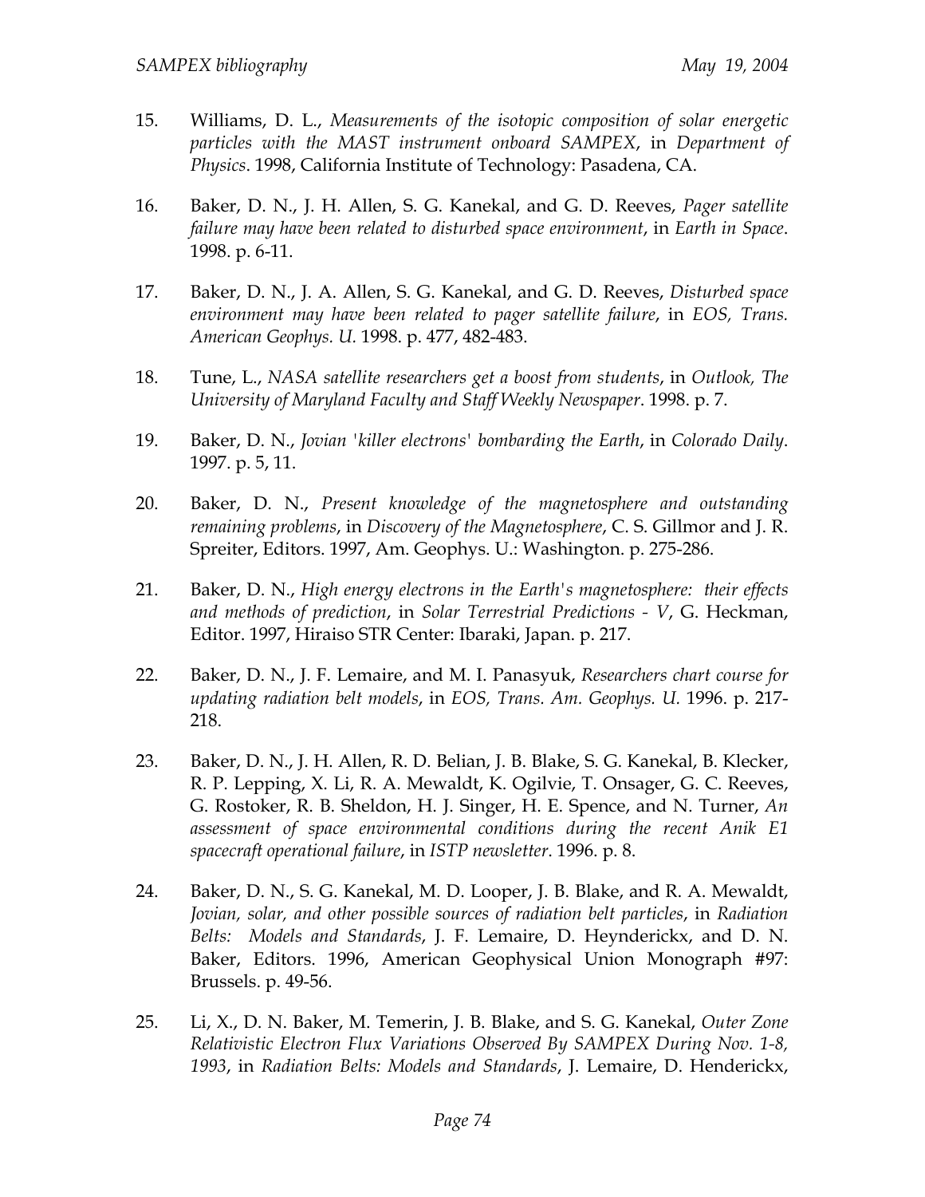15. Williams, D. L., *Measurements of the isotopic composition of solar energetic particles with the MAST instrument onboard SAMPEX*, in *Department of Physics*. 1998, California Institute of Technology: Pasadena, CA.

16. Baker, D. N., J. H. Allen, S. G. Kanekal, and G. D. Reeves, *Pager satellite failure may have been related to disturbed space environment*, in *Earth in Space*. 1998. p. 6-11.

17. Baker, D. N., J. A. Allen, S. G. Kanekal, and G. D. Reeves, *Disturbed space environment may have been related to pager satellite failure*, in *EOS, Trans. American Geophys. U.* 1998. p. 477, 482-483.

18. Tune, L., *NASA satellite researchers get a boost from students*, in *Outlook, The University of Maryland Faculty and Staff Weekly Newspaper*. 1998. p. 7.

19. Baker, D. N., *Jovian 'killer electrons' bombarding the Earth*, in *Colorado Daily*. 1997. p. 5, 11.

20. Baker, D. N., *Present knowledge of the magnetosphere and outstanding remaining problems*, in *Discovery of the Magnetosphere*, C. S. Gillmor and J. R. Spreiter, Editors. 1997, Am. Geophys. U.: Washington. p. 275-286.

21. Baker, D. N., *High energy electrons in the Earth's magnetosphere: their effects and methods of prediction*, in *Solar Terrestrial Predictions - V*, G. Heckman, Editor. 1997, Hiraiso STR Center: Ibaraki, Japan. p. 217.

22. Baker, D. N., J. F. Lemaire, and M. I. Panasyuk, *Researchers chart course for updating radiation belt models*, in *EOS, Trans. Am. Geophys. U.* 1996. p. 217-218.

23. Baker, D. N., J. H. Allen, R. D. Belian, J. B. Blake, S. G. Kanekal, B. Klecker, R. P. Lepping, X. Li, R. A. Mewaldt, K. Ogilvie, T. Onsager, G. C. Reeves, G. Rostoker, R. B. Sheldon, H. J. Singer, H. E. Spence, and N. Turner, *An assessment of space environmental conditions during the recent Anik E1 spacecraft operational failure*, in *ISTP newsletter*. 1996. p. 8.

24. Baker, D. N., S. G. Kanekal, M. D. Looper, J. B. Blake, and R. A. Mewaldt, *Jovian, solar, and other possible sources of radiation belt particles*, in *Radiation Belts: Models and Standards*, J. F. Lemaire, D. Heynderickx, and D. N. Baker, Editors. 1996, American Geophysical Union Monograph #97: Brussels. p. 49-56.

25. Li, X., D. N. Baker, M. Temerin, J. B. Blake, and S. G. Kanekal, *Outer Zone Relativistic Electron Flux Variations Observed By SAMPEX During Nov. 1-8, 1993*, in *Radiation Belts: Models and Standards*, J. Lemaire, D. Henderickx,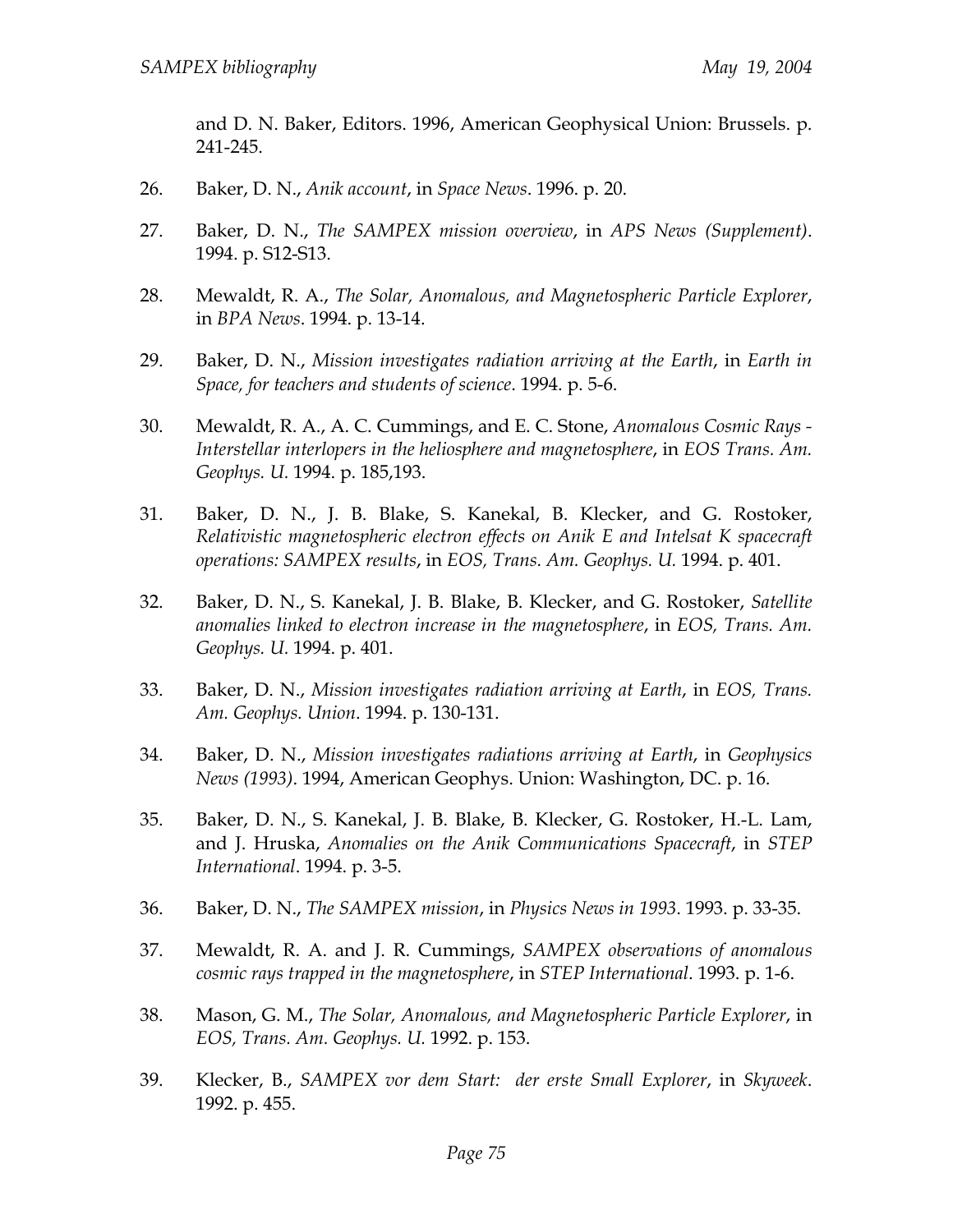and D. N. Baker, Editors. 1996, American Geophysical Union: Brussels. p. 241-245.

26. Baker, D. N., *Anik account*, in *Space News*. 1996. p. 20.

27. Baker, D. N., *The SAMPEX mission overview*, in *APS News (Supplement)*. 1994. p. S12-S13.

28. Mewaldt, R. A., *The Solar, Anomalous, and Magnetospheric Particle Explorer*, in *BPA News*. 1994. p. 13-14.

29. Baker, D. N., *Mission investigates radiation arriving at the Earth*, in *Earth in Space, for teachers and students of science*. 1994. p. 5-6.

30. Mewaldt, R. A., A. C. Cummings, and E. C. Stone, *Anomalous Cosmic Rays - Interstellar interlopers in the heliosphere and magnetosphere*, in *EOS Trans. Am. Geophys. U.* 1994. p. 185,193.

31. Baker, D. N., J. B. Blake, S. Kanekal, B. Klecker, and G. Rostoker, *Relativistic magnetospheric electron effects on Anik E and Intelsat K spacecraft operations: SAMPEX results*, in *EOS, Trans. Am. Geophys. U.* 1994. p. 401.

32. Baker, D. N., S. Kanekal, J. B. Blake, B. Klecker, and G. Rostoker, *Satellite anomalies linked to electron increase in the magnetosphere*, in *EOS, Trans. Am. Geophys. U.* 1994. p. 401.

33. Baker, D. N., *Mission investigates radiation arriving at Earth*, in *EOS, Trans. Am. Geophys. Union*. 1994. p. 130-131.

34. Baker, D. N., *Mission investigates radiations arriving at Earth*, in *Geophysics News (1993)*. 1994, American Geophys. Union: Washington, DC. p. 16.

35. Baker, D. N., S. Kanekal, J. B. Blake, B. Klecker, G. Rostoker, H.-L. Lam, and J. Hruska, *Anomalies on the Anik Communications Spacecraft*, in *STEP International*. 1994. p. 3-5.

36. Baker, D. N., *The SAMPEX mission*, in *Physics News in 1993*. 1993. p. 33-35.

37. Mewaldt, R. A. and J. R. Cummings, *SAMPEX observations of anomalous cosmic rays trapped in the magnetosphere*, in *STEP International*. 1993. p. 1-6.

38. Mason, G. M., *The Solar, Anomalous, and Magnetospheric Particle Explorer*, in *EOS, Trans. Am. Geophys. U.* 1992. p. 153.

39. Klecker, B., *SAMPEX vor dem Start: der erste Small Explorer*, in *Skyweek*. 1992. p. 455.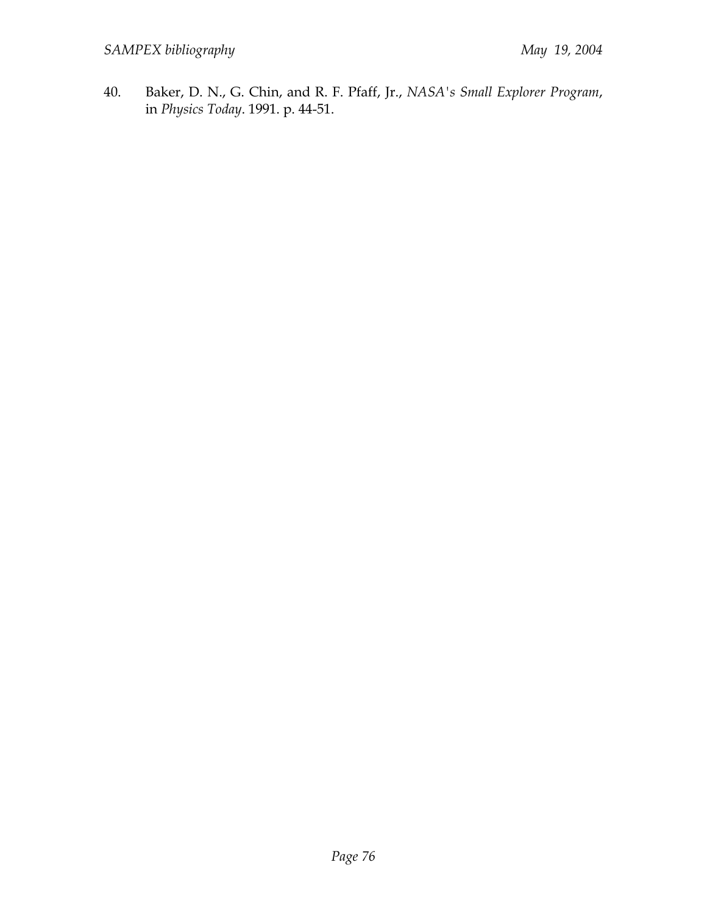40. Baker, D. N., G. Chin, and R. F. Pfaff, Jr., *NASA's Small Explorer Program*, in *Physics Today*. 1991. p. 44-51.